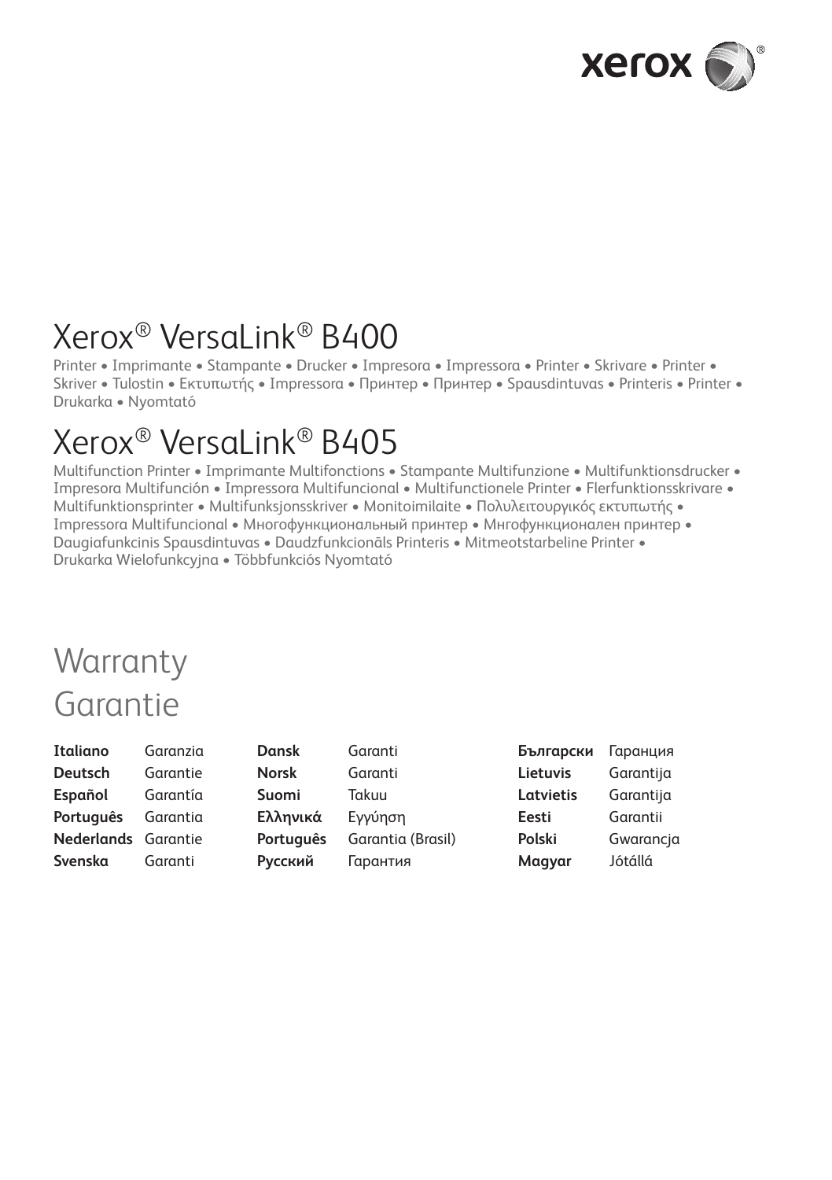# Xerox® VersaLink® B400

Printer • Imprimante • Stampante • Drucker • Impresora • Impressora • Printer • Skrivare • Printer • Skriver • Tulostin • Εκτυπωτής • Impressora • Принтер • Принтер • Spausdintuvas • Printeris • Printer • Drukarka • Nyomtató

# Xerox® VersaLink® B405

Multifunction Printer • Imprimante Multifonctions • Stampante Multifunzione • Multifunktionsdrucker • Impresora Multifunción • Impressora Multifuncional • Multifunctionele Printer • Flerfunktionsskrivare • Multifunktionsprinter • Multifunksjonsskriver • Monitoimilaite • Πολυλειτουργικός εκτυπωτής • Impressora Multifuncional • Многофункциональный принтер • Мнгофункционален принтер • Daugiafunkcinis Spausdintuvas • Daudzfunkcionāls Printeris • Mitmeotstarbeline Printer • Drukarka Wielofunkcyjna • Többfunkciós Nyomtató

# Warranty
# Garantie

| | | | | | |
|---|---|---|---|---|---|
| **Italiano** | Garanzia | **Dansk** | Garanti | **Български** | Гаранция |
| **Deutsch** | Garantie | **Norsk** | Garanti | **Lietuvis** | Garantija |
| **Español** | Garantía | **Suomi** | Takuu | **Latvietis** | Garantija |
| **Português** | Garantia | **Ελληνικά** | Εγγύηση | **Eesti** | Garantii |
| **Nederlands** | Garantie | **Português** | Garantia (Brasil) | **Polski** | Gwarancja |
| **Svenska** | Garanti | **Русский** | Гарантия | **Magyar** | Jótállá |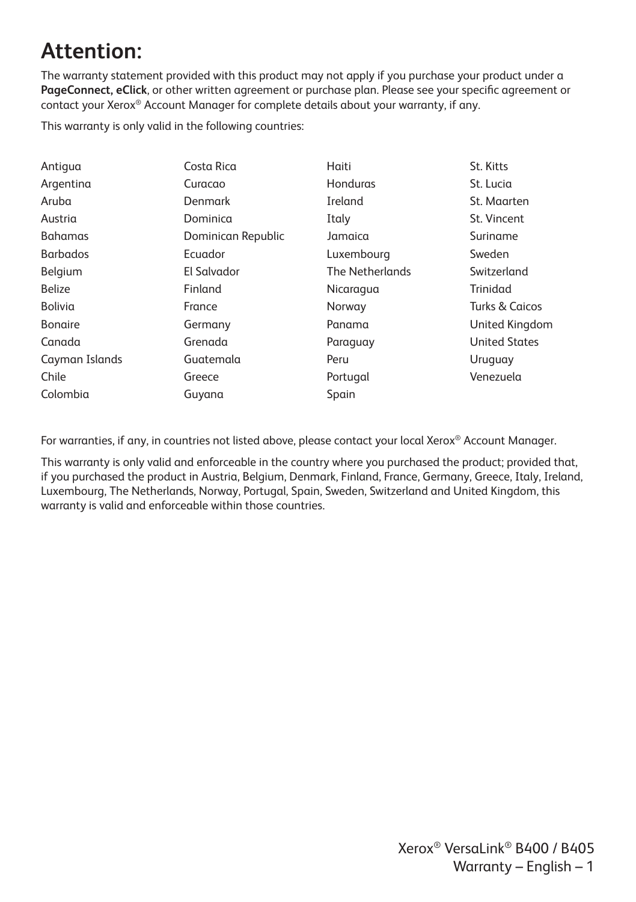# Attention:

The warranty statement provided with this product may not apply if you purchase your product under a **PageConnect, eClick**, or other written agreement or purchase plan. Please see your specific agreement or contact your Xerox® Account Manager for complete details about your warranty, if any.

This warranty is only valid in the following countries:

- Antigua
- Argentina
- Aruba
- Austria
- Bahamas
- Barbados
- Belgium
- Belize
- Bolivia
- Bonaire
- Canada
- Cayman Islands
- Chile
- Colombia
- Costa Rica
- Curacao
- Denmark
- Dominica
- Dominican Republic
- Ecuador
- El Salvador
- Finland
- France
- Germany
- Grenada
- Guatemala
- Greece
- Guyana
- Haiti
- Honduras
- Ireland
- Italy
- Jamaica
- Luxembourg
- The Netherlands
- Nicaragua
- Norway
- Panama
- Paraguay
- Peru
- Portugal
- Spain
- St. Kitts
- St. Lucia
- St. Maarten
- St. Vincent
- Suriname
- Sweden
- Switzerland
- Trinidad
- Turks & Caicos
- United Kingdom
- United States
- Uruguay
- Venezuela

For warranties, if any, in countries not listed above, please contact your local Xerox® Account Manager.

This warranty is only valid and enforceable in the country where you purchased the product; provided that, if you purchased the product in Austria, Belgium, Denmark, Finland, France, Germany, Greece, Italy, Ireland, Luxembourg, The Netherlands, Norway, Portugal, Spain, Sweden, Switzerland and United Kingdom, this warranty is valid and enforceable within those countries.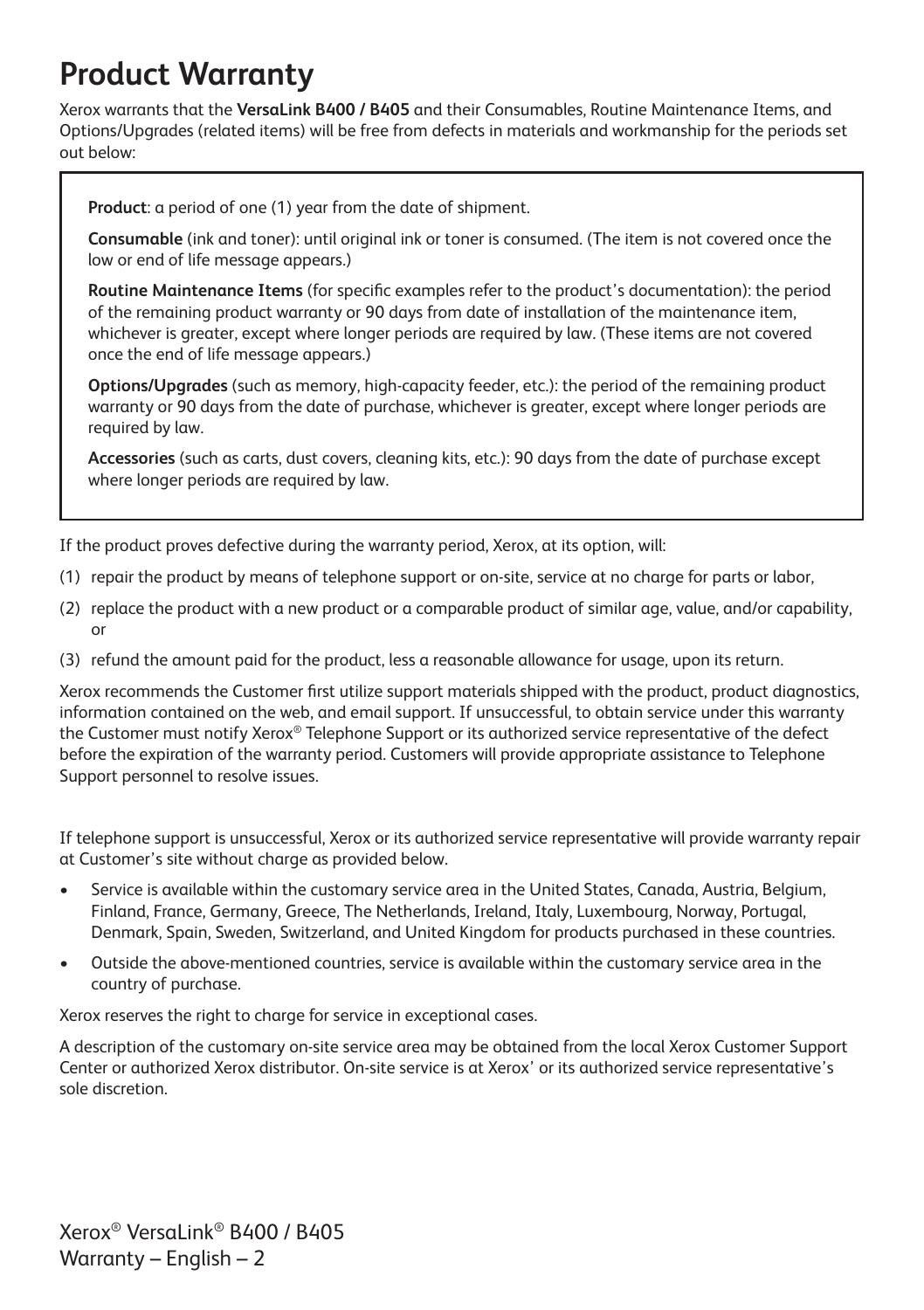# Product Warranty

Xerox warrants that the **VersaLink B400 / B405** and their Consumables, Routine Maintenance Items, and Options/Upgrades (related items) will be free from defects in materials and workmanship for the periods set out below:

**Product**: a period of one (1) year from the date of shipment.

**Consumable** (ink and toner): until original ink or toner is consumed. (The item is not covered once the low or end of life message appears.)

**Routine Maintenance Items** (for specific examples refer to the product's documentation): the period of the remaining product warranty or 90 days from date of installation of the maintenance item, whichever is greater, except where longer periods are required by law. (These items are not covered once the end of life message appears.)

**Options/Upgrades** (such as memory, high-capacity feeder, etc.): the period of the remaining product warranty or 90 days from the date of purchase, whichever is greater, except where longer periods are required by law.

**Accessories** (such as carts, dust covers, cleaning kits, etc.): 90 days from the date of purchase except where longer periods are required by law.

If the product proves defective during the warranty period, Xerox, at its option, will:

(1) repair the product by means of telephone support or on-site, service at no charge for parts or labor,

(2) replace the product with a new product or a comparable product of similar age, value, and/or capability, or

(3) refund the amount paid for the product, less a reasonable allowance for usage, upon its return.

Xerox recommends the Customer first utilize support materials shipped with the product, product diagnostics, information contained on the web, and email support. If unsuccessful, to obtain service under this warranty the Customer must notify Xerox® Telephone Support or its authorized service representative of the defect before the expiration of the warranty period. Customers will provide appropriate assistance to Telephone Support personnel to resolve issues.

If telephone support is unsuccessful, Xerox or its authorized service representative will provide warranty repair at Customer's site without charge as provided below.

- Service is available within the customary service area in the United States, Canada, Austria, Belgium, Finland, France, Germany, Greece, The Netherlands, Ireland, Italy, Luxembourg, Norway, Portugal, Denmark, Spain, Sweden, Switzerland, and United Kingdom for products purchased in these countries.
- Outside the above-mentioned countries, service is available within the customary service area in the country of purchase.

Xerox reserves the right to charge for service in exceptional cases.

A description of the customary on-site service area may be obtained from the local Xerox Customer Support Center or authorized Xerox distributor. On-site service is at Xerox' or its authorized service representative's sole discretion.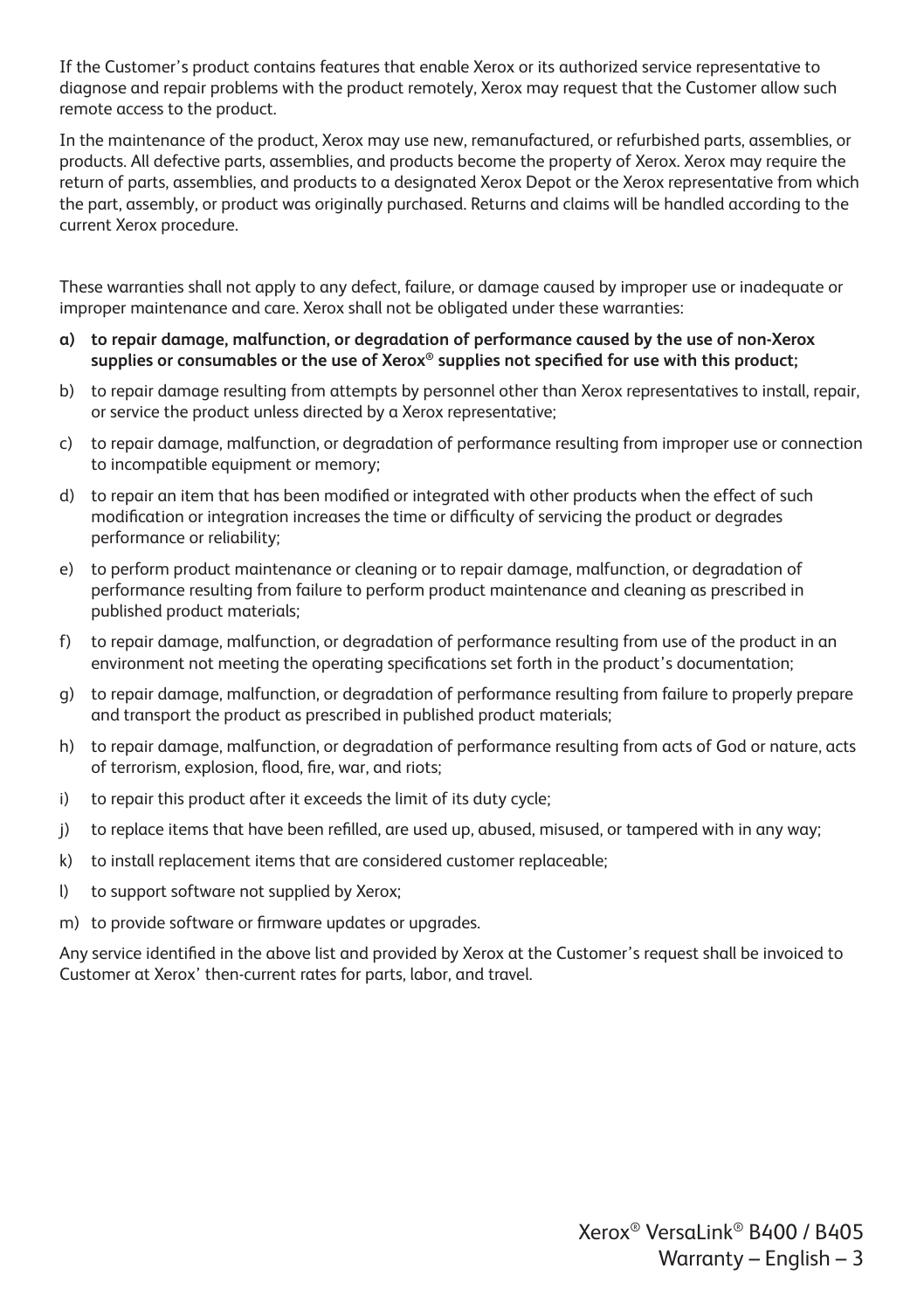If the Customer's product contains features that enable Xerox or its authorized service representative to diagnose and repair problems with the product remotely, Xerox may request that the Customer allow such remote access to the product.

In the maintenance of the product, Xerox may use new, remanufactured, or refurbished parts, assemblies, or products. All defective parts, assemblies, and products become the property of Xerox. Xerox may require the return of parts, assemblies, and products to a designated Xerox Depot or the Xerox representative from which the part, assembly, or product was originally purchased. Returns and claims will be handled according to the current Xerox procedure.

These warranties shall not apply to any defect, failure, or damage caused by improper use or inadequate or improper maintenance and care. Xerox shall not be obligated under these warranties:

**a) to repair damage, malfunction, or degradation of performance caused by the use of non-Xerox supplies or consumables or the use of Xerox® supplies not specified for use with this product;**

b) to repair damage resulting from attempts by personnel other than Xerox representatives to install, repair, or service the product unless directed by a Xerox representative;

c) to repair damage, malfunction, or degradation of performance resulting from improper use or connection to incompatible equipment or memory;

d) to repair an item that has been modified or integrated with other products when the effect of such modification or integration increases the time or difficulty of servicing the product or degrades performance or reliability;

e) to perform product maintenance or cleaning or to repair damage, malfunction, or degradation of performance resulting from failure to perform product maintenance and cleaning as prescribed in published product materials;

f) to repair damage, malfunction, or degradation of performance resulting from use of the product in an environment not meeting the operating specifications set forth in the product's documentation;

g) to repair damage, malfunction, or degradation of performance resulting from failure to properly prepare and transport the product as prescribed in published product materials;

h) to repair damage, malfunction, or degradation of performance resulting from acts of God or nature, acts of terrorism, explosion, flood, fire, war, and riots;

i) to repair this product after it exceeds the limit of its duty cycle;

j) to replace items that have been refilled, are used up, abused, misused, or tampered with in any way;

k) to install replacement items that are considered customer replaceable;

l) to support software not supplied by Xerox;

m) to provide software or firmware updates or upgrades.

Any service identified in the above list and provided by Xerox at the Customer's request shall be invoiced to Customer at Xerox' then-current rates for parts, labor, and travel.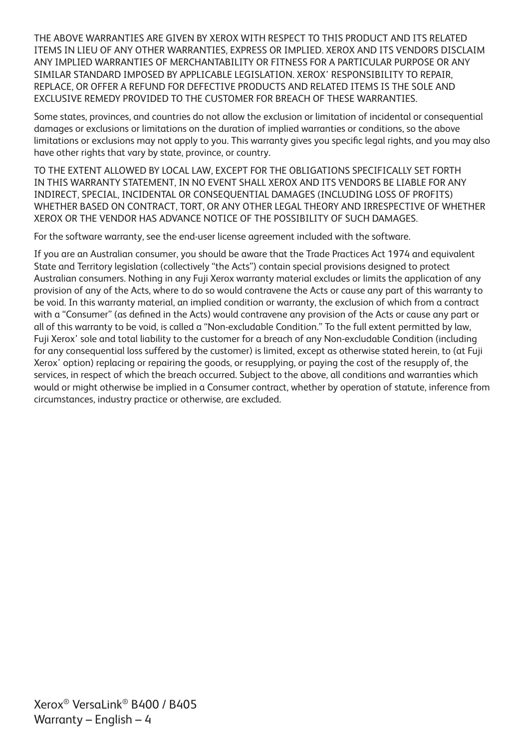THE ABOVE WARRANTIES ARE GIVEN BY XEROX WITH RESPECT TO THIS PRODUCT AND ITS RELATED ITEMS IN LIEU OF ANY OTHER WARRANTIES, EXPRESS OR IMPLIED. XEROX AND ITS VENDORS DISCLAIM ANY IMPLIED WARRANTIES OF MERCHANTABILITY OR FITNESS FOR A PARTICULAR PURPOSE OR ANY SIMILAR STANDARD IMPOSED BY APPLICABLE LEGISLATION. XEROX' RESPONSIBILITY TO REPAIR, REPLACE, OR OFFER A REFUND FOR DEFECTIVE PRODUCTS AND RELATED ITEMS IS THE SOLE AND EXCLUSIVE REMEDY PROVIDED TO THE CUSTOMER FOR BREACH OF THESE WARRANTIES.

Some states, provinces, and countries do not allow the exclusion or limitation of incidental or consequential damages or exclusions or limitations on the duration of implied warranties or conditions, so the above limitations or exclusions may not apply to you. This warranty gives you specific legal rights, and you may also have other rights that vary by state, province, or country.

TO THE EXTENT ALLOWED BY LOCAL LAW, EXCEPT FOR THE OBLIGATIONS SPECIFICALLY SET FORTH IN THIS WARRANTY STATEMENT, IN NO EVENT SHALL XEROX AND ITS VENDORS BE LIABLE FOR ANY INDIRECT, SPECIAL, INCIDENTAL OR CONSEQUENTIAL DAMAGES (INCLUDING LOSS OF PROFITS) WHETHER BASED ON CONTRACT, TORT, OR ANY OTHER LEGAL THEORY AND IRRESPECTIVE OF WHETHER XEROX OR THE VENDOR HAS ADVANCE NOTICE OF THE POSSIBILITY OF SUCH DAMAGES.

For the software warranty, see the end-user license agreement included with the software.

If you are an Australian consumer, you should be aware that the Trade Practices Act 1974 and equivalent State and Territory legislation (collectively "the Acts") contain special provisions designed to protect Australian consumers. Nothing in any Fuji Xerox warranty material excludes or limits the application of any provision of any of the Acts, where to do so would contravene the Acts or cause any part of this warranty to be void. In this warranty material, an implied condition or warranty, the exclusion of which from a contract with a "Consumer" (as defined in the Acts) would contravene any provision of the Acts or cause any part or all of this warranty to be void, is called a "Non-excludable Condition." To the full extent permitted by law, Fuji Xerox' sole and total liability to the customer for a breach of any Non-excludable Condition (including for any consequential loss suffered by the customer) is limited, except as otherwise stated herein, to (at Fuji Xerox' option) replacing or repairing the goods, or resupplying, or paying the cost of the resupply of, the services, in respect of which the breach occurred. Subject to the above, all conditions and warranties which would or might otherwise be implied in a Consumer contract, whether by operation of statute, inference from circumstances, industry practice or otherwise, are excluded.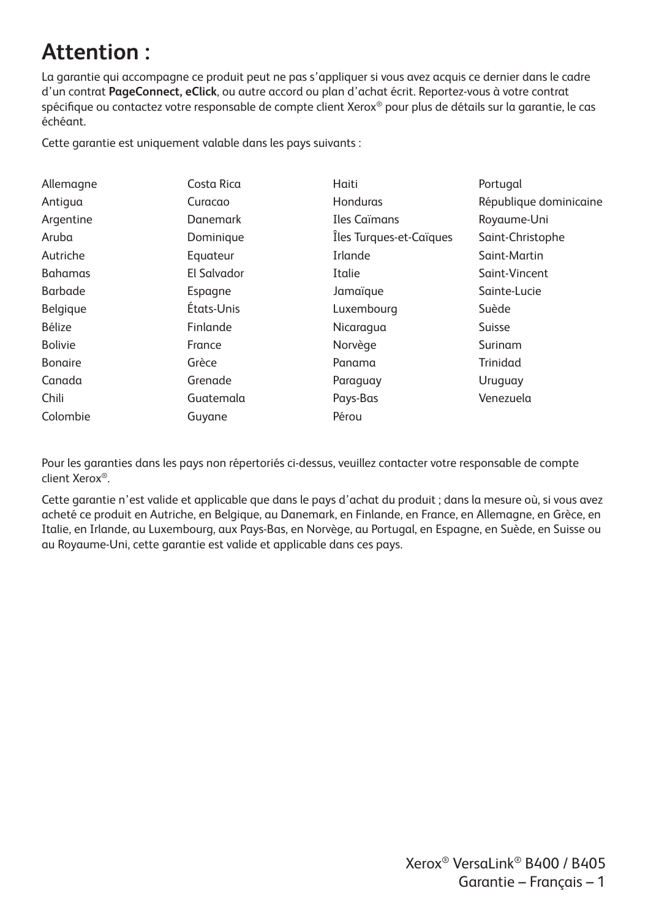# Attention :

La garantie qui accompagne ce produit peut ne pas s'appliquer si vous avez acquis ce dernier dans le cadre d'un contrat **PageConnect, eClick**, ou autre accord ou plan d'achat écrit. Reportez-vous à votre contrat spécifique ou contactez votre responsable de compte client Xerox® pour plus de détails sur la garantie, le cas échéant.

Cette garantie est uniquement valable dans les pays suivants :

- Allemagne
- Antigua
- Argentine
- Aruba
- Autriche
- Bahamas
- Barbade
- Belgique
- Bélize
- Bolivie
- Bonaire
- Canada
- Chili
- Colombie
- Costa Rica
- Curacao
- Danemark
- Dominique
- Equateur
- El Salvador
- Espagne
- États-Unis
- Finlande
- France
- Grèce
- Grenade
- Guatemala
- Guyane
- Haiti
- Honduras
- Iles Caïmans
- Îles Turques-et-Caïques
- Irlande
- Italie
- Jamaïque
- Luxembourg
- Nicaragua
- Norvège
- Panama
- Paraguay
- Pays-Bas
- Pérou
- Portugal
- République dominicaine
- Royaume-Uni
- Saint-Christophe
- Saint-Martin
- Saint-Vincent
- Sainte-Lucie
- Suède
- Suisse
- Surinam
- Trinidad
- Uruguay
- Venezuela

Pour les garanties dans les pays non répertoriés ci-dessus, veuillez contacter votre responsable de compte client Xerox®.

Cette garantie n'est valide et applicable que dans le pays d'achat du produit ; dans la mesure où, si vous avez acheté ce produit en Autriche, en Belgique, au Danemark, en Finlande, en France, en Allemagne, en Grèce, en Italie, en Irlande, au Luxembourg, aux Pays-Bas, en Norvège, au Portugal, en Espagne, en Suède, en Suisse ou au Royaume-Uni, cette garantie est valide et applicable dans ces pays.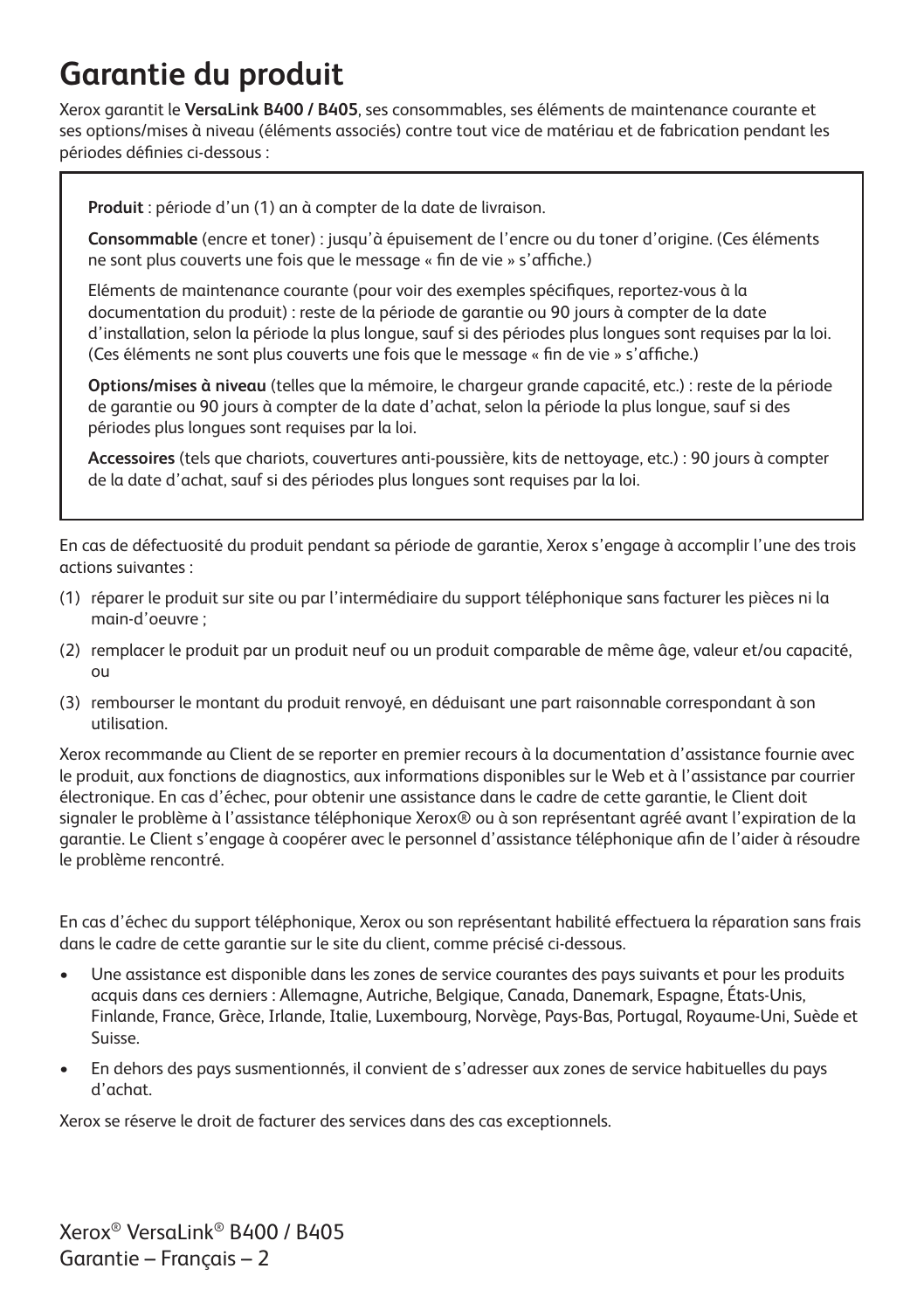# Garantie du produit

Xerox garantit le **VersaLink B400 / B405**, ses consommables, ses éléments de maintenance courante et ses options/mises à niveau (éléments associés) contre tout vice de matériau et de fabrication pendant les périodes définies ci-dessous :

**Produit** : période d'un (1) an à compter de la date de livraison.

**Consommable** (encre et toner) : jusqu'à épuisement de l'encre ou du toner d'origine. (Ces éléments ne sont plus couverts une fois que le message « fin de vie » s'affiche.)

Eléments de maintenance courante (pour voir des exemples spécifiques, reportez-vous à la documentation du produit) : reste de la période de garantie ou 90 jours à compter de la date d'installation, selon la période la plus longue, sauf si des périodes plus longues sont requises par la loi. (Ces éléments ne sont plus couverts une fois que le message « fin de vie » s'affiche.)

**Options/mises à niveau** (telles que la mémoire, le chargeur grande capacité, etc.) : reste de la période de garantie ou 90 jours à compter de la date d'achat, selon la période la plus longue, sauf si des périodes plus longues sont requises par la loi.

**Accessoires** (tels que chariots, couvertures anti-poussière, kits de nettoyage, etc.) : 90 jours à compter de la date d'achat, sauf si des périodes plus longues sont requises par la loi.

En cas de défectuosité du produit pendant sa période de garantie, Xerox s'engage à accomplir l'une des trois actions suivantes :

(1) réparer le produit sur site ou par l'intermédiaire du support téléphonique sans facturer les pièces ni la main-d'oeuvre ;

(2) remplacer le produit par un produit neuf ou un produit comparable de même âge, valeur et/ou capacité, ou

(3) rembourser le montant du produit renvoyé, en déduisant une part raisonnable correspondant à son utilisation.

Xerox recommande au Client de se reporter en premier recours à la documentation d'assistance fournie avec le produit, aux fonctions de diagnostics, aux informations disponibles sur le Web et à l'assistance par courrier électronique. En cas d'échec, pour obtenir une assistance dans le cadre de cette garantie, le Client doit signaler le problème à l'assistance téléphonique Xerox® ou à son représentant agréé avant l'expiration de la garantie. Le Client s'engage à coopérer avec le personnel d'assistance téléphonique afin de l'aider à résoudre le problème rencontré.

En cas d'échec du support téléphonique, Xerox ou son représentant habilité effectuera la réparation sans frais dans le cadre de cette garantie sur le site du client, comme précisé ci-dessous.

- Une assistance est disponible dans les zones de service courantes des pays suivants et pour les produits acquis dans ces derniers : Allemagne, Autriche, Belgique, Canada, Danemark, Espagne, États-Unis, Finlande, France, Grèce, Irlande, Italie, Luxembourg, Norvège, Pays-Bas, Portugal, Royaume-Uni, Suède et Suisse.
- En dehors des pays susmentionnés, il convient de s'adresser aux zones de service habituelles du pays d'achat.

Xerox se réserve le droit de facturer des services dans des cas exceptionnels.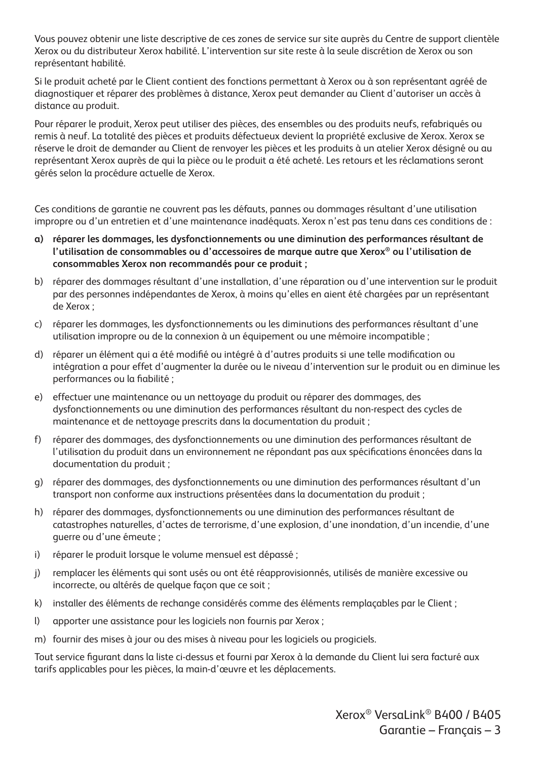Vous pouvez obtenir une liste descriptive de ces zones de service sur site auprès du Centre de support clientèle Xerox ou du distributeur Xerox habilité. L'intervention sur site reste à la seule discrétion de Xerox ou son représentant habilité.

Si le produit acheté par le Client contient des fonctions permettant à Xerox ou à son représentant agréé de diagnostiquer et réparer des problèmes à distance, Xerox peut demander au Client d'autoriser un accès à distance au produit.

Pour réparer le produit, Xerox peut utiliser des pièces, des ensembles ou des produits neufs, refabriqués ou remis à neuf. La totalité des pièces et produits défectueux devient la propriété exclusive de Xerox. Xerox se réserve le droit de demander au Client de renvoyer les pièces et les produits à un atelier Xerox désigné ou au représentant Xerox auprès de qui la pièce ou le produit a été acheté. Les retours et les réclamations seront gérés selon la procédure actuelle de Xerox.

Ces conditions de garantie ne couvrent pas les défauts, pannes ou dommages résultant d'une utilisation impropre ou d'un entretien et d'une maintenance inadéquats. Xerox n'est pas tenu dans ces conditions de :

a) **réparer les dommages, les dysfonctionnements ou une diminution des performances résultant de l'utilisation de consommables ou d'accessoires de marque autre que Xerox® ou l'utilisation de consommables Xerox non recommandés pour ce produit ;**

b) réparer des dommages résultant d'une installation, d'une réparation ou d'une intervention sur le produit par des personnes indépendantes de Xerox, à moins qu'elles en aient été chargées par un représentant de Xerox ;

c) réparer les dommages, les dysfonctionnements ou les diminutions des performances résultant d'une utilisation impropre ou de la connexion à un équipement ou une mémoire incompatible ;

d) réparer un élément qui a été modifié ou intégré à d'autres produits si une telle modification ou intégration a pour effet d'augmenter la durée ou le niveau d'intervention sur le produit ou en diminue les performances ou la fiabilité ;

e) effectuer une maintenance ou un nettoyage du produit ou réparer des dommages, des dysfonctionnements ou une diminution des performances résultant du non-respect des cycles de maintenance et de nettoyage prescrits dans la documentation du produit ;

f) réparer des dommages, des dysfonctionnements ou une diminution des performances résultant de l'utilisation du produit dans un environnement ne répondant pas aux spécifications énoncées dans la documentation du produit ;

g) réparer des dommages, des dysfonctionnements ou une diminution des performances résultant d'un transport non conforme aux instructions présentées dans la documentation du produit ;

h) réparer des dommages, dysfonctionnements ou une diminution des performances résultant de catastrophes naturelles, d'actes de terrorisme, d'une explosion, d'une inondation, d'un incendie, d'une guerre ou d'une émeute ;

i) réparer le produit lorsque le volume mensuel est dépassé ;

j) remplacer les éléments qui sont usés ou ont été réapprovisionnés, utilisés de manière excessive ou incorrecte, ou altérés de quelque façon que ce soit ;

k) installer des éléments de rechange considérés comme des éléments remplaçables par le Client ;

l) apporter une assistance pour les logiciels non fournis par Xerox ;

m) fournir des mises à jour ou des mises à niveau pour les logiciels ou progiciels.

Tout service figurant dans la liste ci-dessus et fourni par Xerox à la demande du Client lui sera facturé aux tarifs applicables pour les pièces, la main-d'œuvre et les déplacements.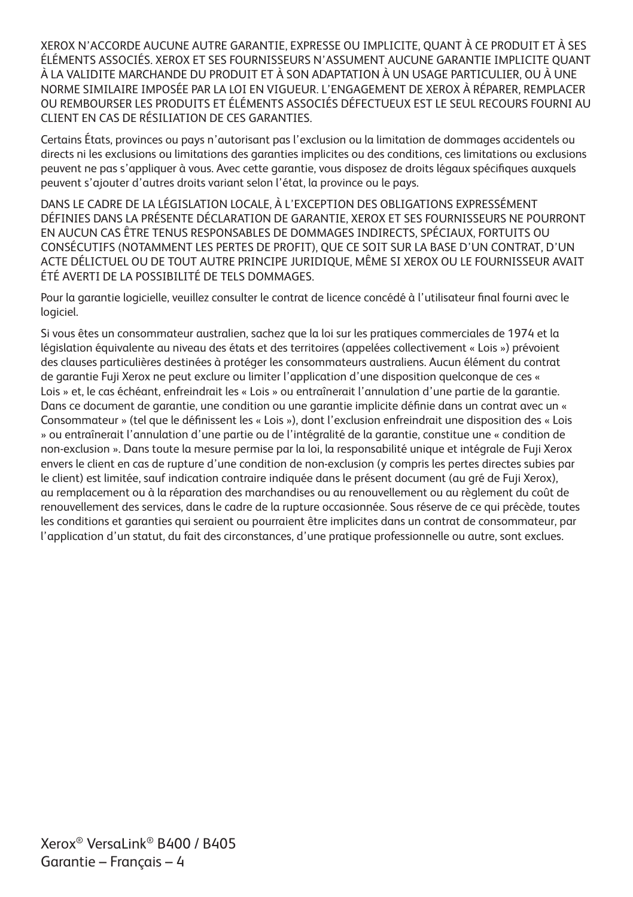XEROX N'ACCORDE AUCUNE AUTRE GARANTIE, EXPRESSE OU IMPLICITE, QUANT À CE PRODUIT ET À SES ÉLÉMENTS ASSOCIÉS. XEROX ET SES FOURNISSEURS N'ASSUMENT AUCUNE GARANTIE IMPLICITE QUANT À LA VALIDITE MARCHANDE DU PRODUIT ET À SON ADAPTATION À UN USAGE PARTICULIER, OU À UNE NORME SIMILAIRE IMPOSÉE PAR LA LOI EN VIGUEUR. L'ENGAGEMENT DE XEROX À RÉPARER, REMPLACER OU REMBOURSER LES PRODUITS ET ÉLÉMENTS ASSOCIÉS DÉFECTUEUX EST LE SEUL RECOURS FOURNI AU CLIENT EN CAS DE RÉSILIATION DE CES GARANTIES.

Certains États, provinces ou pays n'autorisant pas l'exclusion ou la limitation de dommages accidentels ou directs ni les exclusions ou limitations des garanties implicites ou des conditions, ces limitations ou exclusions peuvent ne pas s'appliquer à vous. Avec cette garantie, vous disposez de droits légaux spécifiques auxquels peuvent s'ajouter d'autres droits variant selon l'état, la province ou le pays.

DANS LE CADRE DE LA LÉGISLATION LOCALE, À L'EXCEPTION DES OBLIGATIONS EXPRESSÉMENT DÉFINIES DANS LA PRÉSENTE DÉCLARATION DE GARANTIE, XEROX ET SES FOURNISSEURS NE POURRONT EN AUCUN CAS ÊTRE TENUS RESPONSABLES DE DOMMAGES INDIRECTS, SPÉCIAUX, FORTUITS OU CONSÉCUTIFS (NOTAMMENT LES PERTES DE PROFIT), QUE CE SOIT SUR LA BASE D'UN CONTRAT, D'UN ACTE DÉLICTUEL OU DE TOUT AUTRE PRINCIPE JURIDIQUE, MÊME SI XEROX OU LE FOURNISSEUR AVAIT ÉTÉ AVERTI DE LA POSSIBILITÉ DE TELS DOMMAGES.

Pour la garantie logicielle, veuillez consulter le contrat de licence concédé à l'utilisateur final fourni avec le logiciel.

Si vous êtes un consommateur australien, sachez que la loi sur les pratiques commerciales de 1974 et la législation équivalente au niveau des états et des territoires (appelées collectivement « Lois ») prévoient des clauses particulières destinées à protéger les consommateurs australiens. Aucun élément du contrat de garantie Fuji Xerox ne peut exclure ou limiter l'application d'une disposition quelconque de ces « Lois » et, le cas échéant, enfreindrait les « Lois » ou entraînerait l'annulation d'une partie de la garantie. Dans ce document de garantie, une condition ou une garantie implicite définie dans un contrat avec un « Consommateur » (tel que le définissent les « Lois »), dont l'exclusion enfreindrait une disposition des « Lois » ou entraînerait l'annulation d'une partie ou de l'intégralité de la garantie, constitue une « condition de non-exclusion ». Dans toute la mesure permise par la loi, la responsabilité unique et intégrale de Fuji Xerox envers le client en cas de rupture d'une condition de non-exclusion (y compris les pertes directes subies par le client) est limitée, sauf indication contraire indiquée dans le présent document (au gré de Fuji Xerox), au remplacement ou à la réparation des marchandises ou au renouvellement ou au règlement du coût de renouvellement des services, dans le cadre de la rupture occasionnée. Sous réserve de ce qui précède, toutes les conditions et garanties qui seraient ou pourraient être implicites dans un contrat de consommateur, par l'application d'un statut, du fait des circonstances, d'une pratique professionnelle ou autre, sont exclues.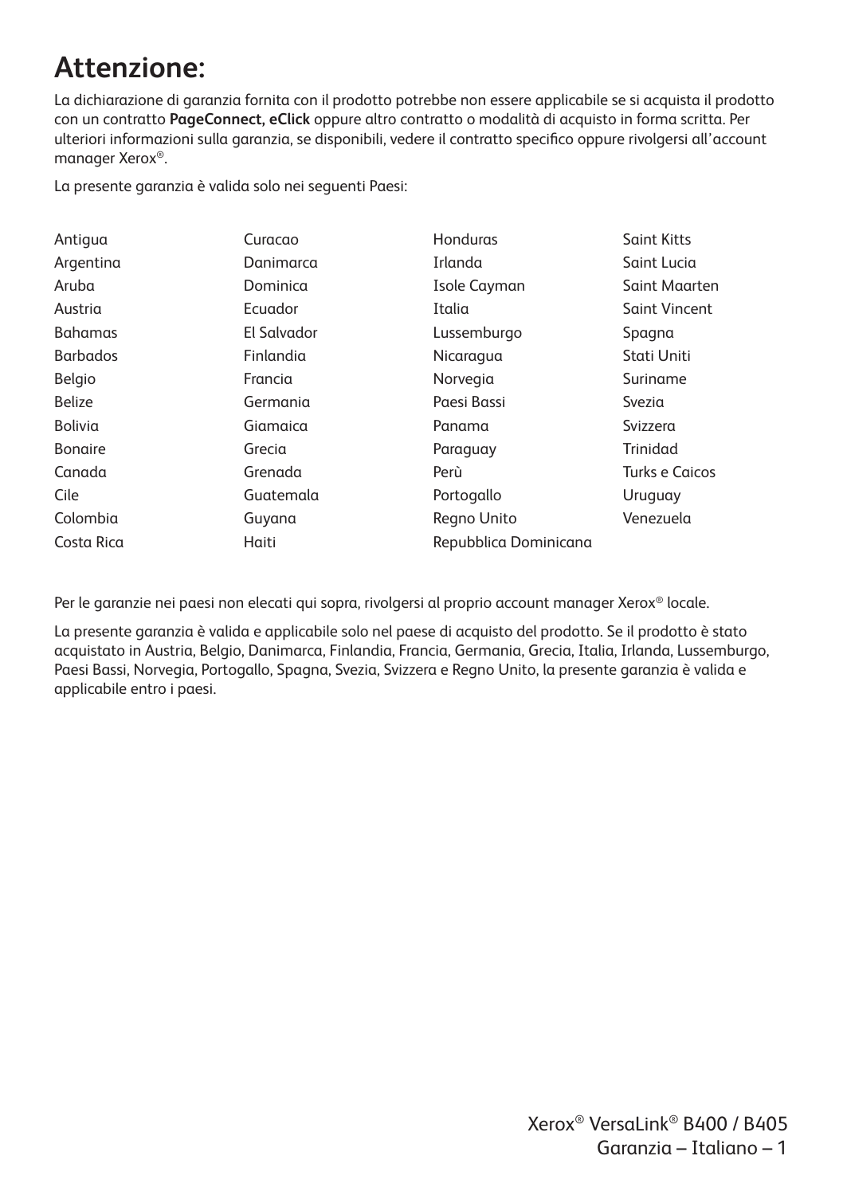# Attenzione:

La dichiarazione di garanzia fornita con il prodotto potrebbe non essere applicabile se si acquista il prodotto con un contratto **PageConnect, eClick** oppure altro contratto o modalità di acquisto in forma scritta. Per ulteriori informazioni sulla garanzia, se disponibili, vedere il contratto specifico oppure rivolgersi all'account manager Xerox®.

La presente garanzia è valida solo nei seguenti Paesi:

| | | | |
|---|---|---|---|
| Antigua | Curacao | Honduras | Saint Kitts |
| Argentina | Danimarca | Irlanda | Saint Lucia |
| Aruba | Dominica | Isole Cayman | Saint Maarten |
| Austria | Ecuador | Italia | Saint Vincent |
| Bahamas | El Salvador | Lussemburgo | Spagna |
| Barbados | Finlandia | Nicaragua | Stati Uniti |
| Belgio | Francia | Norvegia | Suriname |
| Belize | Germania | Paesi Bassi | Svezia |
| Bolivia | Giamaica | Panama | Svizzera |
| Bonaire | Grecia | Paraguay | Trinidad |
| Canada | Grenada | Perù | Turks e Caicos |
| Cile | Guatemala | Portogallo | Uruguay |
| Colombia | Guyana | Regno Unito | Venezuela |
| Costa Rica | Haiti | Repubblica Dominicana | |

Per le garanzie nei paesi non elecati qui sopra, rivolgersi al proprio account manager Xerox® locale.

La presente garanzia è valida e applicabile solo nel paese di acquisto del prodotto. Se il prodotto è stato acquistato in Austria, Belgio, Danimarca, Finlandia, Francia, Germania, Grecia, Italia, Irlanda, Lussemburgo, Paesi Bassi, Norvegia, Portogallo, Spagna, Svezia, Svizzera e Regno Unito, la presente garanzia è valida e applicabile entro i paesi.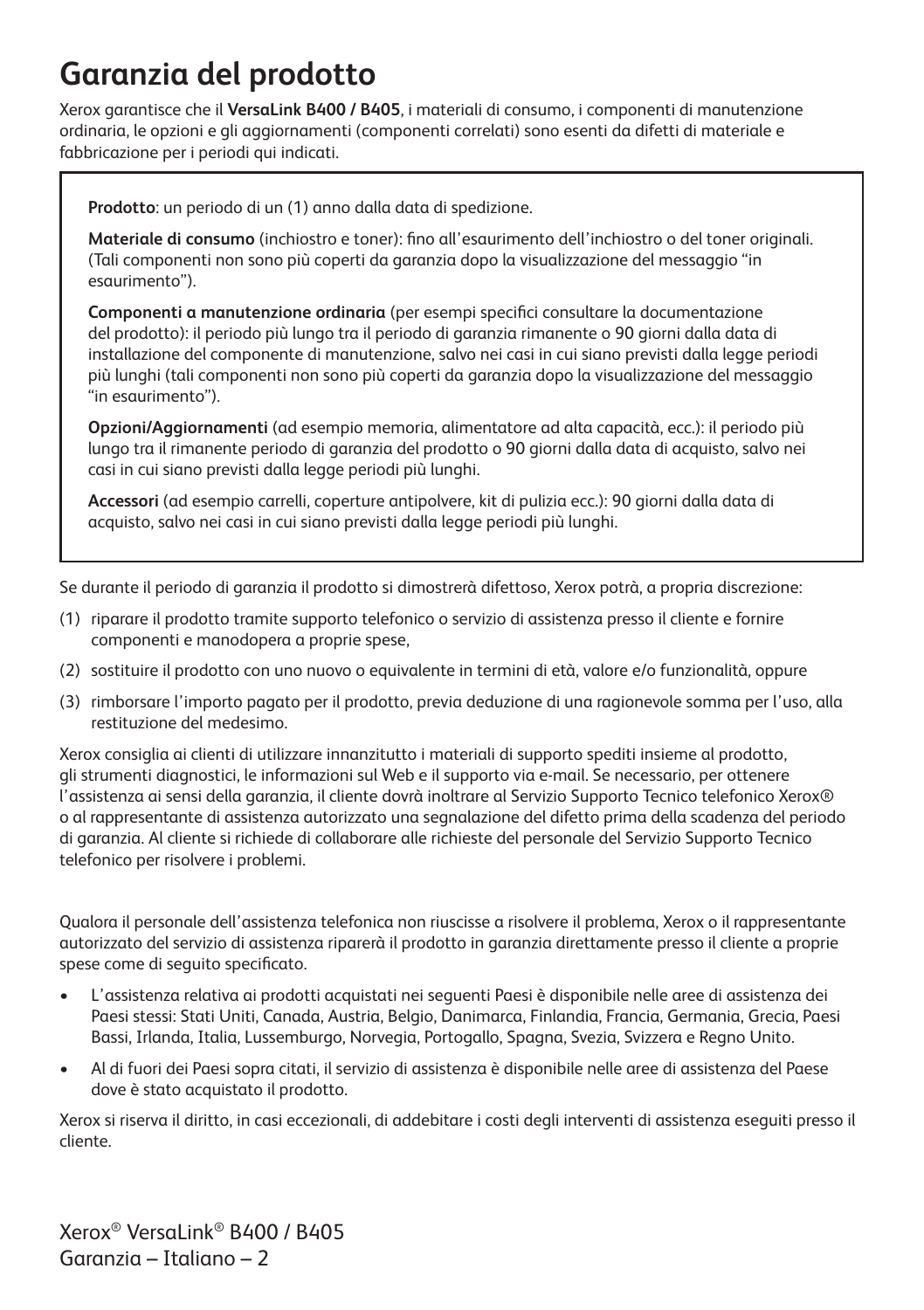# Garanzia del prodotto

Xerox garantisce che il **VersaLink B400 / B405**, i materiali di consumo, i componenti di manutenzione ordinaria, le opzioni e gli aggiornamenti (componenti correlati) sono esenti da difetti di materiale e fabbricazione per i periodi qui indicati.

**Prodotto**: un periodo di un (1) anno dalla data di spedizione.

**Materiale di consumo** (inchiostro e toner): fino all'esaurimento dell'inchiostro o del toner originali. (Tali componenti non sono più coperti da garanzia dopo la visualizzazione del messaggio "in esaurimento").

**Componenti a manutenzione ordinaria** (per esempi specifici consultare la documentazione del prodotto): il periodo più lungo tra il periodo di garanzia rimanente o 90 giorni dalla data di installazione del componente di manutenzione, salvo nei casi in cui siano previsti dalla legge periodi più lunghi (tali componenti non sono più coperti da garanzia dopo la visualizzazione del messaggio "in esaurimento").

**Opzioni/Aggiornamenti** (ad esempio memoria, alimentatore ad alta capacità, ecc.): il periodo più lungo tra il rimanente periodo di garanzia del prodotto o 90 giorni dalla data di acquisto, salvo nei casi in cui siano previsti dalla legge periodi più lunghi.

**Accessori** (ad esempio carrelli, coperture antipolvere, kit di pulizia ecc.): 90 giorni dalla data di acquisto, salvo nei casi in cui siano previsti dalla legge periodi più lunghi.

Se durante il periodo di garanzia il prodotto si dimostrerà difettoso, Xerox potrà, a propria discrezione:

(1) riparare il prodotto tramite supporto telefonico o servizio di assistenza presso il cliente e fornire componenti e manodopera a proprie spese,

(2) sostituire il prodotto con uno nuovo o equivalente in termini di età, valore e/o funzionalità, oppure

(3) rimborsare l'importo pagato per il prodotto, previa deduzione di una ragionevole somma per l'uso, alla restituzione del medesimo.

Xerox consiglia ai clienti di utilizzare innanzitutto i materiali di supporto spediti insieme al prodotto, gli strumenti diagnostici, le informazioni sul Web e il supporto via e-mail. Se necessario, per ottenere l'assistenza ai sensi della garanzia, il cliente dovrà inoltrare al Servizio Supporto Tecnico telefonico Xerox® o al rappresentante di assistenza autorizzato una segnalazione del difetto prima della scadenza del periodo di garanzia. Al cliente si richiede di collaborare alle richieste del personale del Servizio Supporto Tecnico telefonico per risolvere i problemi.

Qualora il personale dell'assistenza telefonica non riuscisse a risolvere il problema, Xerox o il rappresentante autorizzato del servizio di assistenza riparerà il prodotto in garanzia direttamente presso il cliente a proprie spese come di seguito specificato.

- L'assistenza relativa ai prodotti acquistati nei seguenti Paesi è disponibile nelle aree di assistenza dei Paesi stessi: Stati Uniti, Canada, Austria, Belgio, Danimarca, Finlandia, Francia, Germania, Grecia, Paesi Bassi, Irlanda, Italia, Lussemburgo, Norvegia, Portogallo, Spagna, Svezia, Svizzera e Regno Unito.
- Al di fuori dei Paesi sopra citati, il servizio di assistenza è disponibile nelle aree di assistenza del Paese dove è stato acquistato il prodotto.

Xerox si riserva il diritto, in casi eccezionali, di addebitare i costi degli interventi di assistenza eseguiti presso il cliente.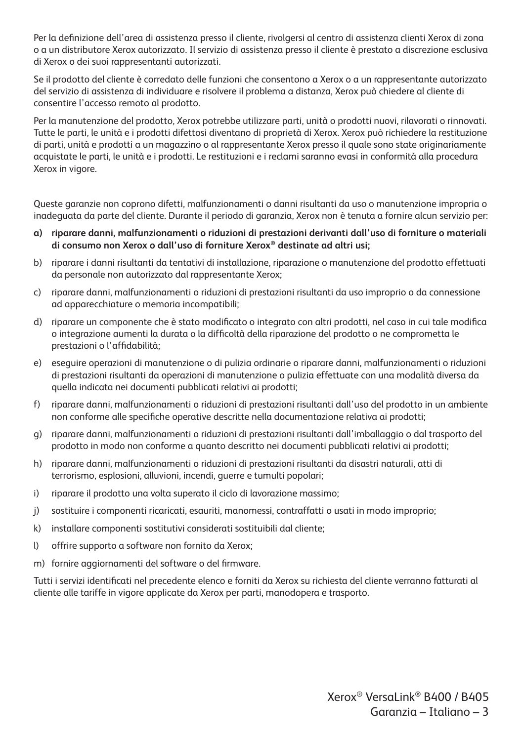Per la definizione dell'area di assistenza presso il cliente, rivolgersi al centro di assistenza clienti Xerox di zona o a un distributore Xerox autorizzato. Il servizio di assistenza presso il cliente è prestato a discrezione esclusiva di Xerox o dei suoi rappresentanti autorizzati.

Se il prodotto del cliente è corredato delle funzioni che consentono a Xerox o a un rappresentante autorizzato del servizio di assistenza di individuare e risolvere il problema a distanza, Xerox può chiedere al cliente di consentire l'accesso remoto al prodotto.

Per la manutenzione del prodotto, Xerox potrebbe utilizzare parti, unità o prodotti nuovi, rilavorati o rinnovati. Tutte le parti, le unità e i prodotti difettosi diventano di proprietà di Xerox. Xerox può richiedere la restituzione di parti, unità e prodotti a un magazzino o al rappresentante Xerox presso il quale sono state originariamente acquistate le parti, le unità e i prodotti. Le restituzioni e i reclami saranno evasi in conformità alla procedura Xerox in vigore.

Queste garanzie non coprono difetti, malfunzionamenti o danni risultanti da uso o manutenzione impropria o inadeguata da parte del cliente. Durante il periodo di garanzia, Xerox non è tenuta a fornire alcun servizio per:

**a) riparare danni, malfunzionamenti o riduzioni di prestazioni derivanti dall'uso di forniture o materiali di consumo non Xerox o dall'uso di forniture Xerox® destinate ad altri usi;**

b) riparare i danni risultanti da tentativi di installazione, riparazione o manutenzione del prodotto effettuati da personale non autorizzato dal rappresentante Xerox;

c) riparare danni, malfunzionamenti o riduzioni di prestazioni risultanti da uso improprio o da connessione ad apparecchiature o memoria incompatibili;

d) riparare un componente che è stato modificato o integrato con altri prodotti, nel caso in cui tale modifica o integrazione aumenti la durata o la difficoltà della riparazione del prodotto o ne comprometta le prestazioni o l'affidabilità;

e) eseguire operazioni di manutenzione o di pulizia ordinarie o riparare danni, malfunzionamenti o riduzioni di prestazioni risultanti da operazioni di manutenzione o pulizia effettuate con una modalità diversa da quella indicata nei documenti pubblicati relativi ai prodotti;

f) riparare danni, malfunzionamenti o riduzioni di prestazioni risultanti dall'uso del prodotto in un ambiente non conforme alle specifiche operative descritte nella documentazione relativa ai prodotti;

g) riparare danni, malfunzionamenti o riduzioni di prestazioni risultanti dall'imballaggio o dal trasporto del prodotto in modo non conforme a quanto descritto nei documenti pubblicati relativi ai prodotti;

h) riparare danni, malfunzionamenti o riduzioni di prestazioni risultanti da disastri naturali, atti di terrorismo, esplosioni, alluvioni, incendi, guerre e tumulti popolari;

i) riparare il prodotto una volta superato il ciclo di lavorazione massimo;

j) sostituire i componenti ricaricati, esauriti, manomessi, contraffatti o usati in modo improprio;

k) installare componenti sostitutivi considerati sostituibili dal cliente;

l) offrire supporto a software non fornito da Xerox;

m) fornire aggiornamenti del software o del firmware.

Tutti i servizi identificati nel precedente elenco e forniti da Xerox su richiesta del cliente verranno fatturati al cliente alle tariffe in vigore applicate da Xerox per parti, manodopera e trasporto.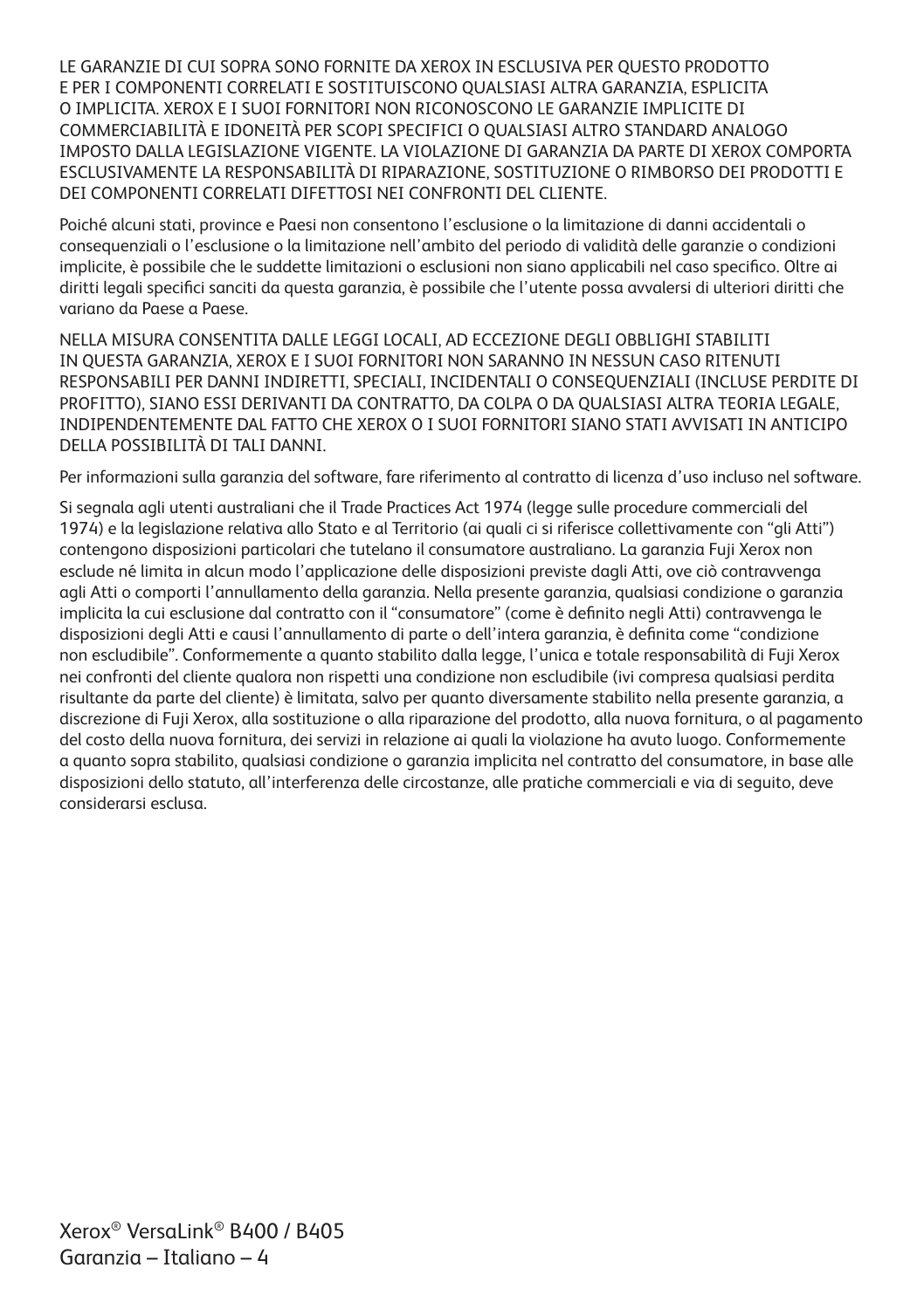LE GARANZIE DI CUI SOPRA SONO FORNITE DA XEROX IN ESCLUSIVA PER QUESTO PRODOTTO E PER I COMPONENTI CORRELATI E SOSTITUISCONO QUALSIASI ALTRA GARANZIA, ESPLICITA O IMPLICITA. XEROX E I SUOI FORNITORI NON RICONOSCONO LE GARANZIE IMPLICITE DI COMMERCIABILITÀ E IDONEITÀ PER SCOPI SPECIFICI O QUALSIASI ALTRO STANDARD ANALOGO IMPOSTO DALLA LEGISLAZIONE VIGENTE. LA VIOLAZIONE DI GARANZIA DA PARTE DI XEROX COMPORTA ESCLUSIVAMENTE LA RESPONSABILITÀ DI RIPARAZIONE, SOSTITUZIONE O RIMBORSO DEI PRODOTTI E DEI COMPONENTI CORRELATI DIFETTOSI NEI CONFRONTI DEL CLIENTE.

Poiché alcuni stati, province e Paesi non consentono l'esclusione o la limitazione di danni accidentali o consequenziali o l'esclusione o la limitazione nell'ambito del periodo di validità delle garanzie o condizioni implicite, è possibile che le suddette limitazioni o esclusioni non siano applicabili nel caso specifico. Oltre ai diritti legali specifici sanciti da questa garanzia, è possibile che l'utente possa avvalersi di ulteriori diritti che variano da Paese a Paese.

NELLA MISURA CONSENTITA DALLE LEGGI LOCALI, AD ECCEZIONE DEGLI OBBLIGHI STABILITI IN QUESTA GARANZIA, XEROX E I SUOI FORNITORI NON SARANNO IN NESSUN CASO RITENUTI RESPONSABILI PER DANNI INDIRETTI, SPECIALI, INCIDENTALI O CONSEQUENZIALI (INCLUSE PERDITE DI PROFITTO), SIANO ESSI DERIVANTI DA CONTRATTO, DA COLPA O DA QUALSIASI ALTRA TEORIA LEGALE, INDIPENDENTEMENTE DAL FATTO CHE XEROX O I SUOI FORNITORI SIANO STATI AVVISATI IN ANTICIPO DELLA POSSIBILITÀ DI TALI DANNI.

Per informazioni sulla garanzia del software, fare riferimento al contratto di licenza d'uso incluso nel software.

Si segnala agli utenti australiani che il Trade Practices Act 1974 (legge sulle procedure commerciali del 1974) e la legislazione relativa allo Stato e al Territorio (ai quali ci si riferisce collettivamente con "gli Atti") contengono disposizioni particolari che tutelano il consumatore australiano. La garanzia Fuji Xerox non esclude né limita in alcun modo l'applicazione delle disposizioni previste dagli Atti, ove ciò contravvenga agli Atti o comporti l'annullamento della garanzia. Nella presente garanzia, qualsiasi condizione o garanzia implicita la cui esclusione dal contratto con il "consumatore" (come è definito negli Atti) contravvenga le disposizioni degli Atti e causi l'annullamento di parte o dell'intera garanzia, è definita come "condizione non escludibile". Conformemente a quanto stabilito dalla legge, l'unica e totale responsabilità di Fuji Xerox nei confronti del cliente qualora non rispetti una condizione non escludibile (ivi compresa qualsiasi perdita risultante da parte del cliente) è limitata, salvo per quanto diversamente stabilito nella presente garanzia, a discrezione di Fuji Xerox, alla sostituzione o alla riparazione del prodotto, alla nuova fornitura, o al pagamento del costo della nuova fornitura, dei servizi in relazione ai quali la violazione ha avuto luogo. Conformemente a quanto sopra stabilito, qualsiasi condizione o garanzia implicita nel contratto del consumatore, in base alle disposizioni dello statuto, all'interferenza delle circostanze, alle pratiche commerciali e via di seguito, deve considerarsi esclusa.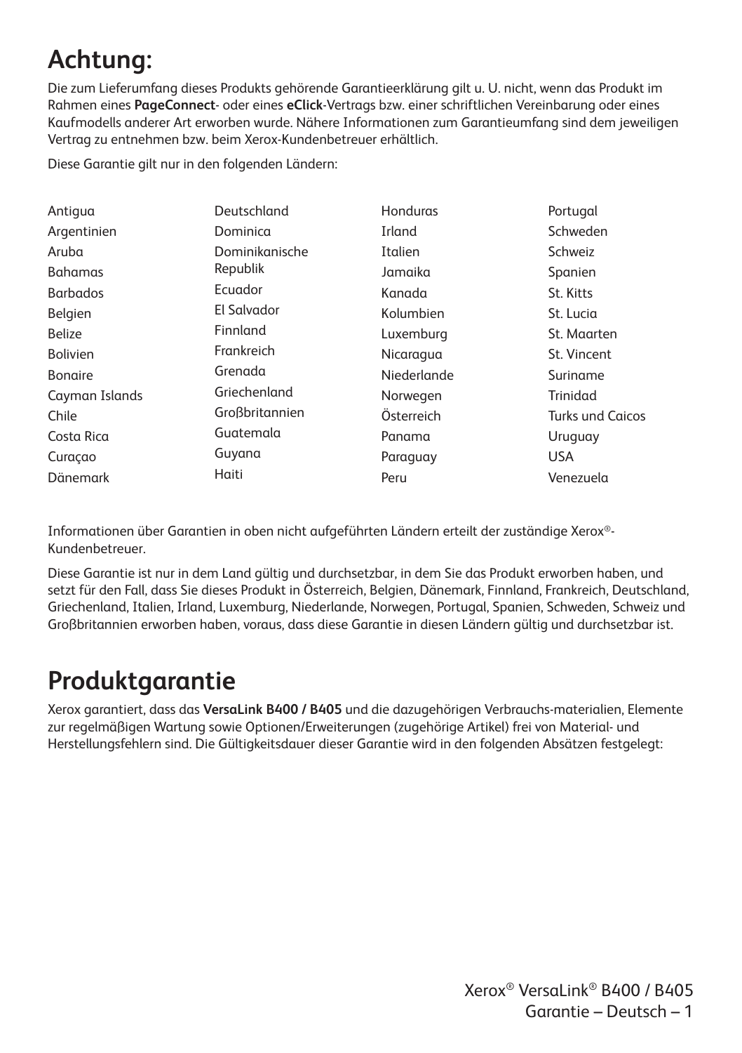# Achtung:

Die zum Lieferumfang dieses Produkts gehörende Garantieerklärung gilt u. U. nicht, wenn das Produkt im Rahmen eines **PageConnect**- oder eines **eClick**-Vertrags bzw. einer schriftlichen Vereinbarung oder eines Kaufmodells anderer Art erworben wurde. Nähere Informationen zum Garantieumfang sind dem jeweiligen Vertrag zu entnehmen bzw. beim Xerox-Kundenbetreuer erhältlich.

Diese Garantie gilt nur in den folgenden Ländern:

- Antigua
- Argentinien
- Aruba
- Bahamas
- Barbados
- Belgien
- Belize
- Bolivien
- Bonaire
- Cayman Islands
- Chile
- Costa Rica
- Curaçao
- Dänemark
- Deutschland
- Dominica
- Dominikanische Republik
- Ecuador
- El Salvador
- Finnland
- Frankreich
- Grenada
- Griechenland
- Großbritannien
- Guatemala
- Guyana
- Haiti
- Honduras
- Irland
- Italien
- Jamaika
- Kanada
- Kolumbien
- Luxemburg
- Nicaragua
- Niederlande
- Norwegen
- Österreich
- Panama
- Paraguay
- Peru
- Portugal
- Schweden
- Schweiz
- Spanien
- St. Kitts
- St. Lucia
- St. Maarten
- St. Vincent
- Suriname
- Trinidad
- Turks und Caicos
- Uruguay
- USA
- Venezuela

Informationen über Garantien in oben nicht aufgeführten Ländern erteilt der zuständige Xerox®-Kundenbetreuer.

Diese Garantie ist nur in dem Land gültig und durchsetzbar, in dem Sie das Produkt erworben haben, und setzt für den Fall, dass Sie dieses Produkt in Österreich, Belgien, Dänemark, Finnland, Frankreich, Deutschland, Griechenland, Italien, Irland, Luxemburg, Niederlande, Norwegen, Portugal, Spanien, Schweden, Schweiz und Großbritannien erworben haben, voraus, dass diese Garantie in diesen Ländern gültig und durchsetzbar ist.

# Produktgarantie

Xerox garantiert, dass das **VersaLink B400 / B405** und die dazugehörigen Verbrauchs-materialien, Elemente zur regelmäßigen Wartung sowie Optionen/Erweiterungen (zugehörige Artikel) frei von Material- und Herstellungsfehlern sind. Die Gültigkeitsdauer dieser Garantie wird in den folgenden Absätzen festgelegt: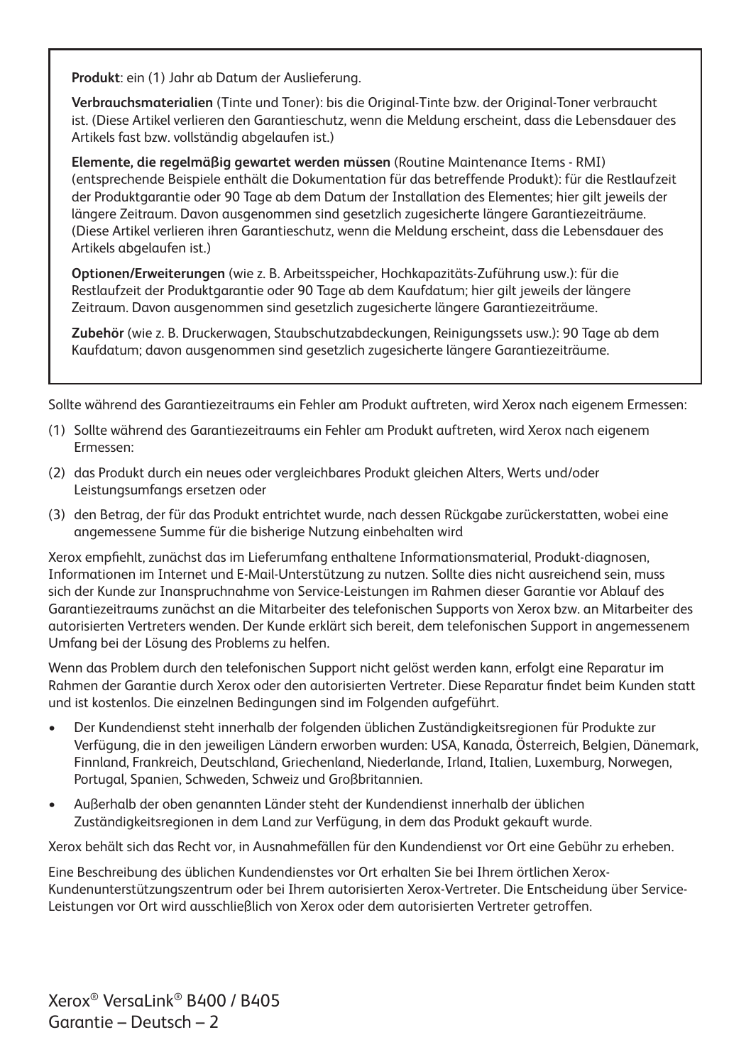**Produkt**: ein (1) Jahr ab Datum der Auslieferung.

**Verbrauchsmaterialien** (Tinte und Toner): bis die Original-Tinte bzw. der Original-Toner verbraucht ist. (Diese Artikel verlieren den Garantieschutz, wenn die Meldung erscheint, dass die Lebensdauer des Artikels fast bzw. vollständig abgelaufen ist.)

**Elemente, die regelmäßig gewartet werden müssen** (Routine Maintenance Items - RMI) (entsprechende Beispiele enthält die Dokumentation für das betreffende Produkt): für die Restlaufzeit der Produktgarantie oder 90 Tage ab dem Datum der Installation des Elementes; hier gilt jeweils der längere Zeitraum. Davon ausgenommen sind gesetzlich zugesicherte längere Garantiezeiträume. (Diese Artikel verlieren ihren Garantieschutz, wenn die Meldung erscheint, dass die Lebensdauer des Artikels abgelaufen ist.)

**Optionen/Erweiterungen** (wie z. B. Arbeitsspeicher, Hochkapazitäts-Zuführung usw.): für die Restlaufzeit der Produktgarantie oder 90 Tage ab dem Kaufdatum; hier gilt jeweils der längere Zeitraum. Davon ausgenommen sind gesetzlich zugesicherte längere Garantiezeiträume.

**Zubehör** (wie z. B. Druckerwagen, Staubschutzabdeckungen, Reinigungssets usw.): 90 Tage ab dem Kaufdatum; davon ausgenommen sind gesetzlich zugesicherte längere Garantiezeiträume.

Sollte während des Garantiezeitraums ein Fehler am Produkt auftreten, wird Xerox nach eigenem Ermessen:

(1) Sollte während des Garantiezeitraums ein Fehler am Produkt auftreten, wird Xerox nach eigenem Ermessen:

(2) das Produkt durch ein neues oder vergleichbares Produkt gleichen Alters, Werts und/oder Leistungsumfangs ersetzen oder

(3) den Betrag, der für das Produkt entrichtet wurde, nach dessen Rückgabe zurückerstatten, wobei eine angemessene Summe für die bisherige Nutzung einbehalten wird

Xerox empfiehlt, zunächst das im Lieferumfang enthaltene Informationsmaterial, Produkt-diagnosen, Informationen im Internet und E-Mail-Unterstützung zu nutzen. Sollte dies nicht ausreichend sein, muss sich der Kunde zur Inanspruchnahme von Service-Leistungen im Rahmen dieser Garantie vor Ablauf des Garantiezeitraums zunächst an die Mitarbeiter des telefonischen Supports von Xerox bzw. an Mitarbeiter des autorisierten Vertreters wenden. Der Kunde erklärt sich bereit, dem telefonischen Support in angemessenem Umfang bei der Lösung des Problems zu helfen.

Wenn das Problem durch den telefonischen Support nicht gelöst werden kann, erfolgt eine Reparatur im Rahmen der Garantie durch Xerox oder den autorisierten Vertreter. Diese Reparatur findet beim Kunden statt und ist kostenlos. Die einzelnen Bedingungen sind im Folgenden aufgeführt.

- Der Kundendienst steht innerhalb der folgenden üblichen Zuständigkeitsregionen für Produkte zur Verfügung, die in den jeweiligen Ländern erworben wurden: USA, Kanada, Österreich, Belgien, Dänemark, Finnland, Frankreich, Deutschland, Griechenland, Niederlande, Irland, Italien, Luxemburg, Norwegen, Portugal, Spanien, Schweden, Schweiz und Großbritannien.
- Außerhalb der oben genannten Länder steht der Kundendienst innerhalb der üblichen Zuständigkeitsregionen in dem Land zur Verfügung, in dem das Produkt gekauft wurde.

Xerox behält sich das Recht vor, in Ausnahmefällen für den Kundendienst vor Ort eine Gebühr zu erheben.

Eine Beschreibung des üblichen Kundendienstes vor Ort erhalten Sie bei Ihrem örtlichen Xerox-Kundenunterstützungszentrum oder bei Ihrem autorisierten Xerox-Vertreter. Die Entscheidung über Service-Leistungen vor Ort wird ausschließlich von Xerox oder dem autorisierten Vertreter getroffen.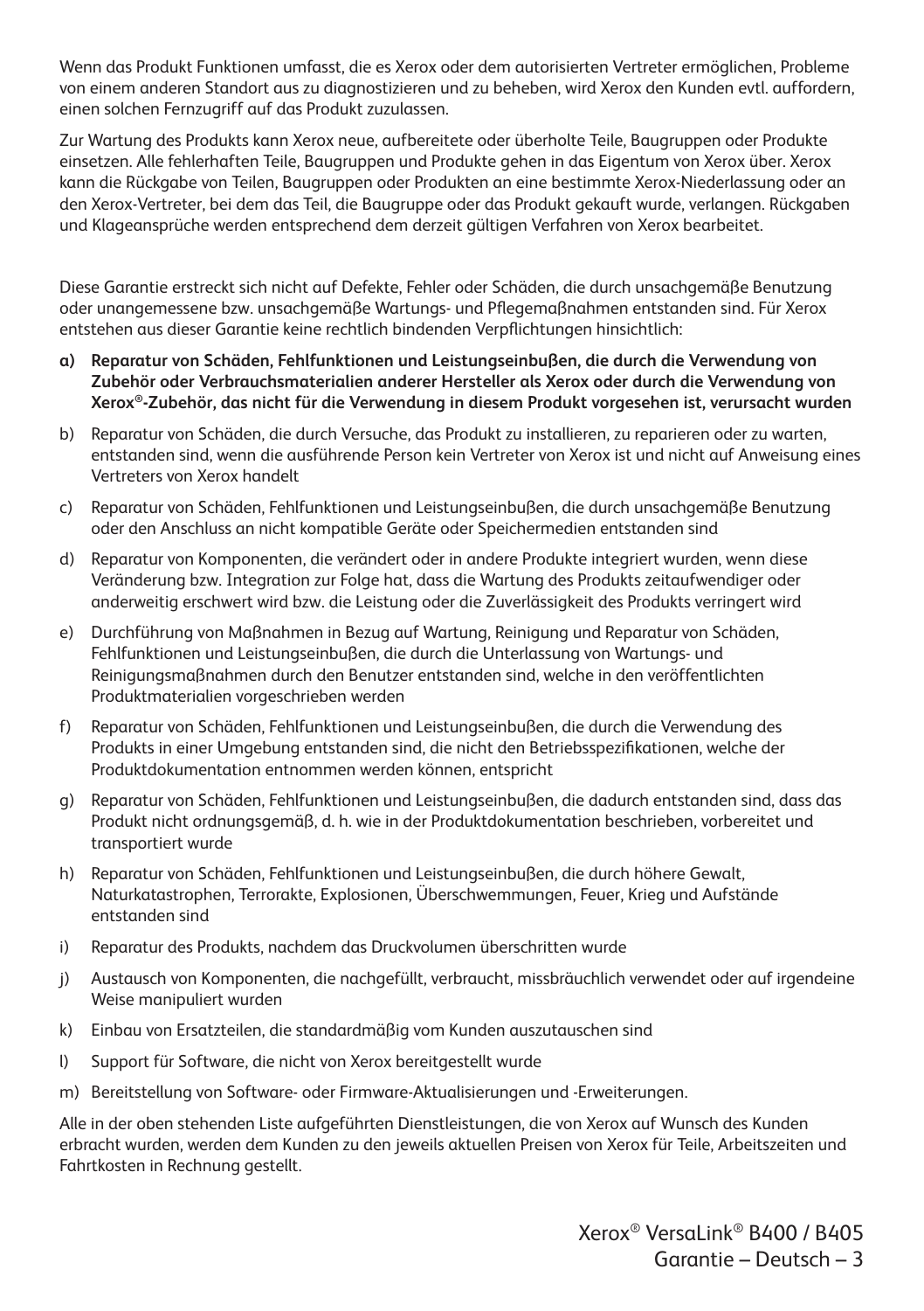Wenn das Produkt Funktionen umfasst, die es Xerox oder dem autorisierten Vertreter ermöglichen, Probleme von einem anderen Standort aus zu diagnostizieren und zu beheben, wird Xerox den Kunden evtl. auffordern, einen solchen Fernzugriff auf das Produkt zuzulassen.

Zur Wartung des Produkts kann Xerox neue, aufbereitete oder überholte Teile, Baugruppen oder Produkte einsetzen. Alle fehlerhaften Teile, Baugruppen und Produkte gehen in das Eigentum von Xerox über. Xerox kann die Rückgabe von Teilen, Baugruppen oder Produkten an eine bestimmte Xerox-Niederlassung oder an den Xerox-Vertreter, bei dem das Teil, die Baugruppe oder das Produkt gekauft wurde, verlangen. Rückgaben und Klageansprüche werden entsprechend dem derzeit gültigen Verfahren von Xerox bearbeitet.

Diese Garantie erstreckt sich nicht auf Defekte, Fehler oder Schäden, die durch unsachgemäße Benutzung oder unangemessene bzw. unsachgemäße Wartungs- und Pflegemaßnahmen entstanden sind. Für Xerox entstehen aus dieser Garantie keine rechtlich bindenden Verpflichtungen hinsichtlich:

a) **Reparatur von Schäden, Fehlfunktionen und Leistungseinbußen, die durch die Verwendung von Zubehör oder Verbrauchsmaterialien anderer Hersteller als Xerox oder durch die Verwendung von Xerox®-Zubehör, das nicht für die Verwendung in diesem Produkt vorgesehen ist, verursacht wurden**

b) Reparatur von Schäden, die durch Versuche, das Produkt zu installieren, zu reparieren oder zu warten, entstanden sind, wenn die ausführende Person kein Vertreter von Xerox ist und nicht auf Anweisung eines Vertreters von Xerox handelt

c) Reparatur von Schäden, Fehlfunktionen und Leistungseinbußen, die durch unsachgemäße Benutzung oder den Anschluss an nicht kompatible Geräte oder Speichermedien entstanden sind

d) Reparatur von Komponenten, die verändert oder in andere Produkte integriert wurden, wenn diese Veränderung bzw. Integration zur Folge hat, dass die Wartung des Produkts zeitaufwendiger oder anderweitig erschwert wird bzw. die Leistung oder die Zuverlässigkeit des Produkts verringert wird

e) Durchführung von Maßnahmen in Bezug auf Wartung, Reinigung und Reparatur von Schäden, Fehlfunktionen und Leistungseinbußen, die durch die Unterlassung von Wartungs- und Reinigungsmaßnahmen durch den Benutzer entstanden sind, welche in den veröffentlichten Produktmaterialien vorgeschrieben werden

f) Reparatur von Schäden, Fehlfunktionen und Leistungseinbußen, die durch die Verwendung des Produkts in einer Umgebung entstanden sind, die nicht den Betriebsspezifikationen, welche der Produktdokumentation entnommen werden können, entspricht

g) Reparatur von Schäden, Fehlfunktionen und Leistungseinbußen, die dadurch entstanden sind, dass das Produkt nicht ordnungsgemäß, d. h. wie in der Produktdokumentation beschrieben, vorbereitet und transportiert wurde

h) Reparatur von Schäden, Fehlfunktionen und Leistungseinbußen, die durch höhere Gewalt, Naturkatastrophen, Terrorakte, Explosionen, Überschwemmungen, Feuer, Krieg und Aufstände entstanden sind

i) Reparatur des Produkts, nachdem das Druckvolumen überschritten wurde

j) Austausch von Komponenten, die nachgefüllt, verbraucht, missbräuchlich verwendet oder auf irgendeine Weise manipuliert wurden

k) Einbau von Ersatzteilen, die standardmäßig vom Kunden auszutauschen sind

l) Support für Software, die nicht von Xerox bereitgestellt wurde

m) Bereitstellung von Software- oder Firmware-Aktualisierungen und -Erweiterungen.

Alle in der oben stehenden Liste aufgeführten Dienstleistungen, die von Xerox auf Wunsch des Kunden erbracht wurden, werden dem Kunden zu den jeweils aktuellen Preisen von Xerox für Teile, Arbeitszeiten und Fahrtkosten in Rechnung gestellt.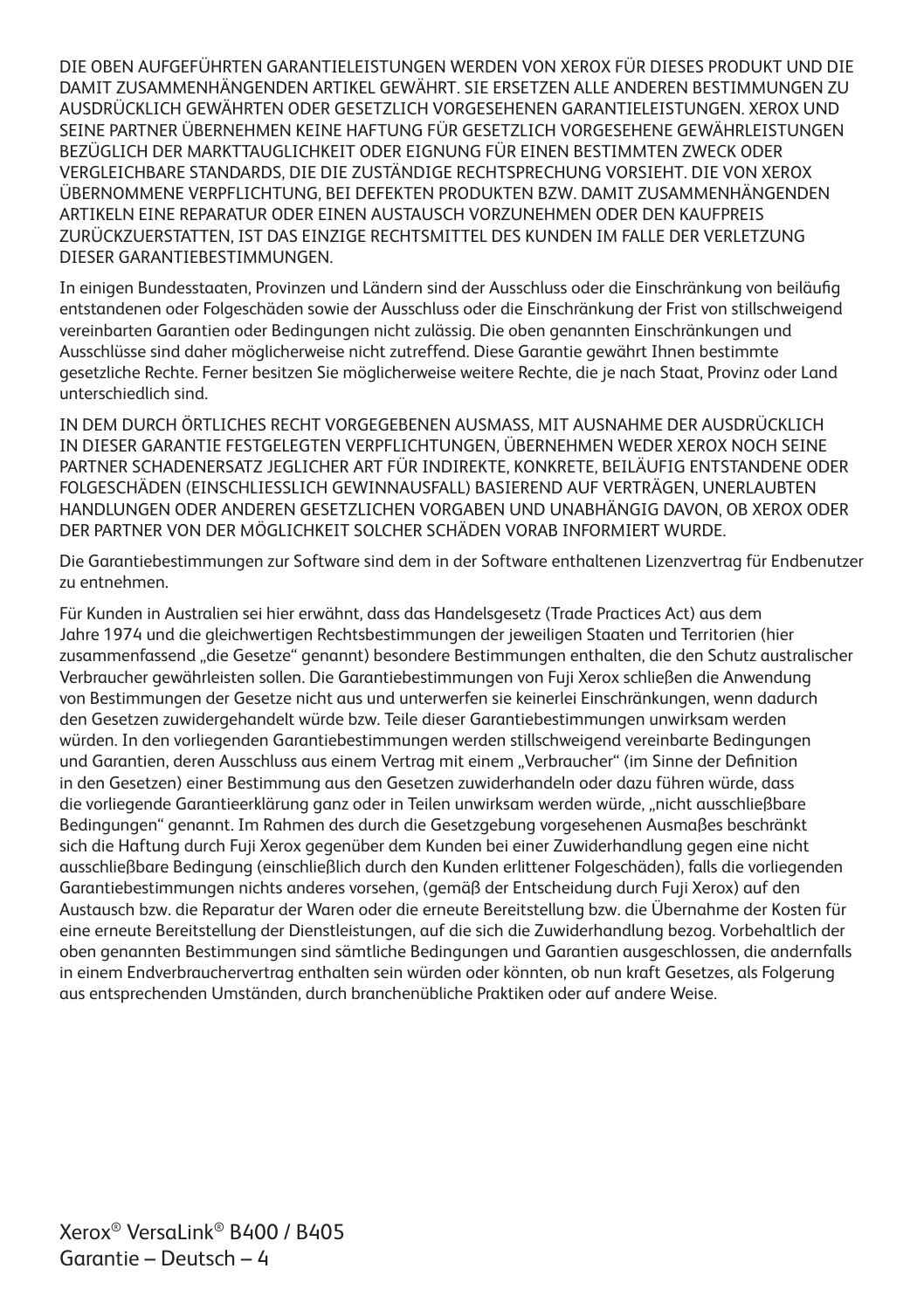DIE OBEN AUFGEFÜHRTEN GARANTIELEISTUNGEN WERDEN VON XEROX FÜR DIESES PRODUKT UND DIE DAMIT ZUSAMMENHÄNGENDEN ARTIKEL GEWÄHRT. SIE ERSETZEN ALLE ANDEREN BESTIMMUNGEN ZU AUSDRÜCKLICH GEWÄHRTEN ODER GESETZLICH VORGESEHENEN GARANTIELEISTUNGEN. XEROX UND SEINE PARTNER ÜBERNEHMEN KEINE HAFTUNG FÜR GESETZLICH VORGESEHENE GEWÄHRLEISTUNGEN BEZÜGLICH DER MARKTTAUGLICHKEIT ODER EIGNUNG FÜR EINEN BESTIMMTEN ZWECK ODER VERGLEICHBARE STANDARDS, DIE DIE ZUSTÄNDIGE RECHTSPRECHUNG VORSIEHT. DIE VON XEROX ÜBERNOMMENE VERPFLICHTUNG, BEI DEFEKTEN PRODUKTEN BZW. DAMIT ZUSAMMENHÄNGENDEN ARTIKELN EINE REPARATUR ODER EINEN AUSTAUSCH VORZUNEHMEN ODER DEN KAUFPREIS ZURÜCKZUERSTATTEN, IST DAS EINZIGE RECHTSMITTEL DES KUNDEN IM FALLE DER VERLETZUNG DIESER GARANTIEBESTIMMUNGEN.

In einigen Bundesstaaten, Provinzen und Ländern sind der Ausschluss oder die Einschränkung von beiläufig entstandenen oder Folgeschäden sowie der Ausschluss oder die Einschränkung der Frist von stillschweigend vereinbarten Garantien oder Bedingungen nicht zulässig. Die oben genannten Einschränkungen und Ausschlüsse sind daher möglicherweise nicht zutreffend. Diese Garantie gewährt Ihnen bestimmte gesetzliche Rechte. Ferner besitzen Sie möglicherweise weitere Rechte, die je nach Staat, Provinz oder Land unterschiedlich sind.

IN DEM DURCH ÖRTLICHES RECHT VORGEGEBENEN AUSMASS, MIT AUSNAHME DER AUSDRÜCKLICH IN DIESER GARANTIE FESTGELEGTEN VERPFLICHTUNGEN, ÜBERNEHMEN WEDER XEROX NOCH SEINE PARTNER SCHADENERSATZ JEGLICHER ART FÜR INDIREKTE, KONKRETE, BEILÄUFIG ENTSTANDENE ODER FOLGESCHÄDEN (EINSCHLIESSLICH GEWINNAUSFALL) BASIEREND AUF VERTRÄGEN, UNERLAUBTEN HANDLUNGEN ODER ANDEREN GESETZLICHEN VORGABEN UND UNABHÄNGIG DAVON, OB XEROX ODER DER PARTNER VON DER MÖGLICHKEIT SOLCHER SCHÄDEN VORAB INFORMIERT WURDE.

Die Garantiebestimmungen zur Software sind dem in der Software enthaltenen Lizenzvertrag für Endbenutzer zu entnehmen.

Für Kunden in Australien sei hier erwähnt, dass das Handelsgesetz (Trade Practices Act) aus dem Jahre 1974 und die gleichwertigen Rechtsbestimmungen der jeweiligen Staaten und Territorien (hier zusammenfassend „die Gesetze" genannt) besondere Bestimmungen enthalten, die den Schutz australischer Verbraucher gewährleisten sollen. Die Garantiebestimmungen von Fuji Xerox schließen die Anwendung von Bestimmungen der Gesetze nicht aus und unterwerfen sie keinerlei Einschränkungen, wenn dadurch den Gesetzen zuwidergehandelt würde bzw. Teile dieser Garantiebestimmungen unwirksam werden würden. In den vorliegenden Garantiebestimmungen werden stillschweigend vereinbarte Bedingungen und Garantien, deren Ausschluss aus einem Vertrag mit einem „Verbraucher" (im Sinne der Definition in den Gesetzen) einer Bestimmung aus den Gesetzen zuwiderhandeln oder dazu führen würde, dass die vorliegende Garantieerklärung ganz oder in Teilen unwirksam werden würde, „nicht ausschließbare Bedingungen" genannt. Im Rahmen des durch die Gesetzgebung vorgesehenen Ausmaßes beschränkt sich die Haftung durch Fuji Xerox gegenüber dem Kunden bei einer Zuwiderhandlung gegen eine nicht ausschließbare Bedingung (einschließlich durch den Kunden erlittener Folgeschäden), falls die vorliegenden Garantiebestimmungen nichts anderes vorsehen, (gemäß der Entscheidung durch Fuji Xerox) auf den Austausch bzw. die Reparatur der Waren oder die erneute Bereitstellung bzw. die Übernahme der Kosten für eine erneute Bereitstellung der Dienstleistungen, auf die sich die Zuwiderhandlung bezog. Vorbehaltlich der oben genannten Bestimmungen sind sämtliche Bedingungen und Garantien ausgeschlossen, die andernfalls in einem Endverbrauchervertrag enthalten sein würden oder könnten, ob nun kraft Gesetzes, als Folgerung aus entsprechenden Umständen, durch branchenübliche Praktiken oder auf andere Weise.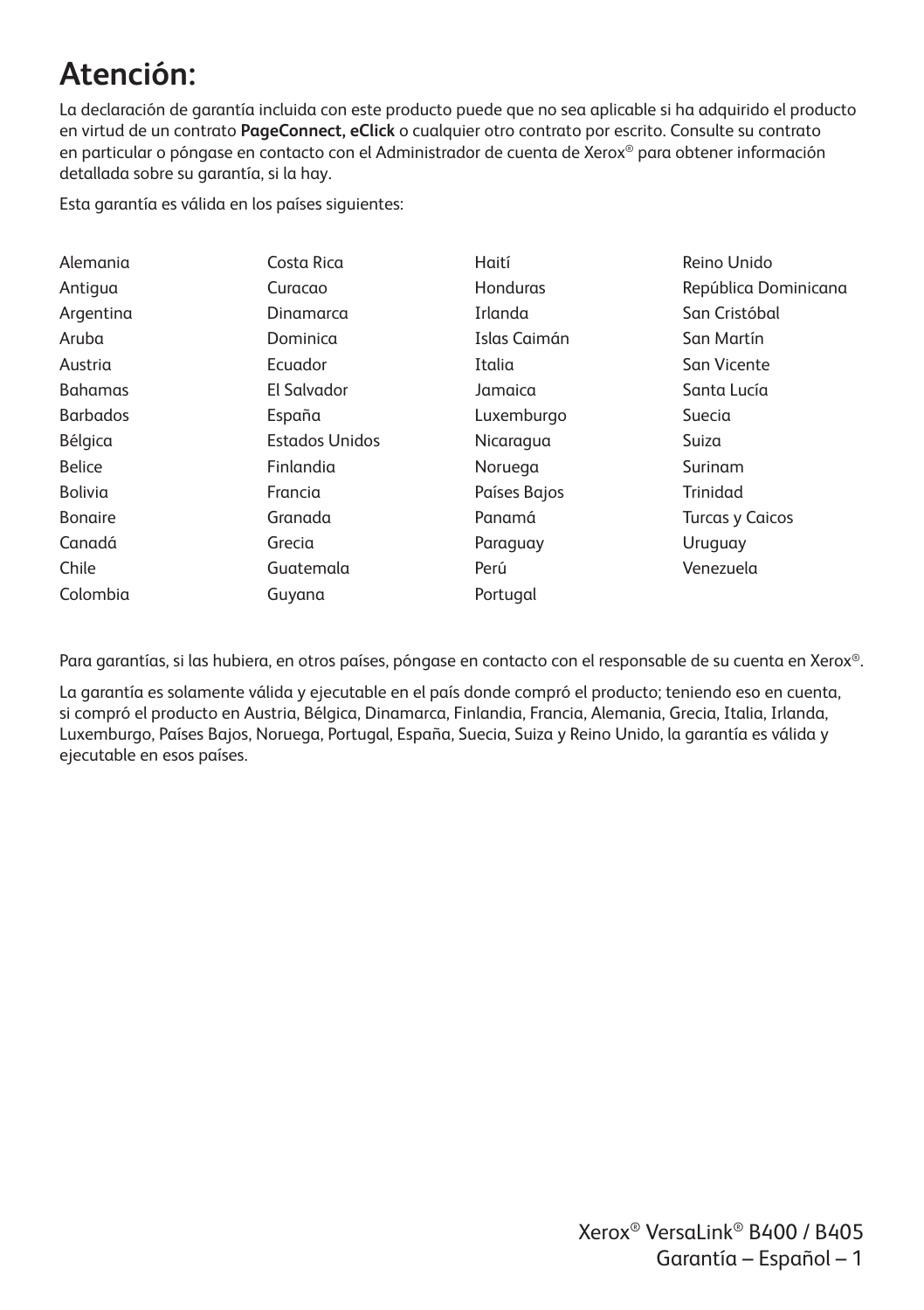# Atención:

La declaración de garantía incluida con este producto puede que no sea aplicable si ha adquirido el producto en virtud de un contrato **PageConnect, eClick** o cualquier otro contrato por escrito. Consulte su contrato en particular o póngase en contacto con el Administrador de cuenta de Xerox® para obtener información detallada sobre su garantía, si la hay.

Esta garantía es válida en los países siguientes:

- Alemania
- Antigua
- Argentina
- Aruba
- Austria
- Bahamas
- Barbados
- Bélgica
- Belice
- Bolivia
- Bonaire
- Canadá
- Chile
- Colombia
- Costa Rica
- Curacao
- Dinamarca
- Dominica
- Ecuador
- El Salvador
- España
- Estados Unidos
- Finlandia
- Francia
- Granada
- Grecia
- Guatemala
- Guyana
- Haití
- Honduras
- Irlanda
- Islas Caimán
- Italia
- Jamaica
- Luxemburgo
- Nicaragua
- Noruega
- Países Bajos
- Panamá
- Paraguay
- Perú
- Portugal
- Reino Unido
- República Dominicana
- San Cristóbal
- San Martín
- San Vicente
- Santa Lucía
- Suecia
- Suiza
- Surinam
- Trinidad
- Turcas y Caicos
- Uruguay
- Venezuela

Para garantías, si las hubiera, en otros países, póngase en contacto con el responsable de su cuenta en Xerox®.

La garantía es solamente válida y ejecutable en el país donde compró el producto; teniendo eso en cuenta, si compró el producto en Austria, Bélgica, Dinamarca, Finlandia, Francia, Alemania, Grecia, Italia, Irlanda, Luxemburgo, Países Bajos, Noruega, Portugal, España, Suecia, Suiza y Reino Unido, la garantía es válida y ejecutable en esos países.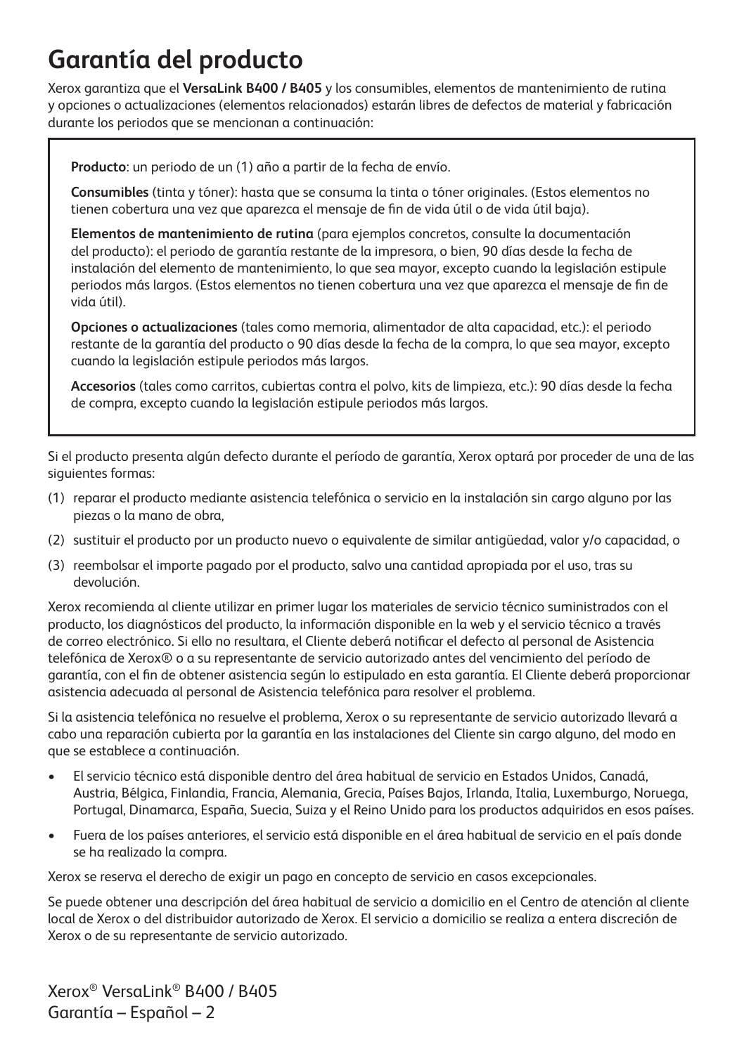# Garantía del producto

Xerox garantiza que el **VersaLink B400 / B405** y los consumibles, elementos de mantenimiento de rutina y opciones o actualizaciones (elementos relacionados) estarán libres de defectos de material y fabricación durante los periodos que se mencionan a continuación:

**Producto**: un periodo de un (1) año a partir de la fecha de envío.

**Consumibles** (tinta y tóner): hasta que se consuma la tinta o tóner originales. (Estos elementos no tienen cobertura una vez que aparezca el mensaje de fin de vida útil o de vida útil baja).

**Elementos de mantenimiento de rutina** (para ejemplos concretos, consulte la documentación del producto): el periodo de garantía restante de la impresora, o bien, 90 días desde la fecha de instalación del elemento de mantenimiento, lo que sea mayor, excepto cuando la legislación estipule periodos más largos. (Estos elementos no tienen cobertura una vez que aparezca el mensaje de fin de vida útil).

**Opciones o actualizaciones** (tales como memoria, alimentador de alta capacidad, etc.): el periodo restante de la garantía del producto o 90 días desde la fecha de la compra, lo que sea mayor, excepto cuando la legislación estipule periodos más largos.

**Accesorios** (tales como carritos, cubiertas contra el polvo, kits de limpieza, etc.): 90 días desde la fecha de compra, excepto cuando la legislación estipule periodos más largos.

Si el producto presenta algún defecto durante el período de garantía, Xerox optará por proceder de una de las siguientes formas:

(1) reparar el producto mediante asistencia telefónica o servicio en la instalación sin cargo alguno por las piezas o la mano de obra,

(2) sustituir el producto por un producto nuevo o equivalente de similar antigüedad, valor y/o capacidad, o

(3) reembolsar el importe pagado por el producto, salvo una cantidad apropiada por el uso, tras su devolución.

Xerox recomienda al cliente utilizar en primer lugar los materiales de servicio técnico suministrados con el producto, los diagnósticos del producto, la información disponible en la web y el servicio técnico a través de correo electrónico. Si ello no resultara, el Cliente deberá notificar el defecto al personal de Asistencia telefónica de Xerox® o a su representante de servicio autorizado antes del vencimiento del período de garantía, con el fin de obtener asistencia según lo estipulado en esta garantía. El Cliente deberá proporcionar asistencia adecuada al personal de Asistencia telefónica para resolver el problema.

Si la asistencia telefónica no resuelve el problema, Xerox o su representante de servicio autorizado llevará a cabo una reparación cubierta por la garantía en las instalaciones del Cliente sin cargo alguno, del modo en que se establece a continuación.

- El servicio técnico está disponible dentro del área habitual de servicio en Estados Unidos, Canadá, Austria, Bélgica, Finlandia, Francia, Alemania, Grecia, Países Bajos, Irlanda, Italia, Luxemburgo, Noruega, Portugal, Dinamarca, España, Suecia, Suiza y el Reino Unido para los productos adquiridos en esos países.
- Fuera de los países anteriores, el servicio está disponible en el área habitual de servicio en el país donde se ha realizado la compra.

Xerox se reserva el derecho de exigir un pago en concepto de servicio en casos excepcionales.

Se puede obtener una descripción del área habitual de servicio a domicilio en el Centro de atención al cliente local de Xerox o del distribuidor autorizado de Xerox. El servicio a domicilio se realiza a entera discreción de Xerox o de su representante de servicio autorizado.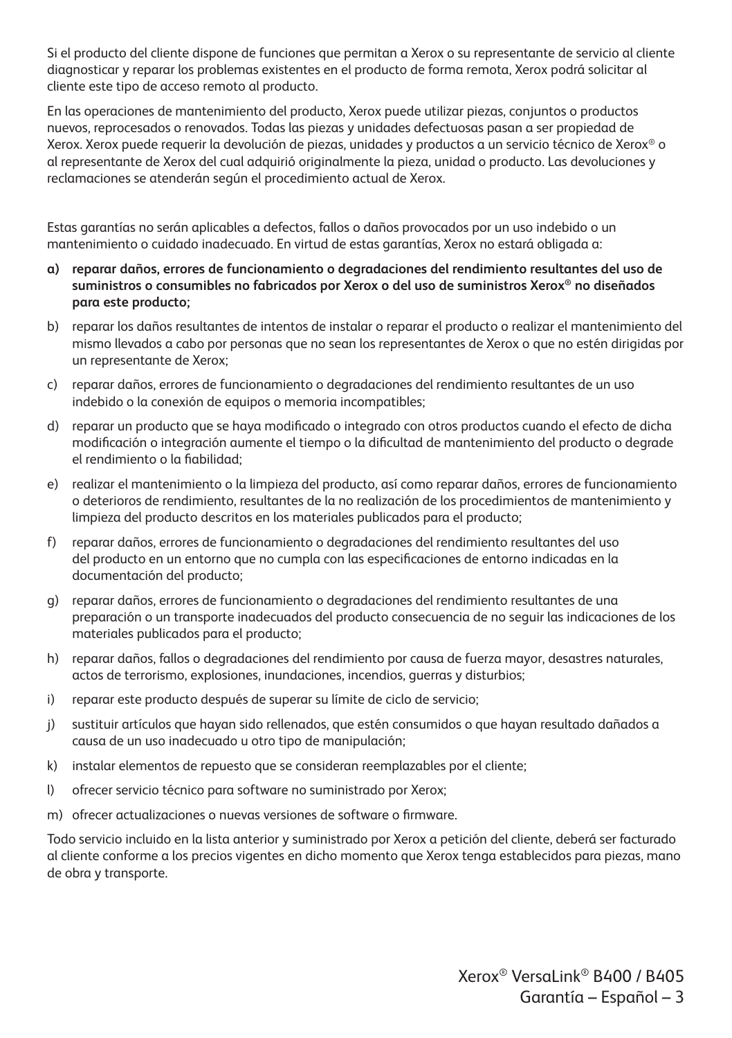Si el producto del cliente dispone de funciones que permitan a Xerox o su representante de servicio al cliente diagnosticar y reparar los problemas existentes en el producto de forma remota, Xerox podrá solicitar al cliente este tipo de acceso remoto al producto.

En las operaciones de mantenimiento del producto, Xerox puede utilizar piezas, conjuntos o productos nuevos, reprocesados o renovados. Todas las piezas y unidades defectuosas pasan a ser propiedad de Xerox. Xerox puede requerir la devolución de piezas, unidades y productos a un servicio técnico de Xerox® o al representante de Xerox del cual adquirió originalmente la pieza, unidad o producto. Las devoluciones y reclamaciones se atenderán según el procedimiento actual de Xerox.

Estas garantías no serán aplicables a defectos, fallos o daños provocados por un uso indebido o un mantenimiento o cuidado inadecuado. En virtud de estas garantías, Xerox no estará obligada a:

a) **reparar daños, errores de funcionamiento o degradaciones del rendimiento resultantes del uso de suministros o consumibles no fabricados por Xerox o del uso de suministros Xerox® no diseñados para este producto;**

b) reparar los daños resultantes de intentos de instalar o reparar el producto o realizar el mantenimiento del mismo llevados a cabo por personas que no sean los representantes de Xerox o que no estén dirigidas por un representante de Xerox;

c) reparar daños, errores de funcionamiento o degradaciones del rendimiento resultantes de un uso indebido o la conexión de equipos o memoria incompatibles;

d) reparar un producto que se haya modificado o integrado con otros productos cuando el efecto de dicha modificación o integración aumente el tiempo o la dificultad de mantenimiento del producto o degrade el rendimiento o la fiabilidad;

e) realizar el mantenimiento o la limpieza del producto, así como reparar daños, errores de funcionamiento o deterioros de rendimiento, resultantes de la no realización de los procedimientos de mantenimiento y limpieza del producto descritos en los materiales publicados para el producto;

f) reparar daños, errores de funcionamiento o degradaciones del rendimiento resultantes del uso del producto en un entorno que no cumpla con las especificaciones de entorno indicadas en la documentación del producto;

g) reparar daños, errores de funcionamiento o degradaciones del rendimiento resultantes de una preparación o un transporte inadecuados del producto consecuencia de no seguir las indicaciones de los materiales publicados para el producto;

h) reparar daños, fallos o degradaciones del rendimiento por causa de fuerza mayor, desastres naturales, actos de terrorismo, explosiones, inundaciones, incendios, guerras y disturbios;

i) reparar este producto después de superar su límite de ciclo de servicio;

j) sustituir artículos que hayan sido rellenados, que estén consumidos o que hayan resultado dañados a causa de un uso inadecuado u otro tipo de manipulación;

k) instalar elementos de repuesto que se consideran reemplazables por el cliente;

l) ofrecer servicio técnico para software no suministrado por Xerox;

m) ofrecer actualizaciones o nuevas versiones de software o firmware.

Todo servicio incluido en la lista anterior y suministrado por Xerox a petición del cliente, deberá ser facturado al cliente conforme a los precios vigentes en dicho momento que Xerox tenga establecidos para piezas, mano de obra y transporte.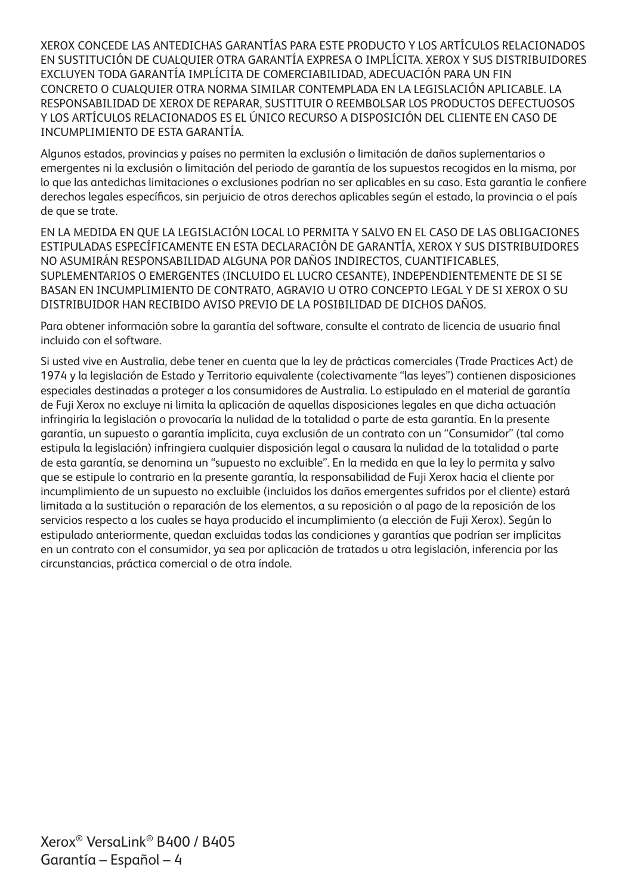XEROX CONCEDE LAS ANTEDICHAS GARANTÍAS PARA ESTE PRODUCTO Y LOS ARTÍCULOS RELACIONADOS EN SUSTITUCIÓN DE CUALQUIER OTRA GARANTÍA EXPRESA O IMPLÍCITA. XEROX Y SUS DISTRIBUIDORES EXCLUYEN TODA GARANTÍA IMPLÍCITA DE COMERCIABILIDAD, ADECUACIÓN PARA UN FIN CONCRETO O CUALQUIER OTRA NORMA SIMILAR CONTEMPLADA EN LA LEGISLACIÓN APLICABLE. LA RESPONSABILIDAD DE XEROX DE REPARAR, SUSTITUIR O REEMBOLSAR LOS PRODUCTOS DEFECTUOSOS Y LOS ARTÍCULOS RELACIONADOS ES EL ÚNICO RECURSO A DISPOSICIÓN DEL CLIENTE EN CASO DE INCUMPLIMIENTO DE ESTA GARANTÍA.

Algunos estados, provincias y países no permiten la exclusión o limitación de daños suplementarios o emergentes ni la exclusión o limitación del periodo de garantía de los supuestos recogidos en la misma, por lo que las antedichas limitaciones o exclusiones podrían no ser aplicables en su caso. Esta garantía le confiere derechos legales específicos, sin perjuicio de otros derechos aplicables según el estado, la provincia o el país de que se trate.

EN LA MEDIDA EN QUE LA LEGISLACIÓN LOCAL LO PERMITA Y SALVO EN EL CASO DE LAS OBLIGACIONES ESTIPULADAS ESPECÍFICAMENTE EN ESTA DECLARACIÓN DE GARANTÍA, XEROX Y SUS DISTRIBUIDORES NO ASUMIRÁN RESPONSABILIDAD ALGUNA POR DAÑOS INDIRECTOS, CUANTIFICABLES, SUPLEMENTARIOS O EMERGENTES (INCLUIDO EL LUCRO CESANTE), INDEPENDIENTEMENTE DE SI SE BASAN EN INCUMPLIMIENTO DE CONTRATO, AGRAVIO U OTRO CONCEPTO LEGAL Y DE SI XEROX O SU DISTRIBUIDOR HAN RECIBIDO AVISO PREVIO DE LA POSIBILIDAD DE DICHOS DAÑOS.

Para obtener información sobre la garantía del software, consulte el contrato de licencia de usuario final incluido con el software.

Si usted vive en Australia, debe tener en cuenta que la ley de prácticas comerciales (Trade Practices Act) de 1974 y la legislación de Estado y Territorio equivalente (colectivamente "las leyes") contienen disposiciones especiales destinadas a proteger a los consumidores de Australia. Lo estipulado en el material de garantía de Fuji Xerox no excluye ni limita la aplicación de aquellas disposiciones legales en que dicha actuación infringiría la legislación o provocaría la nulidad de la totalidad o parte de esta garantía. En la presente garantía, un supuesto o garantía implícita, cuya exclusión de un contrato con un "Consumidor" (tal como estipula la legislación) infringiera cualquier disposición legal o causara la nulidad de la totalidad o parte de esta garantía, se denomina un "supuesto no excluible". En la medida en que la ley lo permita y salvo que se estipule lo contrario en la presente garantía, la responsabilidad de Fuji Xerox hacia el cliente por incumplimiento de un supuesto no excluible (incluidos los daños emergentes sufridos por el cliente) estará limitada a la sustitución o reparación de los elementos, a su reposición o al pago de la reposición de los servicios respecto a los cuales se haya producido el incumplimiento (a elección de Fuji Xerox). Según lo estipulado anteriormente, quedan excluidas todas las condiciones y garantías que podrían ser implícitas en un contrato con el consumidor, ya sea por aplicación de tratados u otra legislación, inferencia por las circunstancias, práctica comercial o de otra índole.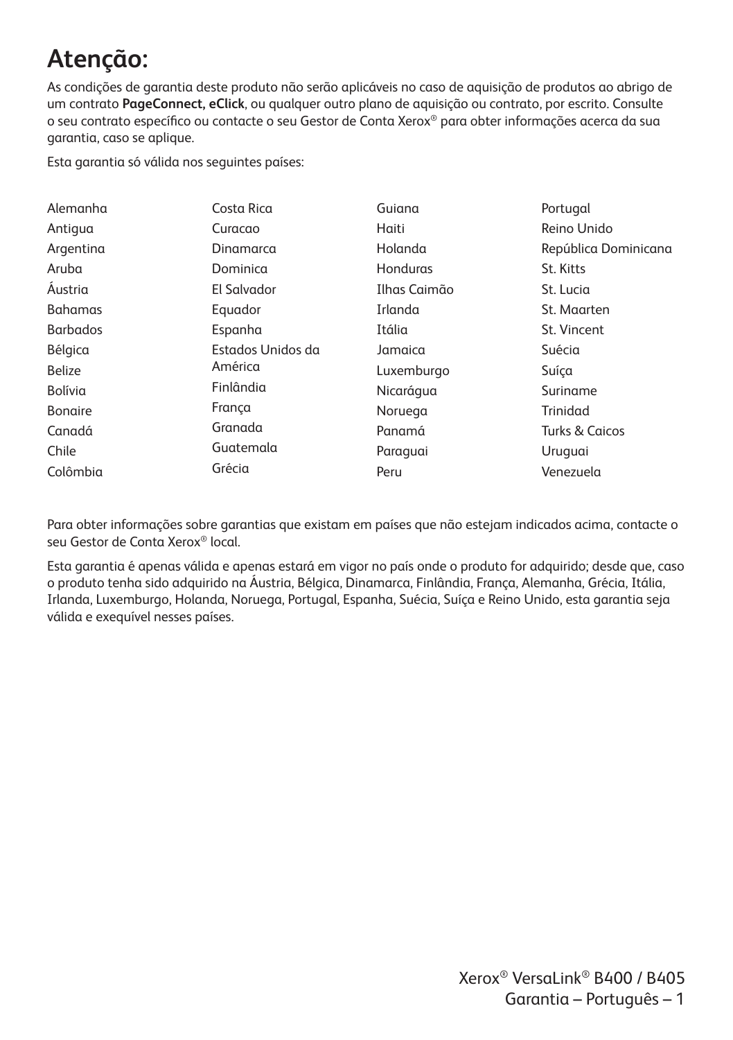# Atenção:

As condições de garantia deste produto não serão aplicáveis no caso de aquisição de produtos ao abrigo de um contrato **PageConnect, eClick**, ou qualquer outro plano de aquisição ou contrato, por escrito. Consulte o seu contrato específico ou contacte o seu Gestor de Conta Xerox® para obter informações acerca da sua garantia, caso se aplique.

Esta garantia só válida nos seguintes países:

- Alemanha
- Antigua
- Argentina
- Aruba
- Áustria
- Bahamas
- Barbados
- Bélgica
- Belize
- Bolívia
- Bonaire
- Canadá
- Chile
- Colômbia
- Costa Rica
- Curacao
- Dinamarca
- Dominica
- El Salvador
- Equador
- Espanha
- Estados Unidos da América
- Finlândia
- França
- Granada
- Guatemala
- Grécia
- Guiana
- Haiti
- Holanda
- Honduras
- Ilhas Caimão
- Irlanda
- Itália
- Jamaica
- Luxemburgo
- Nicarágua
- Noruega
- Panamá
- Paraguai
- Peru
- Portugal
- Reino Unido
- República Dominicana
- St. Kitts
- St. Lucia
- St. Maarten
- St. Vincent
- Suécia
- Suíça
- Suriname
- Trinidad
- Turks & Caicos
- Uruguai
- Venezuela

Para obter informações sobre garantias que existam em países que não estejam indicados acima, contacte o seu Gestor de Conta Xerox® local.

Esta garantia é apenas válida e apenas estará em vigor no país onde o produto for adquirido; desde que, caso o produto tenha sido adquirido na Áustria, Bélgica, Dinamarca, Finlândia, França, Alemanha, Grécia, Itália, Irlanda, Luxemburgo, Holanda, Noruega, Portugal, Espanha, Suécia, Suíça e Reino Unido, esta garantia seja válida e exequível nesses países.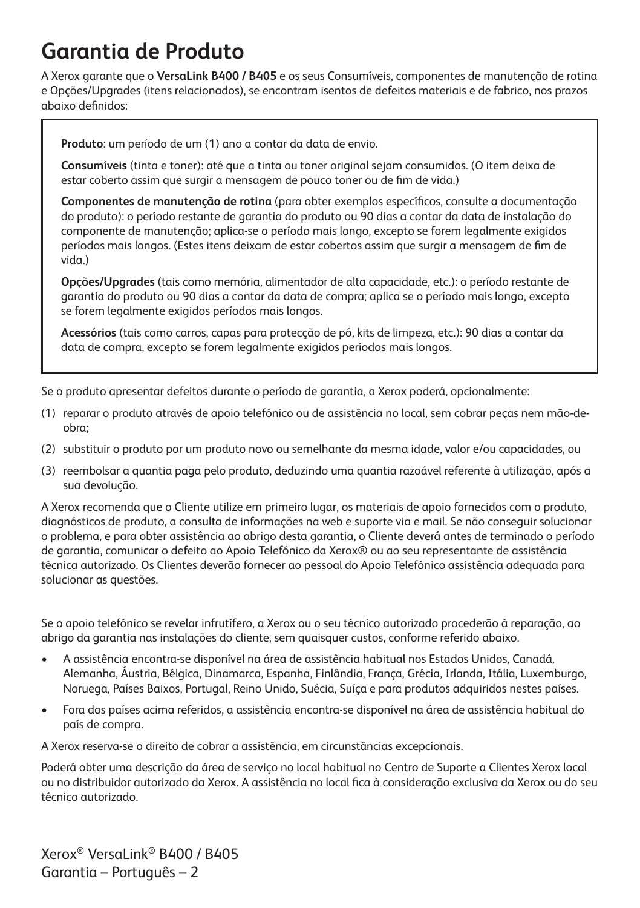# Garantia de Produto

A Xerox garante que o **VersaLink B400 / B405** e os seus Consumíveis, componentes de manutenção de rotina e Opções/Upgrades (itens relacionados), se encontram isentos de defeitos materiais e de fabrico, nos prazos abaixo definidos:

**Produto**: um período de um (1) ano a contar da data de envio.

**Consumíveis** (tinta e toner): até que a tinta ou toner original sejam consumidos. (O item deixa de estar coberto assim que surgir a mensagem de pouco toner ou de fim de vida.)

**Componentes de manutenção de rotina** (para obter exemplos específicos, consulte a documentação do produto): o período restante de garantia do produto ou 90 dias a contar da data de instalação do componente de manutenção; aplica-se o período mais longo, excepto se forem legalmente exigidos períodos mais longos. (Estes itens deixam de estar cobertos assim que surgir a mensagem de fim de vida.)

**Opções/Upgrades** (tais como memória, alimentador de alta capacidade, etc.): o período restante de garantia do produto ou 90 dias a contar da data de compra; aplica se o período mais longo, excepto se forem legalmente exigidos períodos mais longos.

**Acessórios** (tais como carros, capas para protecção de pó, kits de limpeza, etc.): 90 dias a contar da data de compra, excepto se forem legalmente exigidos períodos mais longos.

Se o produto apresentar defeitos durante o período de garantia, a Xerox poderá, opcionalmente:

(1) reparar o produto através de apoio telefónico ou de assistência no local, sem cobrar peças nem mão-de-obra;

(2) substituir o produto por um produto novo ou semelhante da mesma idade, valor e/ou capacidades, ou

(3) reembolsar a quantia paga pelo produto, deduzindo uma quantia razoável referente à utilização, após a sua devolução.

A Xerox recomenda que o Cliente utilize em primeiro lugar, os materiais de apoio fornecidos com o produto, diagnósticos de produto, a consulta de informações na web e suporte via e mail. Se não conseguir solucionar o problema, e para obter assistência ao abrigo desta garantia, o Cliente deverá antes de terminado o período de garantia, comunicar o defeito ao Apoio Telefónico da Xerox® ou ao seu representante de assistência técnica autorizado. Os Clientes deverão fornecer ao pessoal do Apoio Telefónico assistência adequada para solucionar as questões.

Se o apoio telefónico se revelar infrutífero, a Xerox ou o seu técnico autorizado procederão à reparação, ao abrigo da garantia nas instalações do cliente, sem quaisquer custos, conforme referido abaixo.

- A assistência encontra-se disponível na área de assistência habitual nos Estados Unidos, Canadá, Alemanha, Áustria, Bélgica, Dinamarca, Espanha, Finlândia, França, Grécia, Irlanda, Itália, Luxemburgo, Noruega, Países Baixos, Portugal, Reino Unido, Suécia, Suíça e para produtos adquiridos nestes países.
- Fora dos países acima referidos, a assistência encontra-se disponível na área de assistência habitual do país de compra.

A Xerox reserva-se o direito de cobrar a assistência, em circunstâncias excepcionais.

Poderá obter uma descrição da área de serviço no local habitual no Centro de Suporte a Clientes Xerox local ou no distribuidor autorizado da Xerox. A assistência no local fica à consideração exclusiva da Xerox ou do seu técnico autorizado.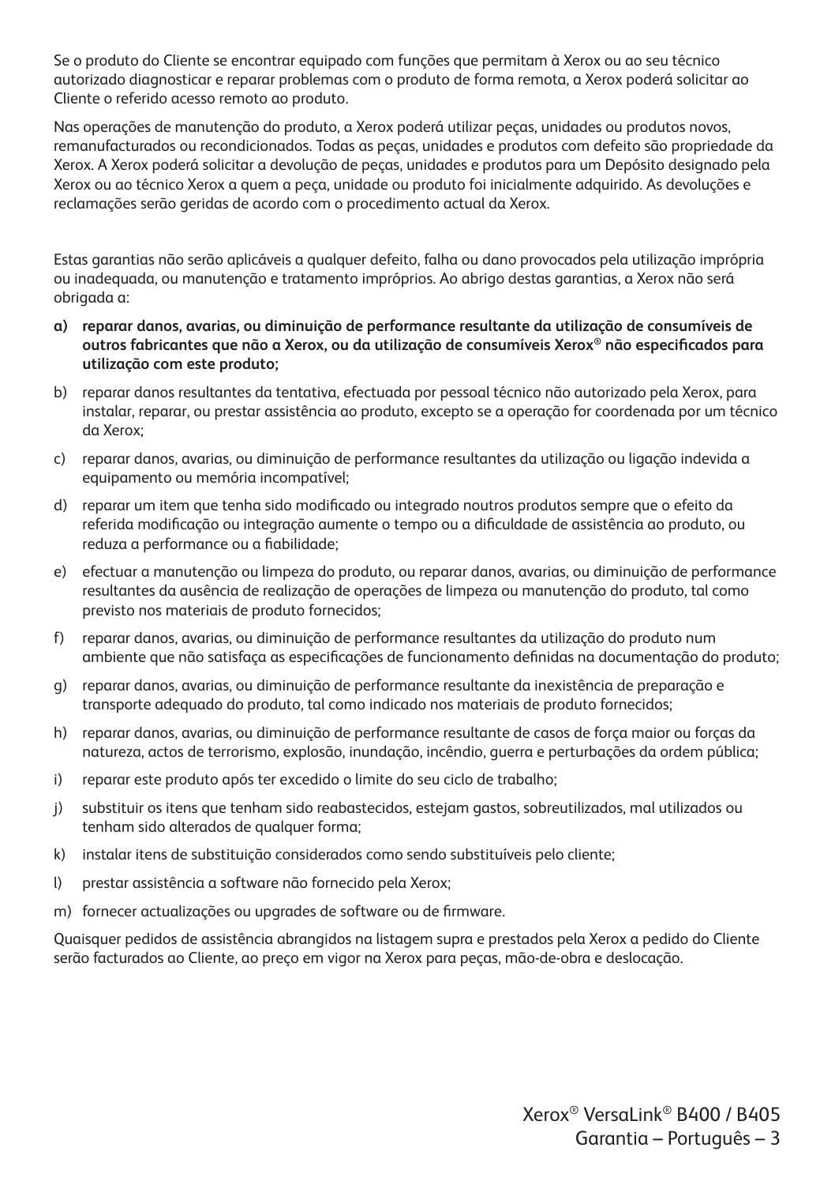Se o produto do Cliente se encontrar equipado com funções que permitam à Xerox ou ao seu técnico autorizado diagnosticar e reparar problemas com o produto de forma remota, a Xerox poderá solicitar ao Cliente o referido acesso remoto ao produto.

Nas operações de manutenção do produto, a Xerox poderá utilizar peças, unidades ou produtos novos, remanufacturados ou recondicionados. Todas as peças, unidades e produtos com defeito são propriedade da Xerox. A Xerox poderá solicitar a devolução de peças, unidades e produtos para um Depósito designado pela Xerox ou ao técnico Xerox a quem a peça, unidade ou produto foi inicialmente adquirido. As devoluções e reclamações serão geridas de acordo com o procedimento actual da Xerox.

Estas garantias não serão aplicáveis a qualquer defeito, falha ou dano provocados pela utilização imprópria ou inadequada, ou manutenção e tratamento impróprios. Ao abrigo destas garantias, a Xerox não será obrigada a:

a) **reparar danos, avarias, ou diminuição de performance resultante da utilização de consumíveis de outros fabricantes que não a Xerox, ou da utilização de consumíveis Xerox® não especificados para utilização com este produto;**

b) reparar danos resultantes da tentativa, efectuada por pessoal técnico não autorizado pela Xerox, para instalar, reparar, ou prestar assistência ao produto, excepto se a operação for coordenada por um técnico da Xerox;

c) reparar danos, avarias, ou diminuição de performance resultantes da utilização ou ligação indevida a equipamento ou memória incompatível;

d) reparar um item que tenha sido modificado ou integrado noutros produtos sempre que o efeito da referida modificação ou integração aumente o tempo ou a dificuldade de assistência ao produto, ou reduza a performance ou a fiabilidade;

e) efectuar a manutenção ou limpeza do produto, ou reparar danos, avarias, ou diminuição de performance resultantes da ausência de realização de operações de limpeza ou manutenção do produto, tal como previsto nos materiais de produto fornecidos;

f) reparar danos, avarias, ou diminuição de performance resultantes da utilização do produto num ambiente que não satisfaça as especificações de funcionamento definidas na documentação do produto;

g) reparar danos, avarias, ou diminuição de performance resultante da inexistência de preparação e transporte adequado do produto, tal como indicado nos materiais de produto fornecidos;

h) reparar danos, avarias, ou diminuição de performance resultante de casos de força maior ou forças da natureza, actos de terrorismo, explosão, inundação, incêndio, guerra e perturbações da ordem pública;

i) reparar este produto após ter excedido o limite do seu ciclo de trabalho;

j) substituir os itens que tenham sido reabastecidos, estejam gastos, sobreutilizados, mal utilizados ou tenham sido alterados de qualquer forma;

k) instalar itens de substituição considerados como sendo substituíveis pelo cliente;

l) prestar assistência a software não fornecido pela Xerox;

m) fornecer actualizações ou upgrades de software ou de firmware.

Quaisquer pedidos de assistência abrangidos na listagem supra e prestados pela Xerox a pedido do Cliente serão facturados ao Cliente, ao preço em vigor na Xerox para peças, mão-de-obra e deslocação.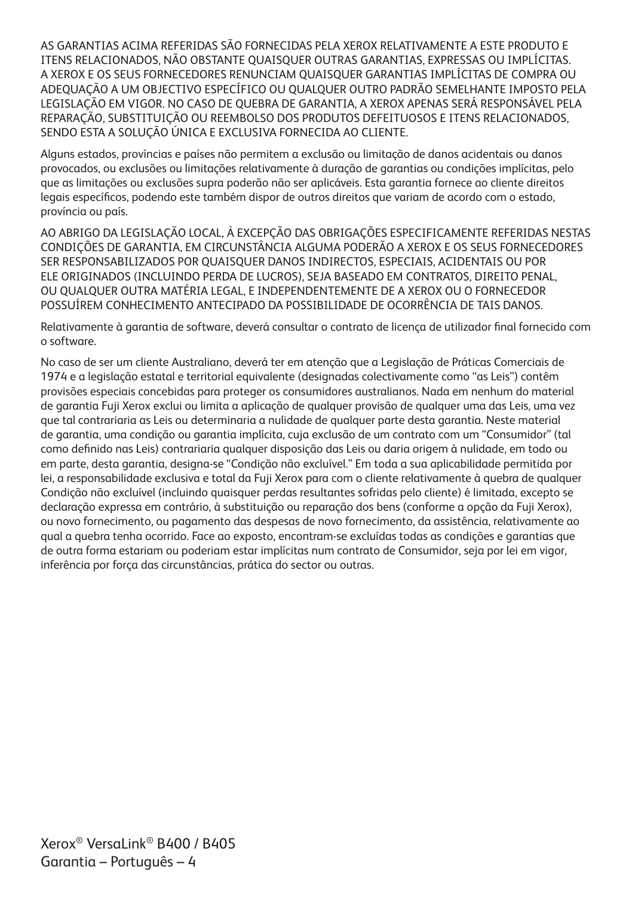AS GARANTIAS ACIMA REFERIDAS SÃO FORNECIDAS PELA XEROX RELATIVAMENTE A ESTE PRODUTO E ITENS RELACIONADOS, NÃO OBSTANTE QUAISQUER OUTRAS GARANTIAS, EXPRESSAS OU IMPLÍCITAS. A XEROX E OS SEUS FORNECEDORES RENUNCIAM QUAISQUER GARANTIAS IMPLÍCITAS DE COMPRA OU ADEQUAÇÃO A UM OBJECTIVO ESPECÍFICO OU QUALQUER OUTRO PADRÃO SEMELHANTE IMPOSTO PELA LEGISLAÇÃO EM VIGOR. NO CASO DE QUEBRA DE GARANTIA, A XEROX APENAS SERÁ RESPONSÁVEL PELA REPARAÇÃO, SUBSTITUIÇÃO OU REEMBOLSO DOS PRODUTOS DEFEITUOSOS E ITENS RELACIONADOS, SENDO ESTA A SOLUÇÃO ÚNICA E EXCLUSIVA FORNECIDA AO CLIENTE.

Alguns estados, províncias e países não permitem a exclusão ou limitação de danos acidentais ou danos provocados, ou exclusões ou limitações relativamente à duração de garantias ou condições implícitas, pelo que as limitações ou exclusões supra poderão não ser aplicáveis. Esta garantia fornece ao cliente direitos legais específicos, podendo este também dispor de outros direitos que variam de acordo com o estado, província ou país.

AO ABRIGO DA LEGISLAÇÃO LOCAL, À EXCEPÇÃO DAS OBRIGAÇÕES ESPECIFICAMENTE REFERIDAS NESTAS CONDIÇÕES DE GARANTIA, EM CIRCUNSTÂNCIA ALGUMA PODERÃO A XEROX E OS SEUS FORNECEDORES SER RESPONSABILIZADOS POR QUAISQUER DANOS INDIRECTOS, ESPECIAIS, ACIDENTAIS OU POR ELE ORIGINADOS (INCLUINDO PERDA DE LUCROS), SEJA BASEADO EM CONTRATOS, DIREITO PENAL, OU QUALQUER OUTRA MATÉRIA LEGAL, E INDEPENDENTEMENTE DE A XEROX OU O FORNECEDOR POSSUÍREM CONHECIMENTO ANTECIPADO DA POSSIBILIDADE DE OCORRÊNCIA DE TAIS DANOS.

Relativamente à garantia de software, deverá consultar o contrato de licença de utilizador final fornecido com o software.

No caso de ser um cliente Australiano, deverá ter em atenção que a Legislação de Práticas Comerciais de 1974 e a legislação estatal e territorial equivalente (designadas colectivamente como "as Leis") contêm provisões especiais concebidas para proteger os consumidores australianos. Nada em nenhum do material de garantia Fuji Xerox exclui ou limita a aplicação de qualquer provisão de qualquer uma das Leis, uma vez que tal contrariaria as Leis ou determinaria a nulidade de qualquer parte desta garantia. Neste material de garantia, uma condição ou garantia implícita, cuja exclusão de um contrato com um "Consumidor" (tal como definido nas Leis) contrariaria qualquer disposição das Leis ou daria origem à nulidade, em todo ou em parte, desta garantia, designa-se "Condição não excluível." Em toda a sua aplicabilidade permitida por lei, a responsabilidade exclusiva e total da Fuji Xerox para com o cliente relativamente à quebra de qualquer Condição não excluível (incluindo quaisquer perdas resultantes sofridas pelo cliente) é limitada, excepto se declaração expressa em contrário, à substituição ou reparação dos bens (conforme a opção da Fuji Xerox), ou novo fornecimento, ou pagamento das despesas de novo fornecimento, da assistência, relativamente ao qual a quebra tenha ocorrido. Face ao exposto, encontram-se excluídas todas as condições e garantias que de outra forma estariam ou poderiam estar implícitas num contrato de Consumidor, seja por lei em vigor, inferência por força das circunstâncias, prática do sector ou outras.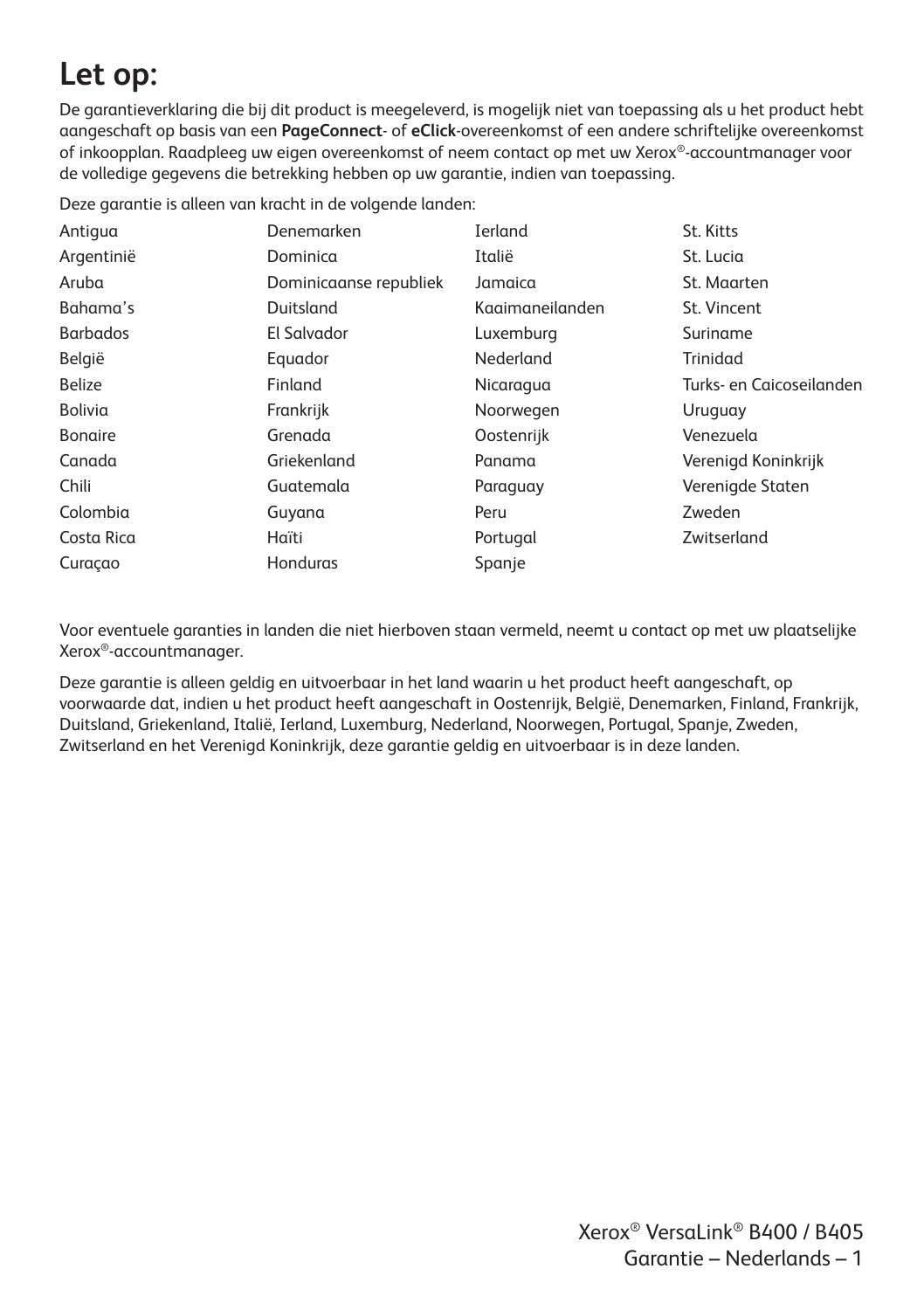# Let op:

De garantieverklaring die bij dit product is meegeleverd, is mogelijk niet van toepassing als u het product hebt aangeschaft op basis van een **PageConnect**- of **eClick**-overeenkomst of een andere schriftelijke overeenkomst of inkoopplan. Raadpleeg uw eigen overeenkomst of neem contact op met uw Xerox®-accountmanager voor de volledige gegevens die betrekking hebben op uw garantie, indien van toepassing.

Deze garantie is alleen van kracht in de volgende landen:

| | | | |
|---|---|---|---|
| Antigua | Denemarken | Ierland | St. Kitts |
| Argentinië | Dominica | Italië | St. Lucia |
| Aruba | Dominicaanse republiek | Jamaica | St. Maarten |
| Bahama's | Duitsland | Kaaimaneilanden | St. Vincent |
| Barbados | El Salvador | Luxemburg | Suriname |
| België | Equador | Nederland | Trinidad |
| Belize | Finland | Nicaragua | Turks- en Caicoseilanden |
| Bolivia | Frankrijk | Noorwegen | Uruguay |
| Bonaire | Grenada | Oostenrijk | Venezuela |
| Canada | Griekenland | Panama | Verenigd Koninkrijk |
| Chili | Guatemala | Paraguay | Verenigde Staten |
| Colombia | Guyana | Peru | Zweden |
| Costa Rica | Haïti | Portugal | Zwitserland |
| Curaçao | Honduras | Spanje | |

Voor eventuele garanties in landen die niet hierboven staan vermeld, neemt u contact op met uw plaatselijke Xerox®-accountmanager.

Deze garantie is alleen geldig en uitvoerbaar in het land waarin u het product heeft aangeschaft, op voorwaarde dat, indien u het product heeft aangeschaft in Oostenrijk, België, Denemarken, Finland, Frankrijk, Duitsland, Griekenland, Italië, Ierland, Luxemburg, Nederland, Noorwegen, Portugal, Spanje, Zweden, Zwitserland en het Verenigd Koninkrijk, deze garantie geldig en uitvoerbaar is in deze landen.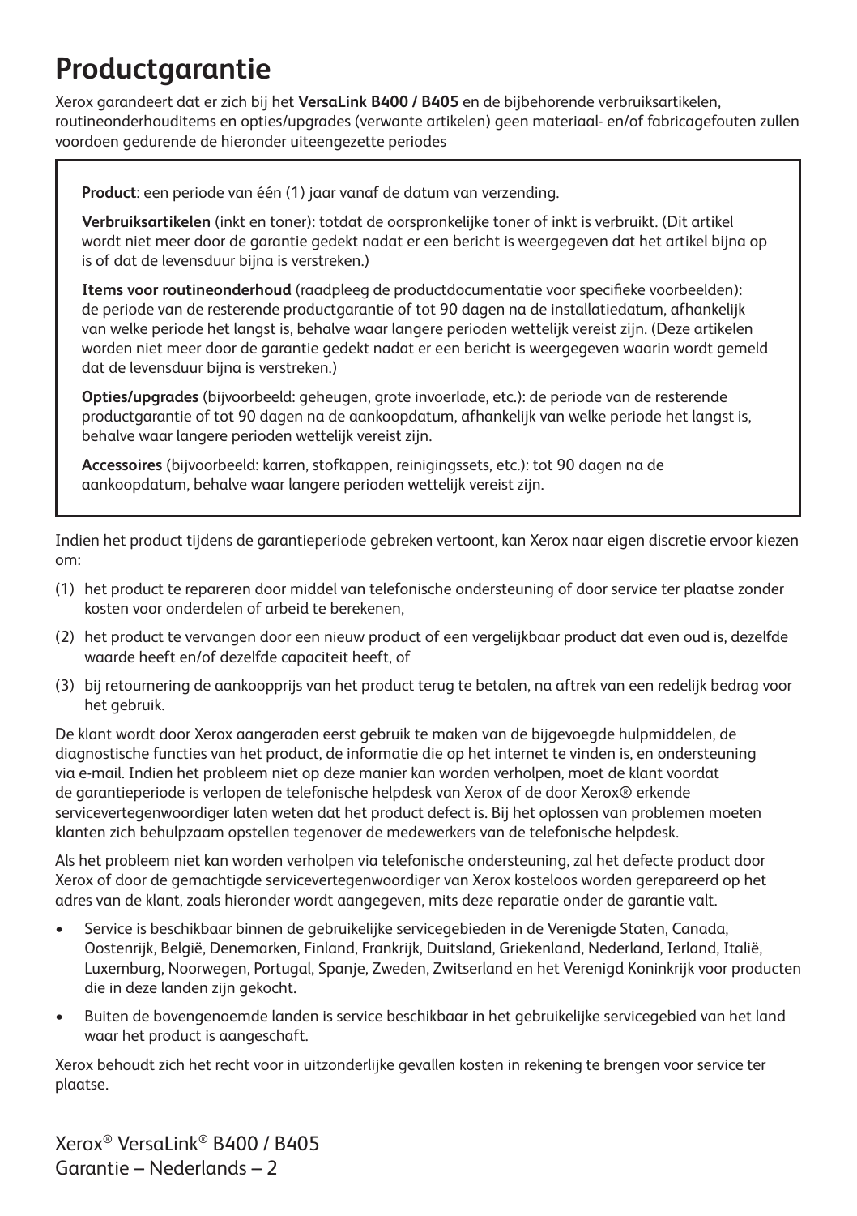# Productgarantie

Xerox garandeert dat er zich bij het **VersaLink B400 / B405** en de bijbehorende verbruiksartikelen, routineonderhouditems en opties/upgrades (verwante artikelen) geen materiaal- en/of fabricagefouten zullen voordoen gedurende de hieronder uiteengezette periodes

**Product**: een periode van één (1) jaar vanaf de datum van verzending.

**Verbruiksartikelen** (inkt en toner): totdat de oorspronkelijke toner of inkt is verbruikt. (Dit artikel wordt niet meer door de garantie gedekt nadat er een bericht is weergegeven dat het artikel bijna op is of dat de levensduur bijna is verstreken.)

**Items voor routineonderhoud** (raadpleeg de productdocumentatie voor specifieke voorbeelden): de periode van de resterende productgarantie of tot 90 dagen na de installatiedatum, afhankelijk van welke periode het langst is, behalve waar langere perioden wettelijk vereist zijn. (Deze artikelen worden niet meer door de garantie gedekt nadat er een bericht is weergegeven waarin wordt gemeld dat de levensduur bijna is verstreken.)

**Opties/upgrades** (bijvoorbeeld: geheugen, grote invoerlade, etc.): de periode van de resterende productgarantie of tot 90 dagen na de aankoopdatum, afhankelijk van welke periode het langst is, behalve waar langere perioden wettelijk vereist zijn.

**Accessoires** (bijvoorbeeld: karren, stofkappen, reinigingssets, etc.): tot 90 dagen na de aankoopdatum, behalve waar langere perioden wettelijk vereist zijn.

Indien het product tijdens de garantieperiode gebreken vertoont, kan Xerox naar eigen discretie ervoor kiezen om:

(1) het product te repareren door middel van telefonische ondersteuning of door service ter plaatse zonder kosten voor onderdelen of arbeid te berekenen,

(2) het product te vervangen door een nieuw product of een vergelijkbaar product dat even oud is, dezelfde waarde heeft en/of dezelfde capaciteit heeft, of

(3) bij retournering de aankoopprijs van het product terug te betalen, na aftrek van een redelijk bedrag voor het gebruik.

De klant wordt door Xerox aangeraden eerst gebruik te maken van de bijgevoegde hulpmiddelen, de diagnostische functies van het product, de informatie die op het internet te vinden is, en ondersteuning via e-mail. Indien het probleem niet op deze manier kan worden verholpen, moet de klant voordat de garantieperiode is verlopen de telefonische helpdesk van Xerox of de door Xerox® erkende servicevertegenwoordiger laten weten dat het product defect is. Bij het oplossen van problemen moeten klanten zich behulpzaam opstellen tegenover de medewerkers van de telefonische helpdesk.

Als het probleem niet kan worden verholpen via telefonische ondersteuning, zal het defecte product door Xerox of door de gemachtigde servicevertegenwoordiger van Xerox kosteloos worden gerepareerd op het adres van de klant, zoals hieronder wordt aangegeven, mits deze reparatie onder de garantie valt.

- Service is beschikbaar binnen de gebruikelijke servicegebieden in de Verenigde Staten, Canada, Oostenrijk, België, Denemarken, Finland, Frankrijk, Duitsland, Griekenland, Nederland, Ierland, Italië, Luxemburg, Noorwegen, Portugal, Spanje, Zweden, Zwitserland en het Verenigd Koninkrijk voor producten die in deze landen zijn gekocht.
- Buiten de bovengenoemde landen is service beschikbaar in het gebruikelijke servicegebied van het land waar het product is aangeschaft.

Xerox behoudt zich het recht voor in uitzonderlijke gevallen kosten in rekening te brengen voor service ter plaatse.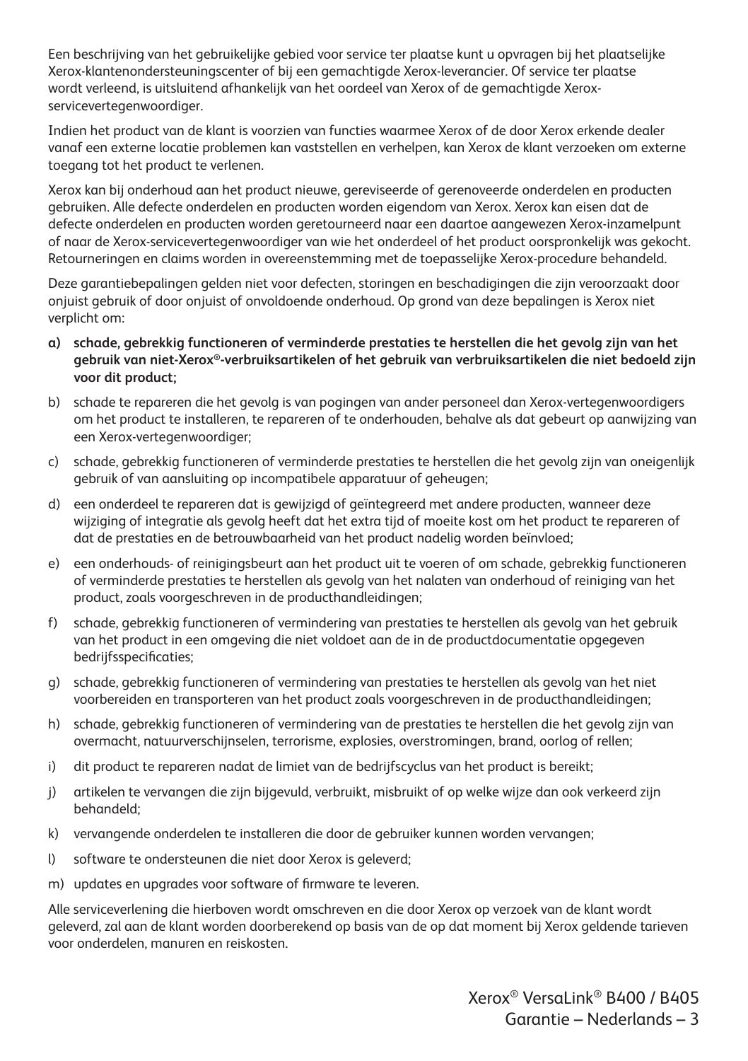Een beschrijving van het gebruikelijke gebied voor service ter plaatse kunt u opvragen bij het plaatselijke Xerox-klantenondersteuningscenter of bij een gemachtigde Xerox-leverancier. Of service ter plaatse wordt verleend, is uitsluitend afhankelijk van het oordeel van Xerox of de gemachtigde Xerox-servicevertegenwoordiger.

Indien het product van de klant is voorzien van functies waarmee Xerox of de door Xerox erkende dealer vanaf een externe locatie problemen kan vaststellen en verhelpen, kan Xerox de klant verzoeken om externe toegang tot het product te verlenen.

Xerox kan bij onderhoud aan het product nieuwe, gereviseerde of gerenoveerde onderdelen en producten gebruiken. Alle defecte onderdelen en producten worden eigendom van Xerox. Xerox kan eisen dat de defecte onderdelen en producten worden geretourneerd naar een daartoe aangewezen Xerox-inzamelpunt of naar de Xerox-servicevertegenwoordiger van wie het onderdeel of het product oorspronkelijk was gekocht. Retourneringen en claims worden in overeenstemming met de toepasselijke Xerox-procedure behandeld.

Deze garantiebepalingen gelden niet voor defecten, storingen en beschadigingen die zijn veroorzaakt door onjuist gebruik of door onjuist of onvoldoende onderhoud. Op grond van deze bepalingen is Xerox niet verplicht om:

a) **schade, gebrekkig functioneren of verminderde prestaties te herstellen die het gevolg zijn van het gebruik van niet-Xerox®-verbruiksartikelen of het gebruik van verbruiksartikelen die niet bedoeld zijn voor dit product;**

b) schade te repareren die het gevolg is van pogingen van ander personeel dan Xerox-vertegenwoordigers om het product te installeren, te repareren of te onderhouden, behalve als dat gebeurt op aanwijzing van een Xerox-vertegenwoordiger;

c) schade, gebrekkig functioneren of verminderde prestaties te herstellen die het gevolg zijn van oneigenlijk gebruik of van aansluiting op incompatibele apparatuur of geheugen;

d) een onderdeel te repareren dat is gewijzigd of geïntegreerd met andere producten, wanneer deze wijziging of integratie als gevolg heeft dat het extra tijd of moeite kost om het product te repareren of dat de prestaties en de betrouwbaarheid van het product nadelig worden beïnvloed;

e) een onderhouds- of reinigingsbeurt aan het product uit te voeren of om schade, gebrekkig functioneren of verminderde prestaties te herstellen als gevolg van het nalaten van onderhoud of reiniging van het product, zoals voorgeschreven in de producthandleidingen;

f) schade, gebrekkig functioneren of vermindering van prestaties te herstellen als gevolg van het gebruik van het product in een omgeving die niet voldoet aan de in de productdocumentatie opgegeven bedrijfsspecificaties;

g) schade, gebrekkig functioneren of vermindering van prestaties te herstellen als gevolg van het niet voorbereiden en transporteren van het product zoals voorgeschreven in de producthandleidingen;

h) schade, gebrekkig functioneren of vermindering van de prestaties te herstellen die het gevolg zijn van overmacht, natuurverschijnselen, terrorisme, explosies, overstromingen, brand, oorlog of rellen;

i) dit product te repareren nadat de limiet van de bedrijfscyclus van het product is bereikt;

j) artikelen te vervangen die zijn bijgevuld, verbruikt, misbruikt of op welke wijze dan ook verkeerd zijn behandeld;

k) vervangende onderdelen te installeren die door de gebruiker kunnen worden vervangen;

l) software te ondersteunen die niet door Xerox is geleverd;

m) updates en upgrades voor software of firmware te leveren.

Alle serviceverlening die hierboven wordt omschreven en die door Xerox op verzoek van de klant wordt geleverd, zal aan de klant worden doorberekend op basis van de op dat moment bij Xerox geldende tarieven voor onderdelen, manuren en reiskosten.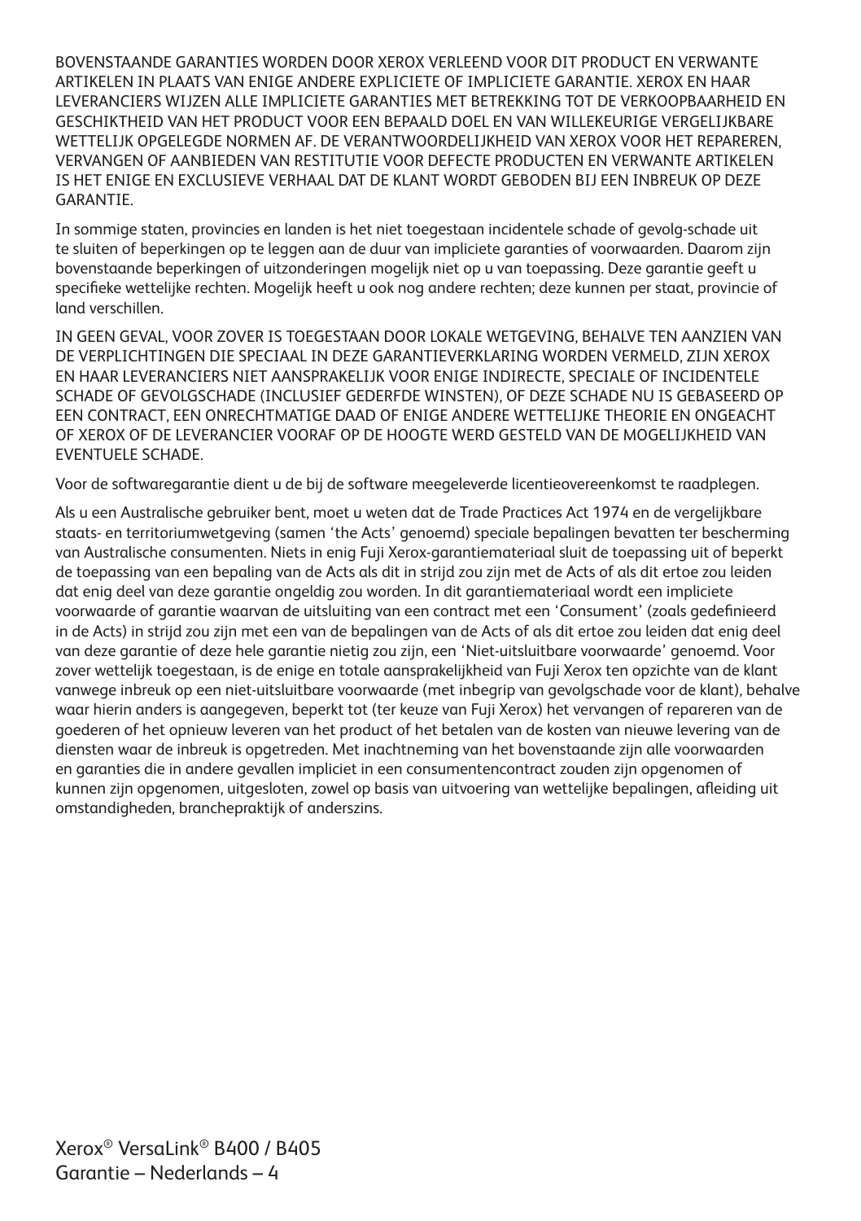BOVENSTAANDE GARANTIES WORDEN DOOR XEROX VERLEEND VOOR DIT PRODUCT EN VERWANTE ARTIKELEN IN PLAATS VAN ENIGE ANDERE EXPLICIETE OF IMPLICIETE GARANTIE. XEROX EN HAAR LEVERANCIERS WIJZEN ALLE IMPLICIETE GARANTIES MET BETREKKING TOT DE VERKOOPBAARHEID EN GESCHIKTHEID VAN HET PRODUCT VOOR EEN BEPAALD DOEL EN VAN WILLEKEURIGE VERGELIJKBARE WETTELIJK OPGELEGDE NORMEN AF. DE VERANTWOORDELIJKHEID VAN XEROX VOOR HET REPAREREN, VERVANGEN OF AANBIEDEN VAN RESTITUTIE VOOR DEFECTE PRODUCTEN EN VERWANTE ARTIKELEN IS HET ENIGE EN EXCLUSIEVE VERHAAL DAT DE KLANT WORDT GEBODEN BIJ EEN INBREUK OP DEZE GARANTIE.

In sommige staten, provincies en landen is het niet toegestaan incidentele schade of gevolg-schade uit te sluiten of beperkingen op te leggen aan de duur van impliciete garanties of voorwaarden. Daarom zijn bovenstaande beperkingen of uitzonderingen mogelijk niet op u van toepassing. Deze garantie geeft u specifieke wettelijke rechten. Mogelijk heeft u ook nog andere rechten; deze kunnen per staat, provincie of land verschillen.

IN GEEN GEVAL, VOOR ZOVER IS TOEGESTAAN DOOR LOKALE WETGEVING, BEHALVE TEN AANZIEN VAN DE VERPLICHTINGEN DIE SPECIAAL IN DEZE GARANTIEVERKLARING WORDEN VERMELD, ZIJN XEROX EN HAAR LEVERANCIERS NIET AANSPRAKELIJK VOOR ENIGE INDIRECTE, SPECIALE OF INCIDENTELE SCHADE OF GEVOLGSCHADE (INCLUSIEF GEDERFDE WINSTEN), OF DEZE SCHADE NU IS GEBASEERD OP EEN CONTRACT, EEN ONRECHTMATIGE DAAD OF ENIGE ANDERE WETTELIJKE THEORIE EN ONGEACHT OF XEROX OF DE LEVERANCIER VOORAF OP DE HOOGTE WERD GESTELD VAN DE MOGELIJKHEID VAN EVENTUELE SCHADE.

Voor de softwaregarantie dient u de bij de software meegeleverde licentieovereenkomst te raadplegen.

Als u een Australische gebruiker bent, moet u weten dat de Trade Practices Act 1974 en de vergelijkbare staats- en territoriumwetgeving (samen 'the Acts' genoemd) speciale bepalingen bevatten ter bescherming van Australische consumenten. Niets in enig Fuji Xerox-garantiemateriaal sluit de toepassing uit of beperkt de toepassing van een bepaling van de Acts als dit in strijd zou zijn met de Acts of als dit ertoe zou leiden dat enig deel van deze garantie ongeldig zou worden. In dit garantiemateriaal wordt een impliciete voorwaarde of garantie waarvan de uitsluiting van een contract met een 'Consument' (zoals gedefinieerd in de Acts) in strijd zou zijn met een van de bepalingen van de Acts of als dit ertoe zou leiden dat enig deel van deze garantie of deze hele garantie nietig zou zijn, een 'Niet-uitsluitbare voorwaarde' genoemd. Voor zover wettelijk toegestaan, is de enige en totale aansprakelijkheid van Fuji Xerox ten opzichte van de klant vanwege inbreuk op een niet-uitsluitbare voorwaarde (met inbegrip van gevolgschade voor de klant), behalve waar hierin anders is aangegeven, beperkt tot (ter keuze van Fuji Xerox) het vervangen of repareren van de goederen of het opnieuw leveren van het product of het betalen van de kosten van nieuwe levering van de diensten waar de inbreuk is opgetreden. Met inachtneming van het bovenstaande zijn alle voorwaarden en garanties die in andere gevallen impliciet in een consumentencontract zouden zijn opgenomen of kunnen zijn opgenomen, uitgesloten, zowel op basis van uitvoering van wettelijke bepalingen, afleiding uit omstandigheden, branchepraktijk of anderszins.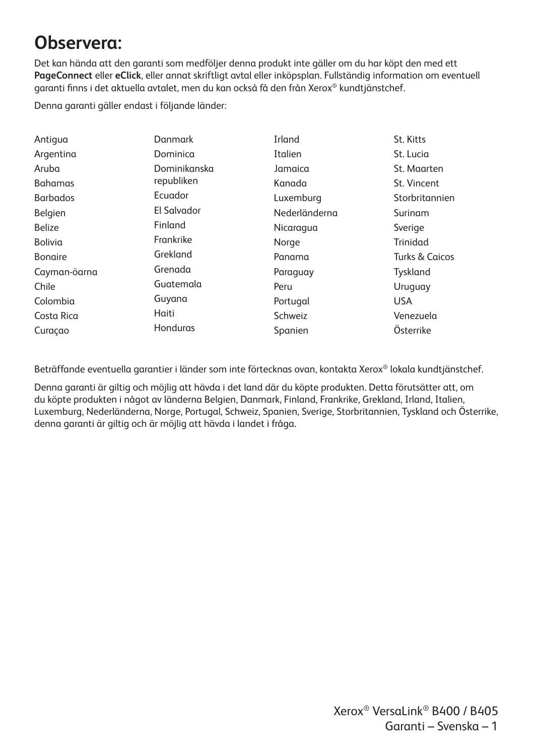# Observera:

Det kan hända att den garanti som medföljer denna produkt inte gäller om du har köpt den med ett **PageConnect** eller **eClick**, eller annat skriftligt avtal eller inköpsplan. Fullständig information om eventuell garanti finns i det aktuella avtalet, men du kan också få den från Xerox® kundtjänstchef.

Denna garanti gäller endast i följande länder:

- Antigua
- Argentina
- Aruba
- Bahamas
- Barbados
- Belgien
- Belize
- Bolivia
- Bonaire
- Cayman-öarna
- Chile
- Colombia
- Costa Rica
- Curaçao
- Danmark
- Dominica
- Dominikanska republiken
- Ecuador
- El Salvador
- Finland
- Frankrike
- Grekland
- Grenada
- Guatemala
- Guyana
- Haiti
- Honduras
- Irland
- Italien
- Jamaica
- Kanada
- Luxemburg
- Nederländerna
- Nicaragua
- Norge
- Panama
- Paraguay
- Peru
- Portugal
- Schweiz
- Spanien
- St. Kitts
- St. Lucia
- St. Maarten
- St. Vincent
- Storbritannien
- Surinam
- Sverige
- Trinidad
- Turks & Caicos
- Tyskland
- Uruguay
- USA
- Venezuela
- Österrike

Beträffande eventuella garantier i länder som inte förtecknas ovan, kontakta Xerox® lokala kundtjänstchef.

Denna garanti är giltig och möjlig att hävda i det land där du köpte produkten. Detta förutsätter att, om du köpte produkten i något av länderna Belgien, Danmark, Finland, Frankrike, Grekland, Irland, Italien, Luxemburg, Nederländerna, Norge, Portugal, Schweiz, Spanien, Sverige, Storbritannien, Tyskland och Österrike, denna garanti är giltig och är möjlig att hävda i landet i fråga.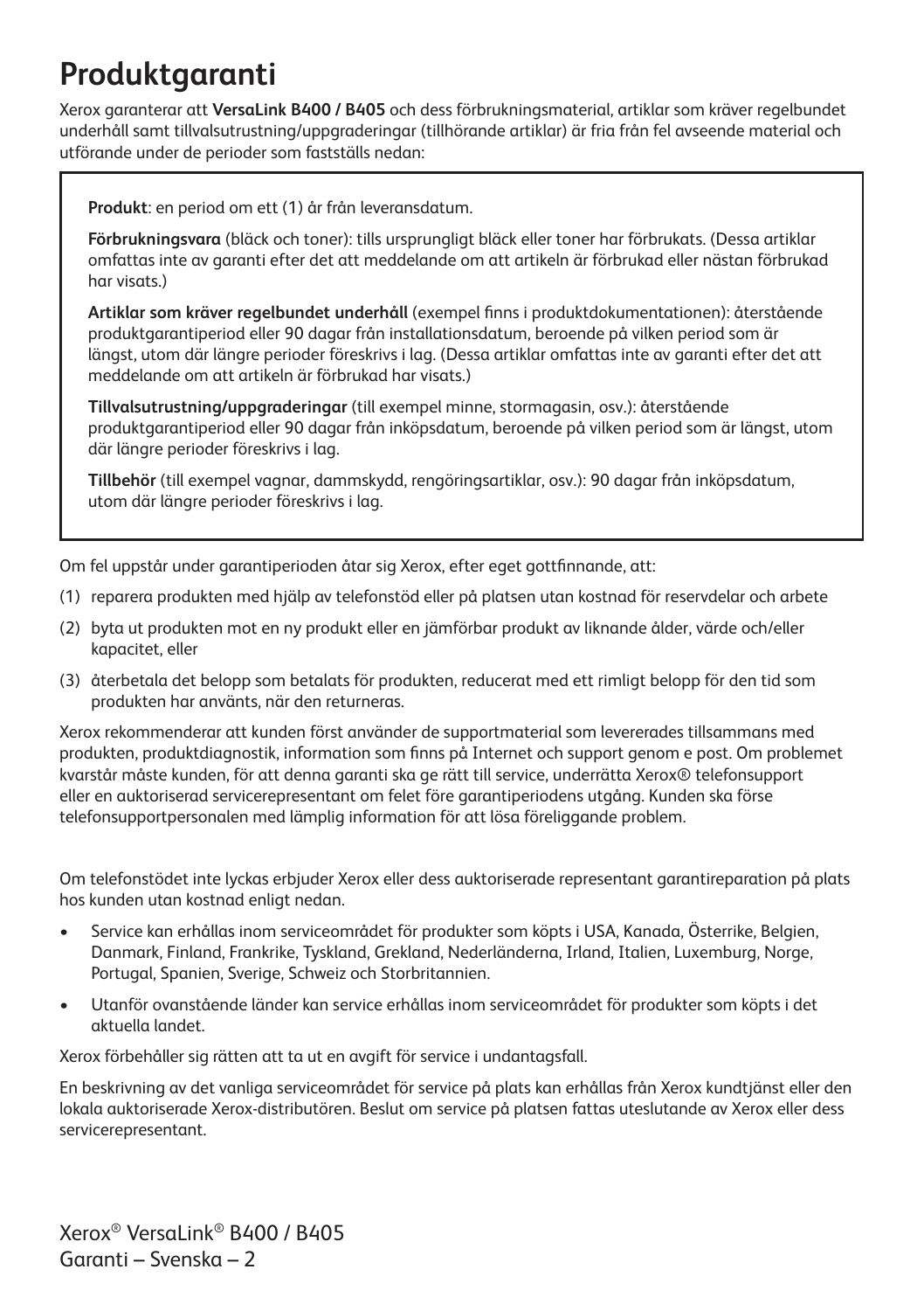# Produktgaranti

Xerox garanterar att **VersaLink B400 / B405** och dess förbrukningsmaterial, artiklar som kräver regelbundet underhåll samt tillvalsutrustning/uppgraderingar (tillhörande artiklar) är fria från fel avseende material och utförande under de perioder som fastställs nedan:

**Produkt**: en period om ett (1) år från leveransdatum.

**Förbrukningsvara** (bläck och toner): tills ursprungligt bläck eller toner har förbrukats. (Dessa artiklar omfattas inte av garanti efter det att meddelande om att artikeln är förbrukad eller nästan förbrukad har visats.)

**Artiklar som kräver regelbundet underhåll** (exempel finns i produktdokumentationen): återstående produktgarantiperiod eller 90 dagar från installationsdatum, beroende på vilken period som är längst, utom där längre perioder föreskrivs i lag. (Dessa artiklar omfattas inte av garanti efter det att meddelande om att artikeln är förbrukad har visats.)

**Tillvalsutrustning/uppgraderingar** (till exempel minne, stormagasin, osv.): återstående produktgarantiperiod eller 90 dagar från inköpsdatum, beroende på vilken period som är längst, utom där längre perioder föreskrivs i lag.

**Tillbehör** (till exempel vagnar, dammskydd, rengöringsartiklar, osv.): 90 dagar från inköpsdatum, utom där längre perioder föreskrivs i lag.

Om fel uppstår under garantiperioden åtar sig Xerox, efter eget gottfinnande, att:

(1) reparera produkten med hjälp av telefonstöd eller på platsen utan kostnad för reservdelar och arbete

(2) byta ut produkten mot en ny produkt eller en jämförbar produkt av liknande ålder, värde och/eller kapacitet, eller

(3) återbetala det belopp som betalats för produkten, reducerat med ett rimligt belopp för den tid som produkten har använts, när den returneras.

Xerox rekommenderar att kunden först använder de supportmaterial som levererades tillsammans med produkten, produktdiagnostik, information som finns på Internet och support genom e post. Om problemet kvarstår måste kunden, för att denna garanti ska ge rätt till service, underrätta Xerox® telefonsupport eller en auktoriserad servicerepresentant om felet före garantiperiodens utgång. Kunden ska förse telefonsupportpersonalen med lämplig information för att lösa föreliggande problem.

Om telefonstödet inte lyckas erbjuder Xerox eller dess auktoriserade representant garantireparation på plats hos kunden utan kostnad enligt nedan.

- Service kan erhållas inom serviceområdet för produkter som köpts i USA, Kanada, Österrike, Belgien, Danmark, Finland, Frankrike, Tyskland, Grekland, Nederländerna, Irland, Italien, Luxemburg, Norge, Portugal, Spanien, Sverige, Schweiz och Storbritannien.
- Utanför ovanstående länder kan service erhållas inom serviceområdet för produkter som köpts i det aktuella landet.

Xerox förbehåller sig rätten att ta ut en avgift för service i undantagsfall.

En beskrivning av det vanliga serviceområdet för service på plats kan erhållas från Xerox kundtjänst eller den lokala auktoriserade Xerox-distributören. Beslut om service på platsen fattas uteslutande av Xerox eller dess servicerepresentant.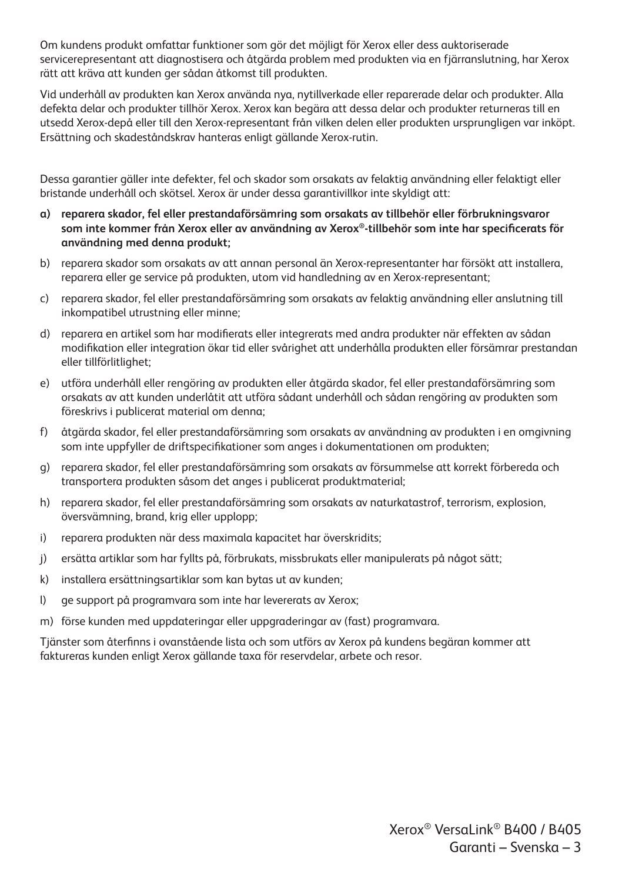Om kundens produkt omfattar funktioner som gör det möjligt för Xerox eller dess auktoriserade servicerepresentant att diagnostisera och åtgärda problem med produkten via en fjärranslutning, har Xerox rätt att kräva att kunden ger sådan åtkomst till produkten.

Vid underhåll av produkten kan Xerox använda nya, nytillverkade eller reparerade delar och produkter. Alla defekta delar och produkter tillhör Xerox. Xerox kan begära att dessa delar och produkter returneras till en utsedd Xerox-depå eller till den Xerox-representant från vilken delen eller produkten ursprungligen var inköpt. Ersättning och skadeståndskrav hanteras enligt gällande Xerox-rutin.

Dessa garantier gäller inte defekter, fel och skador som orsakats av felaktig användning eller felaktigt eller bristande underhåll och skötsel. Xerox är under dessa garantivillkor inte skyldigt att:

a) **reparera skador, fel eller prestandaförsämring som orsakats av tillbehör eller förbrukningsvaror som inte kommer från Xerox eller av användning av Xerox®-tillbehör som inte har specificerats för användning med denna produkt;**

b) reparera skador som orsakats av att annan personal än Xerox-representanter har försökt att installera, reparera eller ge service på produkten, utom vid handledning av en Xerox-representant;

c) reparera skador, fel eller prestandaförsämring som orsakats av felaktig användning eller anslutning till inkompatibel utrustning eller minne;

d) reparera en artikel som har modifierats eller integrerats med andra produkter när effekten av sådan modifikation eller integration ökar tid eller svårighet att underhålla produkten eller försämrar prestandan eller tillförlitlighet;

e) utföra underhåll eller rengöring av produkten eller åtgärda skador, fel eller prestandaförsämring som orsakats av att kunden underlåtit att utföra sådant underhåll och sådan rengöring av produkten som föreskrivs i publicerat material om denna;

f) åtgärda skador, fel eller prestandaförsämring som orsakats av användning av produkten i en omgivning som inte uppfyller de driftspecifikationer som anges i dokumentationen om produkten;

g) reparera skador, fel eller prestandaförsämring som orsakats av försummelse att korrekt förbereda och transportera produkten såsom det anges i publicerat produktmaterial;

h) reparera skador, fel eller prestandaförsämring som orsakats av naturkatastrof, terrorism, explosion, översvämning, brand, krig eller upplopp;

i) reparera produkten när dess maximala kapacitet har överskridits;

j) ersätta artiklar som har fyllts på, förbrukats, missbrukats eller manipulerats på något sätt;

k) installera ersättningsartiklar som kan bytas ut av kunden;

l) ge support på programvara som inte har levererats av Xerox;

m) förse kunden med uppdateringar eller uppgraderingar av (fast) programvara.

Tjänster som återfinns i ovanstående lista och som utförs av Xerox på kundens begäran kommer att faktureras kunden enligt Xerox gällande taxa för reservdelar, arbete och resor.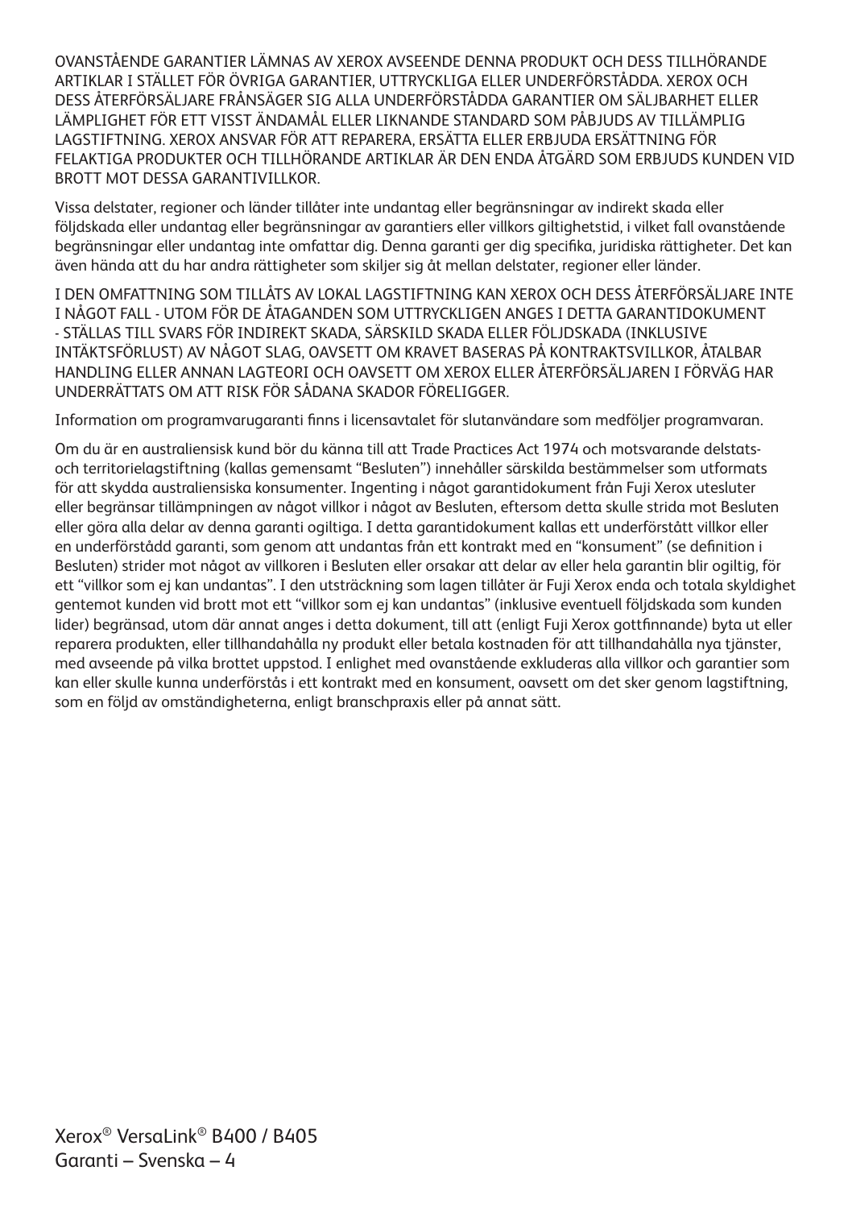OVANSTÅENDE GARANTIER LÄMNAS AV XEROX AVSEENDE DENNA PRODUKT OCH DESS TILLHÖRANDE ARTIKLAR I STÄLLET FÖR ÖVRIGA GARANTIER, UTTRYCKLIGA ELLER UNDERFÖRSTÅDDA. XEROX OCH DESS ÅTERFÖRSÄLJARE FRÅNSÄGER SIG ALLA UNDERFÖRSTÅDDA GARANTIER OM SÄLJBARHET ELLER LÄMPLIGHET FÖR ETT VISST ÄNDAMÅL ELLER LIKNANDE STANDARD SOM PÅBJUDS AV TILLÄMPLIG LAGSTIFTNING. XEROX ANSVAR FÖR ATT REPARERA, ERSÄTTA ELLER ERBJUDA ERSÄTTNING FÖR FELAKTIGA PRODUKTER OCH TILLHÖRANDE ARTIKLAR ÄR DEN ENDA ÅTGÄRD SOM ERBJUDS KUNDEN VID BROTT MOT DESSA GARANTIVILLKOR.

Vissa delstater, regioner och länder tillåter inte undantag eller begränsningar av indirekt skada eller följdskada eller undantag eller begränsningar av garantiers eller villkors giltighetstid, i vilket fall ovanstående begränsningar eller undantag inte omfattar dig. Denna garanti ger dig specifika, juridiska rättigheter. Det kan även hända att du har andra rättigheter som skiljer sig åt mellan delstater, regioner eller länder.

I DEN OMFATTNING SOM TILLÅTS AV LOKAL LAGSTIFTNING KAN XEROX OCH DESS ÅTERFÖRSÄLJARE INTE I NÅGOT FALL - UTOM FÖR DE ÅTAGANDEN SOM UTTRYCKLIGEN ANGES I DETTA GARANTIDOKUMENT - STÄLLAS TILL SVARS FÖR INDIREKT SKADA, SÄRSKILD SKADA ELLER FÖLJDSKADA (INKLUSIVE INTÄKTSFÖRLUST) AV NÅGOT SLAG, OAVSETT OM KRAVET BASERAS PÅ KONTRAKTSVILLKOR, ÅTALBAR HANDLING ELLER ANNAN LAGTEORI OCH OAVSETT OM XEROX ELLER ÅTERFÖRSÄLJAREN I FÖRVÄG HAR UNDERRÄTTATS OM ATT RISK FÖR SÅDANA SKADOR FÖRELIGGER.

Information om programvarugaranti finns i licensavtalet för slutanvändare som medföljer programvaran.

Om du är en australiensisk kund bör du känna till att Trade Practices Act 1974 och motsvarande delstats- och territorielagstiftning (kallas gemensamt "Besluten") innehåller särskilda bestämmelser som utformats för att skydda australiensiska konsumenter. Ingenting i något garantidokument från Fuji Xerox utesluter eller begränsar tillämpningen av något villkor i något av Besluten, eftersom detta skulle strida mot Besluten eller göra alla delar av denna garanti ogiltiga. I detta garantidokument kallas ett underförstått villkor eller en underförstådd garanti, som genom att undantas från ett kontrakt med en "konsument" (se definition i Besluten) strider mot något av villkoren i Besluten eller orsakar att delar av eller hela garantin blir ogiltig, för ett "villkor som ej kan undantas". I den utsträckning som lagen tillåter är Fuji Xerox enda och totala skyldighet gentemot kunden vid brott mot ett "villkor som ej kan undantas" (inklusive eventuell följdskada som kunden lider) begränsad, utom där annat anges i detta dokument, till att (enligt Fuji Xerox gottfinnande) byta ut eller reparera produkten, eller tillhandahålla ny produkt eller betala kostnaden för att tillhandahålla nya tjänster, med avseende på vilka brottet uppstod. I enlighet med ovanstående exkluderas alla villkor och garantier som kan eller skulle kunna underförstås i ett kontrakt med en konsument, oavsett om det sker genom lagstiftning, som en följd av omständigheterna, enligt branschpraxis eller på annat sätt.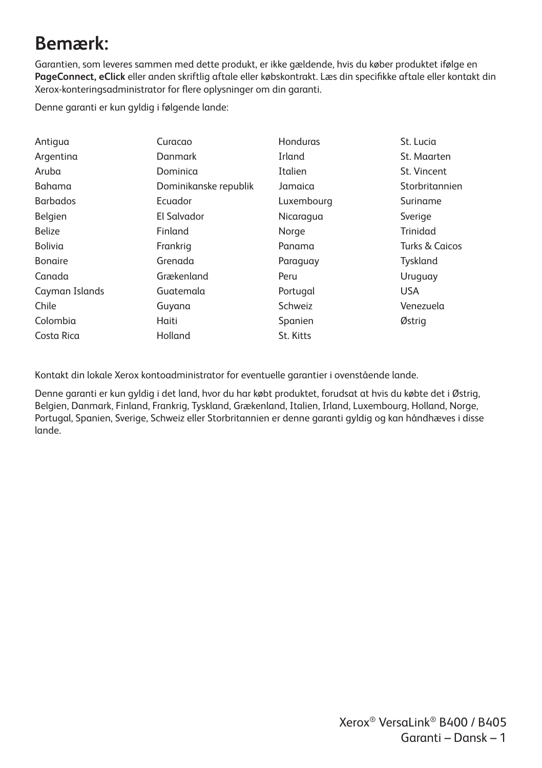# Bemærk:

Garantien, som leveres sammen med dette produkt, er ikke gældende, hvis du køber produktet ifølge en **PageConnect, eClick** eller anden skriftlig aftale eller købskontrakt. Læs din specifikke aftale eller kontakt din Xerox-konteringsadministrator for flere oplysninger om din garanti.

Denne garanti er kun gyldig i følgende lande:

| | | | |
|---|---|---|---|
| Antigua | Curacao | Honduras | St. Lucia |
| Argentina | Danmark | Irland | St. Maarten |
| Aruba | Dominica | Italien | St. Vincent |
| Bahama | Dominikanske republik | Jamaica | Storbritannien |
| Barbados | Ecuador | Luxembourg | Suriname |
| Belgien | El Salvador | Nicaragua | Sverige |
| Belize | Finland | Norge | Trinidad |
| Bolivia | Frankrig | Panama | Turks & Caicos |
| Bonaire | Grenada | Paraguay | Tyskland |
| Canada | Grækenland | Peru | Uruguay |
| Cayman Islands | Guatemala | Portugal | USA |
| Chile | Guyana | Schweiz | Venezuela |
| Colombia | Haiti | Spanien | Østrig |
| Costa Rica | Holland | St. Kitts | |

Kontakt din lokale Xerox kontoadministrator for eventuelle garantier i ovenstående lande.

Denne garanti er kun gyldig i det land, hvor du har købt produktet, forudsat at hvis du købte det i Østrig, Belgien, Danmark, Finland, Frankrig, Tyskland, Grækenland, Italien, Irland, Luxembourg, Holland, Norge, Portugal, Spanien, Sverige, Schweiz eller Storbritannien er denne garanti gyldig og kan håndhæves i disse lande.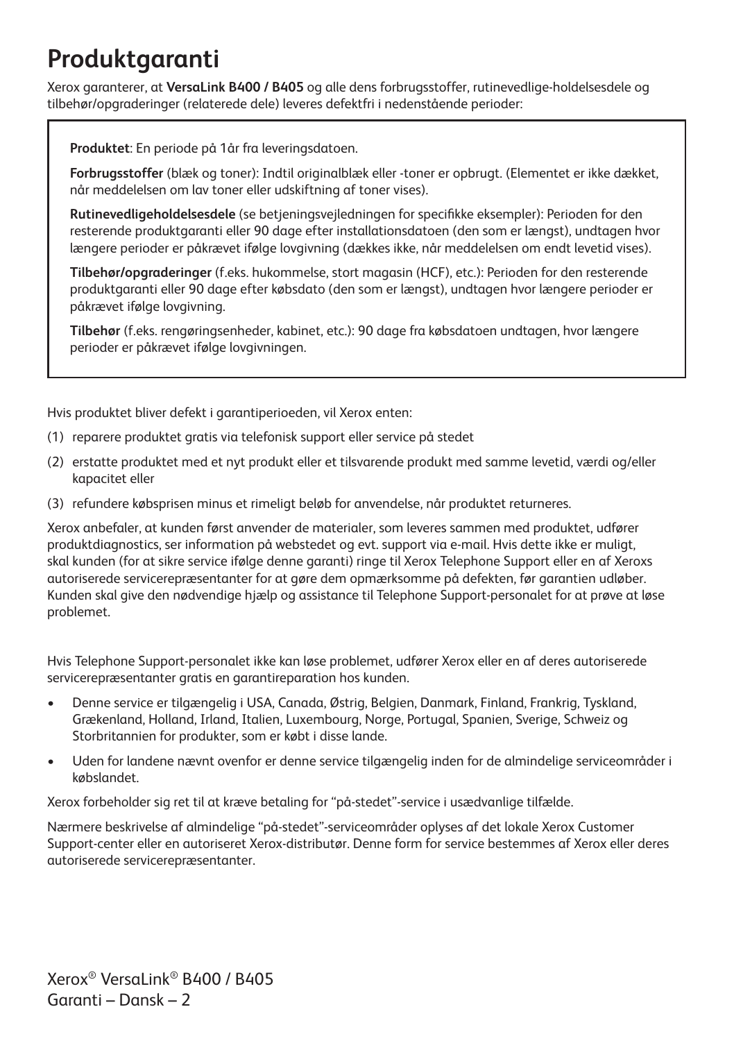# Produktgaranti

Xerox garanterer, at **VersaLink B400 / B405** og alle dens forbrugsstoffer, rutinevedlige-holdelsesdele og tilbehør/opgraderinger (relaterede dele) leveres defektfri i nedenstående perioder:

**Produktet**: En periode på 1år fra leveringsdatoen.

**Forbrugsstoffer** (blæk og toner): Indtil originalblæk eller -toner er opbrugt. (Elementet er ikke dækket, når meddelelsen om lav toner eller udskiftning af toner vises).

**Rutinevedligeholdelsesdele** (se betjeningsvejledningen for specifikke eksempler): Perioden for den resterende produktgaranti eller 90 dage efter installationsdatoen (den som er længst), undtagen hvor længere perioder er påkrævet ifølge lovgivning (dækkes ikke, når meddelelsen om endt levetid vises).

**Tilbehør/opgraderinger** (f.eks. hukommelse, stort magasin (HCF), etc.): Perioden for den resterende produktgaranti eller 90 dage efter købsdato (den som er længst), undtagen hvor længere perioder er påkrævet ifølge lovgivning.

**Tilbehør** (f.eks. rengøringsenheder, kabinet, etc.): 90 dage fra købsdatoen undtagen, hvor længere perioder er påkrævet ifølge lovgivningen.

Hvis produktet bliver defekt i garantiperioeden, vil Xerox enten:

(1) reparere produktet gratis via telefonisk support eller service på stedet

(2) erstatte produktet med et nyt produkt eller et tilsvarende produkt med samme levetid, værdi og/eller kapacitet eller

(3) refundere købsprisen minus et rimeligt beløb for anvendelse, når produktet returneres.

Xerox anbefaler, at kunden først anvender de materialer, som leveres sammen med produktet, udfører produktdiagnostics, ser information på webstedet og evt. support via e-mail. Hvis dette ikke er muligt, skal kunden (for at sikre service ifølge denne garanti) ringe til Xerox Telephone Support eller en af Xeroxs autoriserede servicerepræsentanter for at gøre dem opmærksomme på defekten, før garantien udløber. Kunden skal give den nødvendige hjælp og assistance til Telephone Support-personalet for at prøve at løse problemet.

Hvis Telephone Support-personalet ikke kan løse problemet, udfører Xerox eller en af deres autoriserede servicerepræsentanter gratis en garantireparation hos kunden.

- Denne service er tilgængelig i USA, Canada, Østrig, Belgien, Danmark, Finland, Frankrig, Tyskland, Grækenland, Holland, Irland, Italien, Luxembourg, Norge, Portugal, Spanien, Sverige, Schweiz og Storbritannien for produkter, som er købt i disse lande.
- Uden for landene nævnt ovenfor er denne service tilgængelig inden for de almindelige serviceområder i købslandet.

Xerox forbeholder sig ret til at kræve betaling for "på-stedet"-service i usædvanlige tilfælde.

Nærmere beskrivelse af almindelige "på-stedet"-serviceområder oplyses af det lokale Xerox Customer Support-center eller en autoriseret Xerox-distributør. Denne form for service bestemmes af Xerox eller deres autoriserede servicerepræsentanter.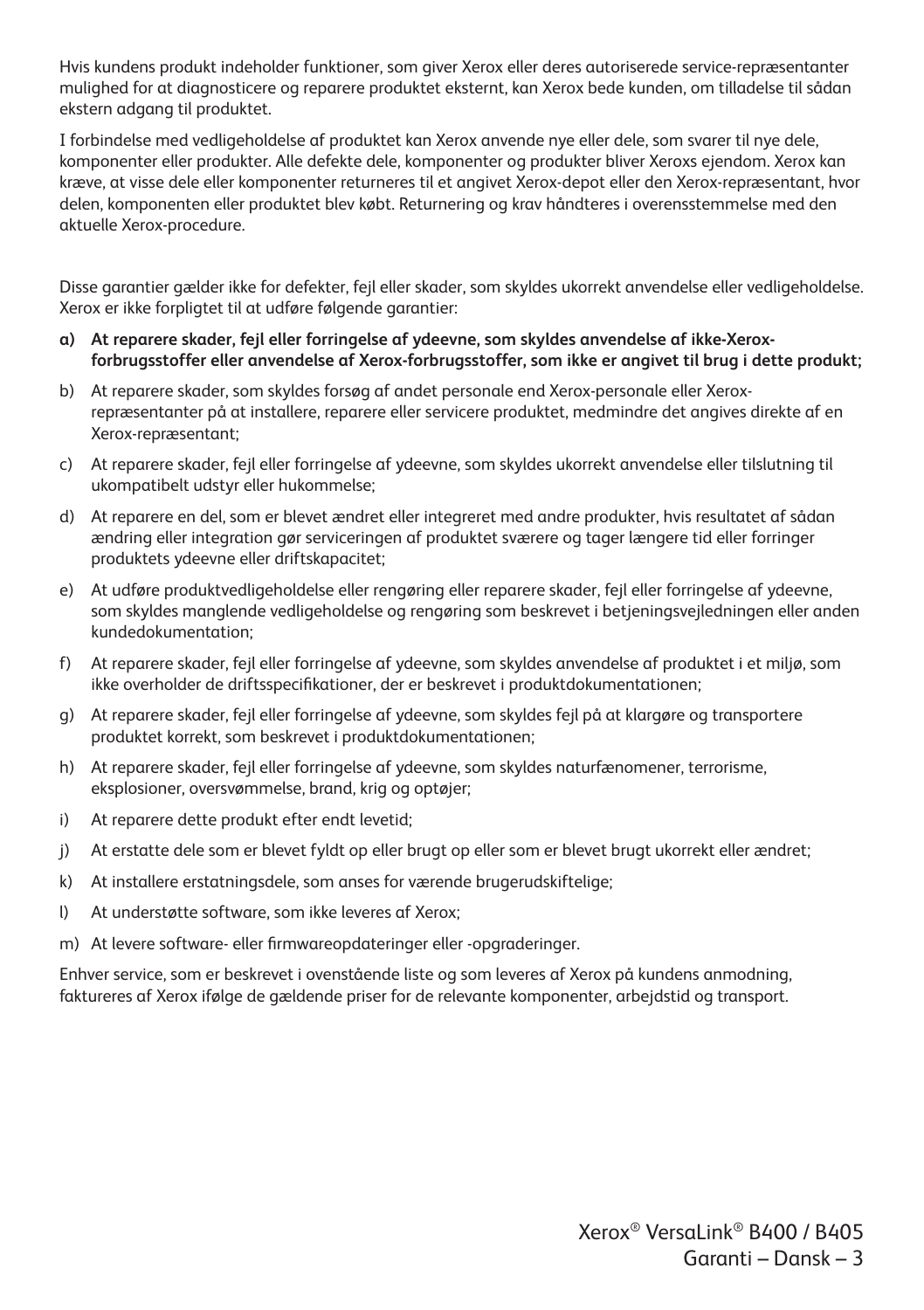Hvis kundens produkt indeholder funktioner, som giver Xerox eller deres autoriserede service-repræsentanter mulighed for at diagnosticere og reparere produktet eksternt, kan Xerox bede kunden, om tilladelse til sådan ekstern adgang til produktet.

I forbindelse med vedligeholdelse af produktet kan Xerox anvende nye eller dele, som svarer til nye dele, komponenter eller produkter. Alle defekte dele, komponenter og produkter bliver Xeroxs ejendom. Xerox kan kræve, at visse dele eller komponenter returneres til et angivet Xerox-depot eller den Xerox-repræsentant, hvor delen, komponenten eller produktet blev købt. Returnering og krav håndteres i overensstemmelse med den aktuelle Xerox-procedure.

Disse garantier gælder ikke for defekter, fejl eller skader, som skyldes ukorrekt anvendelse eller vedligeholdelse. Xerox er ikke forpligtet til at udføre følgende garantier:

a) **At reparere skader, fejl eller forringelse af ydeevne, som skyldes anvendelse af ikke-Xerox-forbrugsstoffer eller anvendelse af Xerox-forbrugsstoffer, som ikke er angivet til brug i dette produkt;**

b) At reparere skader, som skyldes forsøg af andet personale end Xerox-personale eller Xerox-repræsentanter på at installere, reparere eller servicere produktet, medmindre det angives direkte af en Xerox-repræsentant;

c) At reparere skader, fejl eller forringelse af ydeevne, som skyldes ukorrekt anvendelse eller tilslutning til ukompatibelt udstyr eller hukommelse;

d) At reparere en del, som er blevet ændret eller integreret med andre produkter, hvis resultatet af sådan ændring eller integration gør serviceringen af produktet sværere og tager længere tid eller forringer produktets ydeevne eller driftskapacitet;

e) At udføre produktvedligeholdelse eller rengøring eller reparere skader, fejl eller forringelse af ydeevne, som skyldes manglende vedligeholdelse og rengøring som beskrevet i betjeningsvejledningen eller anden kundedokumentation;

f) At reparere skader, fejl eller forringelse af ydeevne, som skyldes anvendelse af produktet i et miljø, som ikke overholder de driftsspecifikationer, der er beskrevet i produktdokumentationen;

g) At reparere skader, fejl eller forringelse af ydeevne, som skyldes fejl på at klargøre og transportere produktet korrekt, som beskrevet i produktdokumentationen;

h) At reparere skader, fejl eller forringelse af ydeevne, som skyldes naturfænomener, terrorisme, eksplosioner, oversvømmelse, brand, krig og optøjer;

i) At reparere dette produkt efter endt levetid;

j) At erstatte dele som er blevet fyldt op eller brugt op eller som er blevet brugt ukorrekt eller ændret;

k) At installere erstatningsdele, som anses for værende brugerudskiftelige;

l) At understøtte software, som ikke leveres af Xerox;

m) At levere software- eller firmwareopdateringer eller -opgraderinger.

Enhver service, som er beskrevet i ovenstående liste og som leveres af Xerox på kundens anmodning, faktureres af Xerox ifølge de gældende priser for de relevante komponenter, arbejdstid og transport.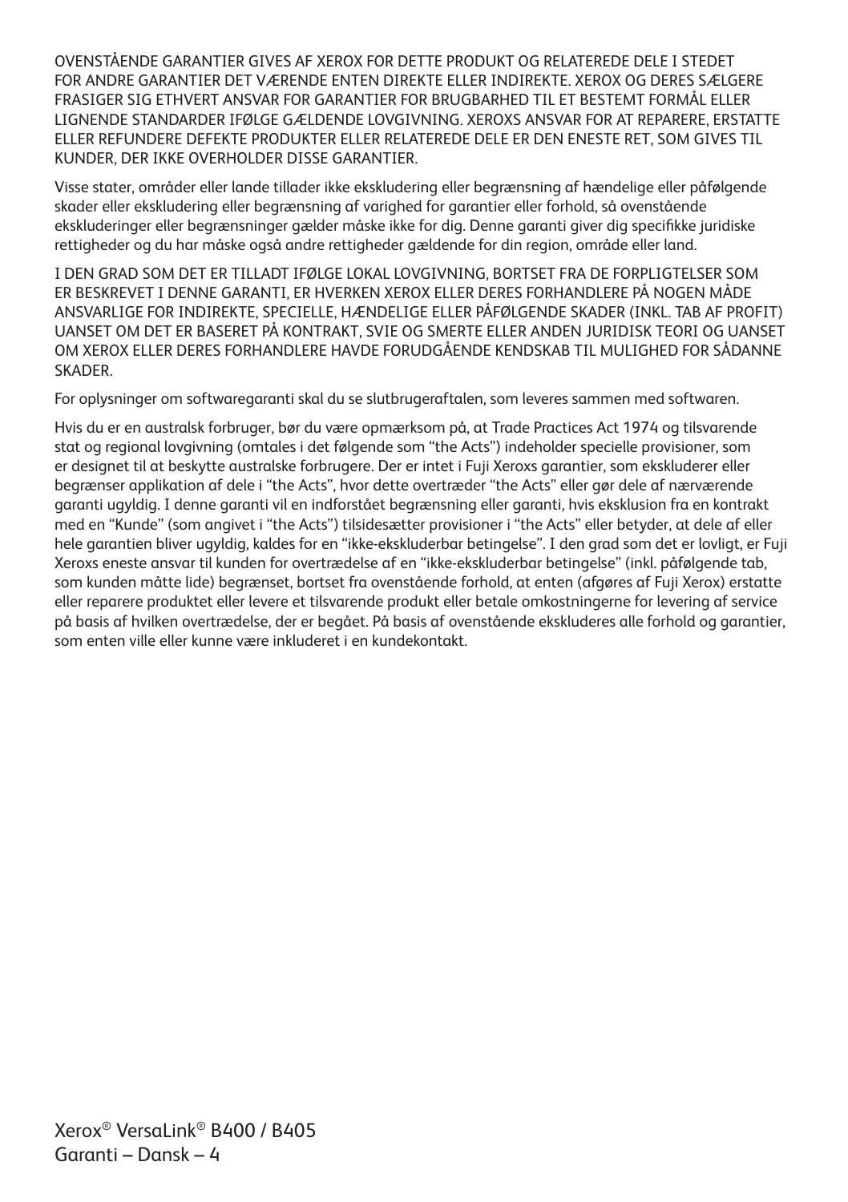OVENSTÅENDE GARANTIER GIVES AF XEROX FOR DETTE PRODUKT OG RELATEREDE DELE I STEDET FOR ANDRE GARANTIER DET VÆRENDE ENTEN DIREKTE ELLER INDIREKTE. XEROX OG DERES SÆLGERE FRASIGER SIG ETHVERT ANSVAR FOR GARANTIER FOR BRUGBARHED TIL ET BESTEMT FORMÅL ELLER LIGNENDE STANDARDER IFØLGE GÆLDENDE LOVGIVNING. XEROXS ANSVAR FOR AT REPARERE, ERSTATTE ELLER REFUNDERE DEFEKTE PRODUKTER ELLER RELATEREDE DELE ER DEN ENESTE RET, SOM GIVES TIL KUNDER, DER IKKE OVERHOLDER DISSE GARANTIER.

Visse stater, områder eller lande tillader ikke ekskludering eller begrænsning af hændelige eller påfølgende skader eller ekskludering eller begrænsning af varighed for garantier eller forhold, så ovenstående ekskluderinger eller begrænsninger gælder måske ikke for dig. Denne garanti giver dig specifikke juridiske rettigheder og du har måske også andre rettigheder gældende for din region, område eller land.

I DEN GRAD SOM DET ER TILLADT IFØLGE LOKAL LOVGIVNING, BORTSET FRA DE FORPLIGTELSER SOM ER BESKREVET I DENNE GARANTI, ER HVERKEN XEROX ELLER DERES FORHANDLERE PÅ NOGEN MÅDE ANSVARLIGE FOR INDIREKTE, SPECIELLE, HÆNDELIGE ELLER PÅFØLGENDE SKADER (INKL. TAB AF PROFIT) UANSET OM DET ER BASERET PÅ KONTRAKT, SVIE OG SMERTE ELLER ANDEN JURIDISK TEORI OG UANSET OM XEROX ELLER DERES FORHANDLERE HAVDE FORUDGÅENDE KENDSKAB TIL MULIGHED FOR SÅDANNE SKADER.

For oplysninger om softwaregaranti skal du se slutbrugeraftalen, som leveres sammen med softwaren.

Hvis du er en australsk forbruger, bør du være opmærksom på, at Trade Practices Act 1974 og tilsvarende stat og regional lovgivning (omtales i det følgende som "the Acts") indeholder specielle provisioner, som er designet til at beskytte australske forbrugere. Der er intet i Fuji Xeroxs garantier, som ekskluderer eller begrænser applikation af dele i "the Acts", hvor dette overtræder "the Acts" eller gør dele af nærværende garanti ugyldig. I denne garanti vil en indforstået begrænsning eller garanti, hvis eksklusion fra en kontrakt med en "Kunde" (som angivet i "the Acts") tilsidesætter provisioner i "the Acts" eller betyder, at dele af eller hele garantien bliver ugyldig, kaldes for en "ikke-ekskluderbar betingelse". I den grad som det er lovligt, er Fuji Xeroxs eneste ansvar til kunden for overtrædelse af en "ikke-ekskluderbar betingelse" (inkl. påfølgende tab, som kunden måtte lide) begrænset, bortset fra ovenstående forhold, at enten (afgøres af Fuji Xerox) erstatte eller reparere produktet eller levere et tilsvarende produkt eller betale omkostningerne for levering af service på basis af hvilken overtrædelse, der er begået. På basis af ovenstående ekskluderes alle forhold og garantier, som enten ville eller kunne være inkluderet i en kundekontakt.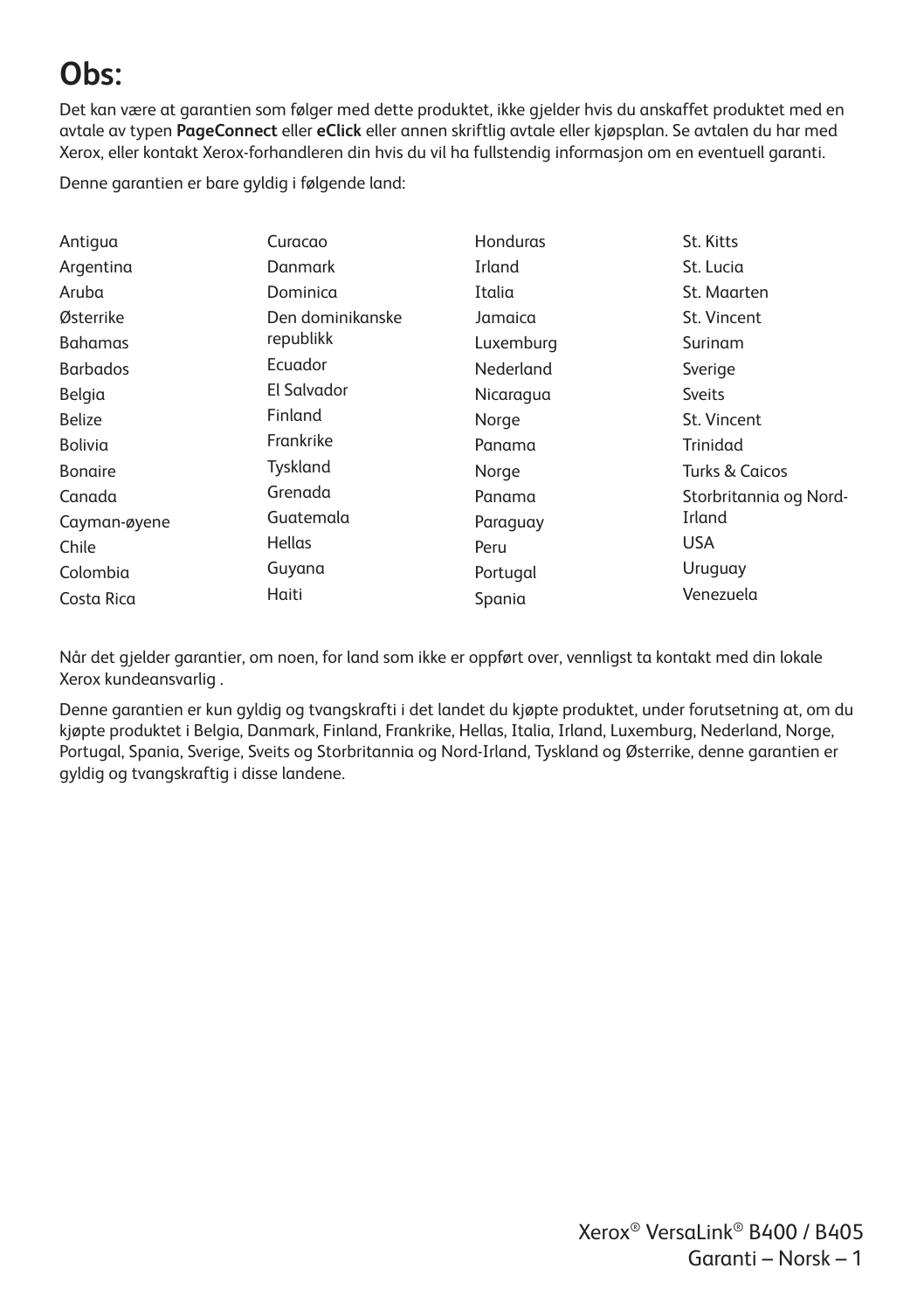# Obs:

Det kan være at garantien som følger med dette produktet, ikke gjelder hvis du anskaffet produktet med en avtale av typen **PageConnect** eller **eClick** eller annen skriftlig avtale eller kjøpsplan. Se avtalen du har med Xerox, eller kontakt Xerox-forhandleren din hvis du vil ha fullstendig informasjon om en eventuell garanti.

Denne garantien er bare gyldig i følgende land:

- Antigua
- Argentina
- Aruba
- Østerrike
- Bahamas
- Barbados
- Belgia
- Belize
- Bolivia
- Bonaire
- Canada
- Cayman-øyene
- Chile
- Colombia
- Costa Rica
- Curacao
- Danmark
- Dominica
- Den dominikanske republikk
- Ecuador
- El Salvador
- Finland
- Frankrike
- Tyskland
- Grenada
- Guatemala
- Hellas
- Guyana
- Haiti
- Honduras
- Irland
- Italia
- Jamaica
- Luxemburg
- Nederland
- Nicaragua
- Norge
- Panama
- Norge
- Panama
- Paraguay
- Peru
- Portugal
- Spania
- St. Kitts
- St. Lucia
- St. Maarten
- St. Vincent
- Surinam
- Sverige
- Sveits
- St. Vincent
- Trinidad
- Turks & Caicos
- Storbritannia og Nord-Irland
- USA
- Uruguay
- Venezuela

Når det gjelder garantier, om noen, for land som ikke er oppført over, vennligst ta kontakt med din lokale Xerox kundeansvarlig .

Denne garantien er kun gyldig og tvangskrafti i det landet du kjøpte produktet, under forutsetning at, om du kjøpte produktet i Belgia, Danmark, Finland, Frankrike, Hellas, Italia, Irland, Luxemburg, Nederland, Norge, Portugal, Spania, Sverige, Sveits og Storbritannia og Nord-Irland, Tyskland og Østerrike, denne garantien er gyldig og tvangskraftig i disse landene.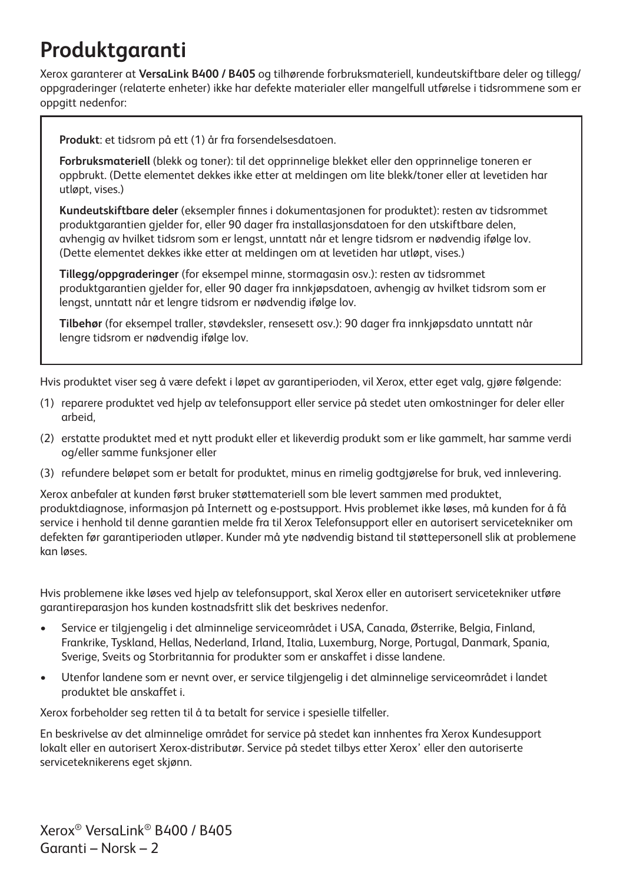# Produktgaranti

Xerox garanterer at **VersaLink B400 / B405** og tilhørende forbruksmateriell, kundeutskiftbare deler og tillegg/oppgraderinger (relaterte enheter) ikke har defekte materialer eller mangelfull utførelse i tidsrommene som er oppgitt nedenfor:

**Produkt**: et tidsrom på ett (1) år fra forsendelsesdatoen.

**Forbruksmateriell** (blekk og toner): til det opprinnelige blekket eller den opprinnelige toneren er oppbrukt. (Dette elementet dekkes ikke etter at meldingen om lite blekk/toner eller at levetiden har utløpt, vises.)

**Kundeutskiftbare deler** (eksempler finnes i dokumentasjonen for produktet): resten av tidsrommet produktgarantien gjelder for, eller 90 dager fra installasjonsdatoen for den utskiftbare delen, avhengig av hvilket tidsrom som er lengst, unntatt når et lengre tidsrom er nødvendig ifølge lov. (Dette elementet dekkes ikke etter at meldingen om at levetiden har utløpt, vises.)

**Tillegg/oppgraderinger** (for eksempel minne, stormagasin osv.): resten av tidsrommet produktgarantien gjelder for, eller 90 dager fra innkjøpsdatoen, avhengig av hvilket tidsrom som er lengst, unntatt når et lengre tidsrom er nødvendig ifølge lov.

**Tilbehør** (for eksempel traller, støvdeksler, rensesett osv.): 90 dager fra innkjøpsdato unntatt når lengre tidsrom er nødvendig ifølge lov.

Hvis produktet viser seg å være defekt i løpet av garantiperioden, vil Xerox, etter eget valg, gjøre følgende:

(1) reparere produktet ved hjelp av telefonsupport eller service på stedet uten omkostninger for deler eller arbeid,

(2) erstatte produktet med et nytt produkt eller et likeverdig produkt som er like gammelt, har samme verdi og/eller samme funksjoner eller

(3) refundere beløpet som er betalt for produktet, minus en rimelig godtgjørelse for bruk, ved innlevering.

Xerox anbefaler at kunden først bruker støttemateriell som ble levert sammen med produktet, produktdiagnose, informasjon på Internett og e-postsupport. Hvis problemet ikke løses, må kunden for å få service i henhold til denne garantien melde fra til Xerox Telefonsupport eller en autorisert servicetekniker om defekten før garantiperioden utløper. Kunder må yte nødvendig bistand til støttepersonell slik at problemene kan løses.

Hvis problemene ikke løses ved hjelp av telefonsupport, skal Xerox eller en autorisert servicetekniker utføre garantireparasjon hos kunden kostnadsfritt slik det beskrives nedenfor.

- Service er tilgjengelig i det alminnelige serviceområdet i USA, Canada, Østerrike, Belgia, Finland, Frankrike, Tyskland, Hellas, Nederland, Irland, Italia, Luxemburg, Norge, Portugal, Danmark, Spania, Sverige, Sveits og Storbritannia for produkter som er anskaffet i disse landene.
- Utenfor landene som er nevnt over, er service tilgjengelig i det alminnelige serviceområdet i landet produktet ble anskaffet i.

Xerox forbeholder seg retten til å ta betalt for service i spesielle tilfeller.

En beskrivelse av det alminnelige området for service på stedet kan innhentes fra Xerox Kundesupport lokalt eller en autorisert Xerox-distributør. Service på stedet tilbys etter Xerox' eller den autoriserte serviceteknikerens eget skjønn.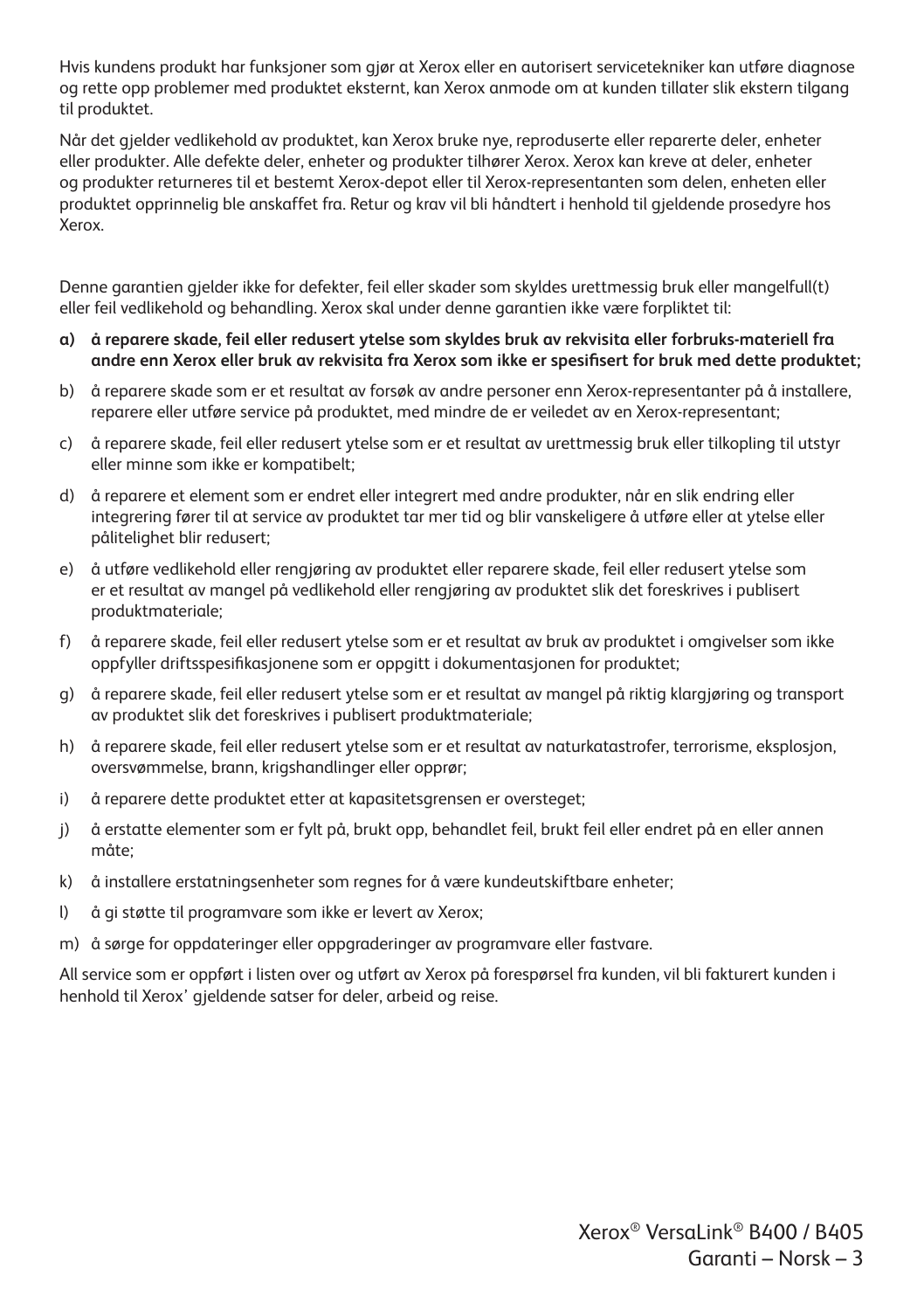Hvis kundens produkt har funksjoner som gjør at Xerox eller en autorisert servicetekniker kan utføre diagnose og rette opp problemer med produktet eksternt, kan Xerox anmode om at kunden tillater slik ekstern tilgang til produktet.

Når det gjelder vedlikehold av produktet, kan Xerox bruke nye, reproduserte eller reparerte deler, enheter eller produkter. Alle defekte deler, enheter og produkter tilhører Xerox. Xerox kan kreve at deler, enheter og produkter returneres til et bestemt Xerox-depot eller til Xerox-representanten som delen, enheten eller produktet opprinnelig ble anskaffet fra. Retur og krav vil bli håndtert i henhold til gjeldende prosedyre hos Xerox.

Denne garantien gjelder ikke for defekter, feil eller skader som skyldes urettmessig bruk eller mangelfull(t) eller feil vedlikehold og behandling. Xerox skal under denne garantien ikke være forpliktet til:

**a) å reparere skade, feil eller redusert ytelse som skyldes bruk av rekvisita eller forbruks-materiell fra andre enn Xerox eller bruk av rekvisita fra Xerox som ikke er spesifisert for bruk med dette produktet;**

b) å reparere skade som er et resultat av forsøk av andre personer enn Xerox-representanter på å installere, reparere eller utføre service på produktet, med mindre de er veiledet av en Xerox-representant;

c) å reparere skade, feil eller redusert ytelse som er et resultat av urettmessig bruk eller tilkopling til utstyr eller minne som ikke er kompatibelt;

d) å reparere et element som er endret eller integrert med andre produkter, når en slik endring eller integrering fører til at service av produktet tar mer tid og blir vanskeligere å utføre eller at ytelse eller pålitelighet blir redusert;

e) å utføre vedlikehold eller rengjøring av produktet eller reparere skade, feil eller redusert ytelse som er et resultat av mangel på vedlikehold eller rengjøring av produktet slik det foreskrives i publisert produktmateriale;

f) å reparere skade, feil eller redusert ytelse som er et resultat av bruk av produktet i omgivelser som ikke oppfyller driftsspesifikasjonene som er oppgitt i dokumentasjonen for produktet;

g) å reparere skade, feil eller redusert ytelse som er et resultat av mangel på riktig klargjøring og transport av produktet slik det foreskrives i publisert produktmateriale;

h) å reparere skade, feil eller redusert ytelse som er et resultat av naturkatastrofer, terrorisme, eksplosjon, oversvømmelse, brann, krigshandlinger eller opprør;

i) å reparere dette produktet etter at kapasitetsgrensen er oversteget;

j) å erstatte elementer som er fylt på, brukt opp, behandlet feil, brukt feil eller endret på en eller annen måte;

k) å installere erstatningsenheter som regnes for å være kundeutskiftbare enheter;

l) å gi støtte til programvare som ikke er levert av Xerox;

m) å sørge for oppdateringer eller oppgraderinger av programvare eller fastvare.

All service som er oppført i listen over og utført av Xerox på forespørsel fra kunden, vil bli fakturert kunden i henhold til Xerox' gjeldende satser for deler, arbeid og reise.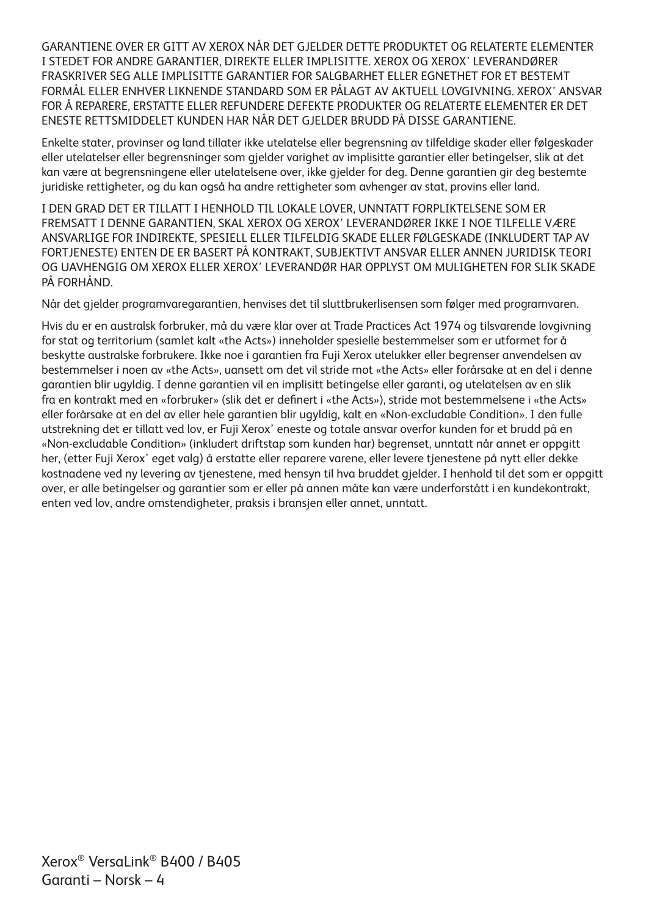GARANTIENE OVER ER GITT AV XEROX NÅR DET GJELDER DETTE PRODUKTET OG RELATERTE ELEMENTER I STEDET FOR ANDRE GARANTIER, DIREKTE ELLER IMPLISITTE. XEROX OG XEROX' LEVERANDØRER FRASKRIVER SEG ALLE IMPLISITTE GARANTIER FOR SALGBARHET ELLER EGNETHET FOR ET BESTEMT FORMÅL ELLER ENHVER LIKNENDE STANDARD SOM ER PÅLAGT AV AKTUELL LOVGIVNING. XEROX' ANSVAR FOR Å REPARERE, ERSTATTE ELLER REFUNDERE DEFEKTE PRODUKTER OG RELATERTE ELEMENTER ER DET ENESTE RETTSMIDDELET KUNDEN HAR NÅR DET GJELDER BRUDD PÅ DISSE GARANTIENE.

Enkelte stater, provinser og land tillater ikke utelatelse eller begrensning av tilfeldige skader eller følgeskader eller utelatelser eller begrensninger som gjelder varighet av implisitte garantier eller betingelser, slik at det kan være at begrensningene eller utelatelsene over, ikke gjelder for deg. Denne garantien gir deg bestemte juridiske rettigheter, og du kan også ha andre rettigheter som avhenger av stat, provins eller land.

I DEN GRAD DET ER TILLATT I HENHOLD TIL LOKALE LOVER, UNNTATT FORPLIKTELSENE SOM ER FREMSATT I DENNE GARANTIEN, SKAL XEROX OG XEROX' LEVERANDØRER IKKE I NOE TILFELLE VÆRE ANSVARLIGE FOR INDIREKTE, SPESIELL ELLER TILFELDIG SKADE ELLER FØLGESKADE (INKLUDERT TAP AV FORTJENESTE) ENTEN DE ER BASERT PÅ KONTRAKT, SUBJEKTIVT ANSVAR ELLER ANNEN JURIDISK TEORI OG UAVHENGIG OM XEROX ELLER XEROX' LEVERANDØR HAR OPPLYST OM MULIGHETEN FOR SLIK SKADE PÅ FORHÅND.

Når det gjelder programvaregarantien, henvises det til sluttbrukerlisensen som følger med programvaren.

Hvis du er en australsk forbruker, må du være klar over at Trade Practices Act 1974 og tilsvarende lovgivning for stat og territorium (samlet kalt «the Acts») inneholder spesielle bestemmelser som er utformet for å beskytte australske forbrukere. Ikke noe i garantien fra Fuji Xerox utelukker eller begrenser anvendelsen av bestemmelser i noen av «the Acts», uansett om det vil stride mot «the Acts» eller forårsake at en del i denne garantien blir ugyldig. I denne garantien vil en implisitt betingelse eller garanti, og utelatelsen av en slik fra en kontrakt med en «forbruker» (slik det er definert i «the Acts»), stride mot bestemmelsene i «the Acts» eller forårsake at en del av eller hele garantien blir ugyldig, kalt en «Non-excludable Condition». I den fulle utstrekning det er tillatt ved lov, er Fuji Xerox' eneste og totale ansvar overfor kunden for et brudd på en «Non-excludable Condition» (inkludert driftstap som kunden har) begrenset, unntatt når annet er oppgitt her, (etter Fuji Xerox' eget valg) å erstatte eller reparere varene, eller levere tjenestene på nytt eller dekke kostnadene ved ny levering av tjenestene, med hensyn til hva bruddet gjelder. I henhold til det som er oppgitt over, er alle betingelser og garantier som er eller på annen måte kan være underforstått i en kundekontrakt, enten ved lov, andre omstendigheter, praksis i bransjen eller annet, unntatt.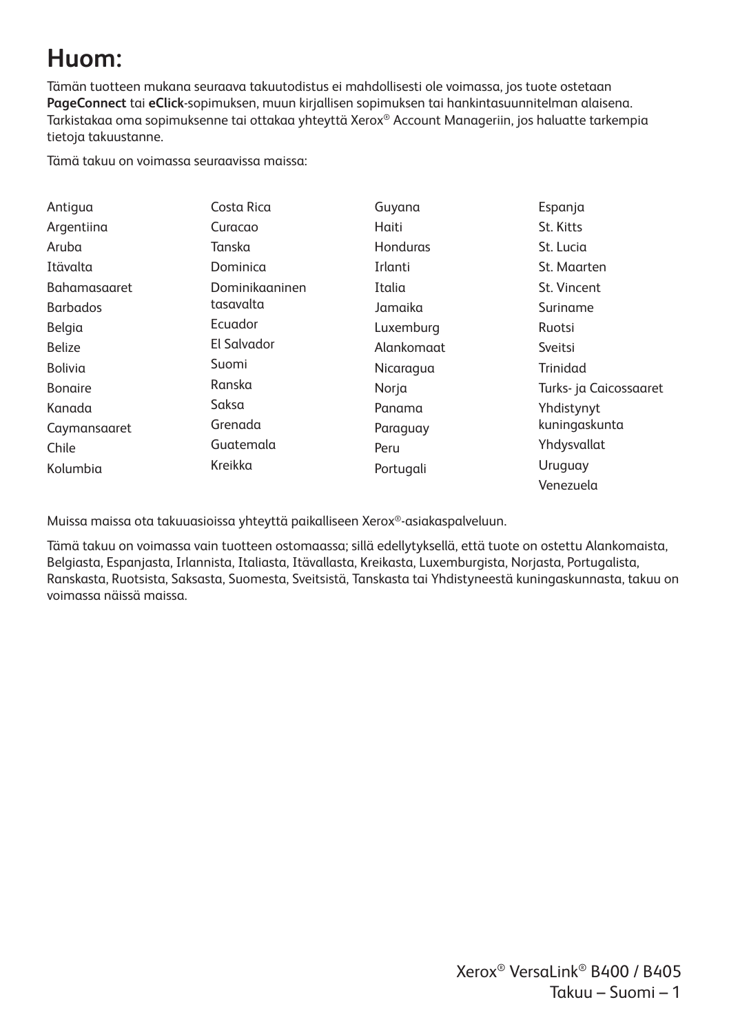# Huom:

Tämän tuotteen mukana seuraava takuutodistus ei mahdollisesti ole voimassa, jos tuote ostetaan **PageConnect** tai **eClick**-sopimuksen, muun kirjallisen sopimuksen tai hankintasuunnitelman alaisena. Tarkistakaa oma sopimuksenne tai ottakaa yhteyttä Xerox® Account Manageriin, jos haluatte tarkempia tietoja takuustanne.

Tämä takuu on voimassa seuraavissa maissa:

- Antigua
- Argentiina
- Aruba
- Itävalta
- Bahamasaaret
- Barbados
- Belgia
- Belize
- Bolivia
- Bonaire
- Kanada
- Caymansaaret
- Chile
- Kolumbia
- Costa Rica
- Curacao
- Tanska
- Dominica
- Dominikaaninen tasavalta
- Ecuador
- El Salvador
- Suomi
- Ranska
- Saksa
- Grenada
- Guatemala
- Kreikka
- Guyana
- Haiti
- Honduras
- Irlanti
- Italia
- Jamaika
- Luxemburg
- Alankomaat
- Nicaragua
- Norja
- Panama
- Paraguay
- Peru
- Portugali
- Espanja
- St. Kitts
- St. Lucia
- St. Maarten
- St. Vincent
- Suriname
- Ruotsi
- Sveitsi
- Trinidad
- Turks- ja Caicossaaret
- Yhdistynyt kuningaskunta
- Yhdysvallat
- Uruguay
- Venezuela

Muissa maissa ota takuuasioissa yhteyttä paikalliseen Xerox®-asiakaspalveluun.

Tämä takuu on voimassa vain tuotteen ostomaassa; sillä edellytyksellä, että tuote on ostettu Alankomaista, Belgiasta, Espanjasta, Irlannista, Italiasta, Itävallasta, Kreikasta, Luxemburgista, Norjasta, Portugalista, Ranskasta, Ruotsista, Saksasta, Suomesta, Sveitsistä, Tanskasta tai Yhdistyneestä kuningaskunnasta, takuu on voimassa näissä maissa.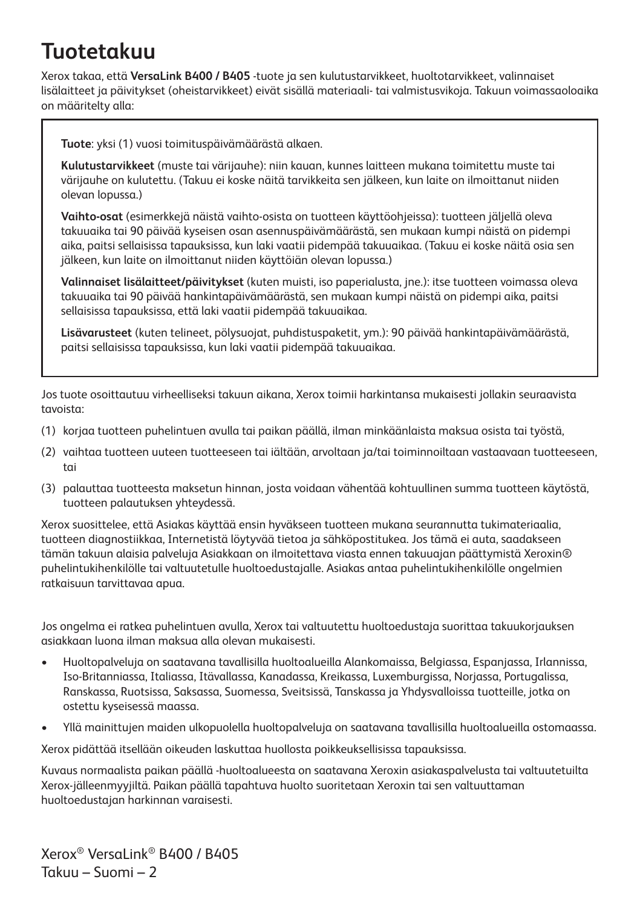# Tuotetakuu

Xerox takaa, että **VersaLink B400 / B405** -tuote ja sen kulutustarvikkeet, huoltotarvikkeet, valinnaiset lisälaitteet ja päivitykset (oheistarvikkeet) eivät sisällä materiaali- tai valmistusvikoja. Takuun voimassaoloaika on määritelty alla:

**Tuote**: yksi (1) vuosi toimituspäivämäärästä alkaen.

**Kulutustarvikkeet** (muste tai värijauhe): niin kauan, kunnes laitteen mukana toimitettu muste tai värijauhe on kulutettu. (Takuu ei koske näitä tarvikkeita sen jälkeen, kun laite on ilmoittanut niiden olevan lopussa.)

**Vaihto-osat** (esimerkkejä näistä vaihto-osista on tuotteen käyttöohjeissa): tuotteen jäljellä oleva takuuaika tai 90 päivää kyseisen osan asennuspäivämäärästä, sen mukaan kumpi näistä on pidempi aika, paitsi sellaisissa tapauksissa, kun laki vaatii pidempää takuuaikaa. (Takuu ei koske näitä osia sen jälkeen, kun laite on ilmoittanut niiden käyttöiän olevan lopussa.)

**Valinnaiset lisälaitteet/päivitykset** (kuten muisti, iso paperialusta, jne.): itse tuotteen voimassa oleva takuuaika tai 90 päivää hankintapäivämäärästä, sen mukaan kumpi näistä on pidempi aika, paitsi sellaisissa tapauksissa, että laki vaatii pidempää takuuaikaa.

**Lisävarusteet** (kuten telineet, pölysuojat, puhdistuspaketit, ym.): 90 päivää hankintapäivämäärästä, paitsi sellaisissa tapauksissa, kun laki vaatii pidempää takuuaikaa.

Jos tuote osoittautuu virheelliseksi takuun aikana, Xerox toimii harkintansa mukaisesti jollakin seuraavista tavoista:

(1) korjaa tuotteen puhelintuen avulla tai paikan päällä, ilman minkäänlaista maksua osista tai työstä,

(2) vaihtaa tuotteen uuteen tuotteeseen tai iältään, arvoltaan ja/tai toiminnoiltaan vastaavaan tuotteeseen, tai

(3) palauttaa tuotteesta maksetun hinnan, josta voidaan vähentää kohtuullinen summa tuotteen käytöstä, tuotteen palautuksen yhteydessä.

Xerox suosittelee, että Asiakas käyttää ensin hyväkseen tuotteen mukana seurannutta tukimateriaalia, tuotteen diagnostiikkaa, Internetistä löytyvää tietoa ja sähköpostitukea. Jos tämä ei auta, saadakseen tämän takuun alaisia palveluja Asiakkaan on ilmoitettava viasta ennen takuuajan päättymistä Xeroxin® puhelintukihenkilölle tai valtuutetulle huoltoedustajalle. Asiakas antaa puhelintukihenkilölle ongelmien ratkaisuun tarvittavaa apua.

Jos ongelma ei ratkea puhelintuen avulla, Xerox tai valtuutettu huoltoedustaja suorittaa takuukorjauksen asiakkaan luona ilman maksua alla olevan mukaisesti.

- Huoltopalveluja on saatavana tavallisilla huoltoalueilla Alankomaissa, Belgiassa, Espanjassa, Irlannissa, Iso-Britanniassa, Italiassa, Itävallassa, Kanadassa, Kreikassa, Luxemburgissa, Norjassa, Portugalissa, Ranskassa, Ruotsissa, Saksassa, Suomessa, Sveitsissä, Tanskassa ja Yhdysvalloissa tuotteille, jotka on ostettu kyseisessä maassa.
- Yllä mainittujen maiden ulkopuolella huoltopalveluja on saatavana tavallisilla huoltoalueilla ostomaassa.

Xerox pidättää itsellään oikeuden laskuttaa huollosta poikkeuksellisissa tapauksissa.

Kuvaus normaalista paikan päällä -huoltoalueesta on saatavana Xeroxin asiakaspalvelusta tai valtuutetuilta Xerox-jälleenmyyjiltä. Paikan päällä tapahtuva huolto suoritetaan Xeroxin tai sen valtuuttaman huoltoedustajan harkinnan varaisesti.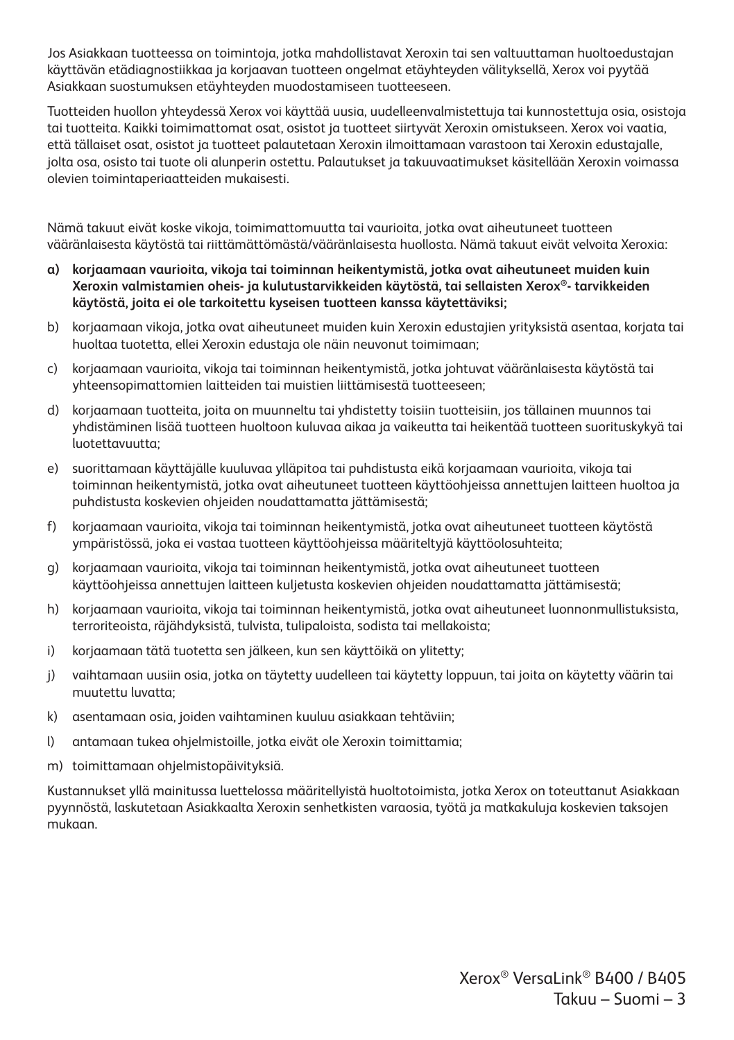Jos Asiakkaan tuotteessa on toimintoja, jotka mahdollistavat Xeroxin tai sen valtuuttaman huoltoedustajan käyttävän etädiagnostiikkaa ja korjaavan tuotteen ongelmat etäyhteyden välityksellä, Xerox voi pyytää Asiakkaan suostumuksen etäyhteyden muodostamiseen tuotteeseen.

Tuotteiden huollon yhteydessä Xerox voi käyttää uusia, uudelleenvalmistettuja tai kunnostettuja osia, osistoja tai tuotteita. Kaikki toimimattomat osat, osistot ja tuotteet siirtyvät Xeroxin omistukseen. Xerox voi vaatia, että tällaiset osat, osistot ja tuotteet palautetaan Xeroxin ilmoittamaan varastoon tai Xeroxin edustajalle, jolta osa, osisto tai tuote oli alunperin ostettu. Palautukset ja takuuvaatimukset käsitellään Xeroxin voimassa olevien toimintaperiaatteiden mukaisesti.

Nämä takuut eivät koske vikoja, toimimattomuutta tai vaurioita, jotka ovat aiheutuneet tuotteen vääränlaisesta käytöstä tai riittämättömästä/vääränlaisesta huollosta. Nämä takuut eivät velvoita Xeroxia:

a) **korjaamaan vaurioita, vikoja tai toiminnan heikentymistä, jotka ovat aiheutuneet muiden kuin Xeroxin valmistamien oheis- ja kulutustarvikkeiden käytöstä, tai sellaisten Xerox®- tarvikkeiden käytöstä, joita ei ole tarkoitettu kyseisen tuotteen kanssa käytettäviksi;**

b) korjaamaan vikoja, jotka ovat aiheutuneet muiden kuin Xeroxin edustajien yrityksistä asentaa, korjata tai huoltaa tuotetta, ellei Xeroxin edustaja ole näin neuvonut toimimaan;

c) korjaamaan vaurioita, vikoja tai toiminnan heikentymistä, jotka johtuvat vääränlaisesta käytöstä tai yhteensopimattomien laitteiden tai muistien liittämisestä tuotteeseen;

d) korjaamaan tuotteita, joita on muunneltu tai yhdistetty toisiin tuotteisiin, jos tällainen muunnos tai yhdistäminen lisää tuotteen huoltoon kuluvaa aikaa ja vaikeutta tai heikentää tuotteen suorituskykyä tai luotettavuutta;

e) suorittamaan käyttäjälle kuuluvaa ylläpitoa tai puhdistusta eikä korjaamaan vaurioita, vikoja tai toiminnan heikentymistä, jotka ovat aiheutuneet tuotteen käyttöohjeissa annettujen laitteen huoltoa ja puhdistusta koskevien ohjeiden noudattamatta jättämisestä;

f) korjaamaan vaurioita, vikoja tai toiminnan heikentymistä, jotka ovat aiheutuneet tuotteen käytöstä ympäristössä, joka ei vastaa tuotteen käyttöohjeissa määriteltyjä käyttöolosuhteita;

g) korjaamaan vaurioita, vikoja tai toiminnan heikentymistä, jotka ovat aiheutuneet tuotteen käyttöohjeissa annettujen laitteen kuljetusta koskevien ohjeiden noudattamatta jättämisestä;

h) korjaamaan vaurioita, vikoja tai toiminnan heikentymistä, jotka ovat aiheutuneet luonnonmullistuksista, terroriteoista, räjähdyksistä, tulvista, tulipaloista, sodista tai mellakoista;

i) korjaamaan tätä tuotetta sen jälkeen, kun sen käyttöikä on ylitetty;

j) vaihtamaan uusiin osia, jotka on täytetty uudelleen tai käytetty loppuun, tai joita on käytetty väärin tai muutettu luvatta;

k) asentamaan osia, joiden vaihtaminen kuuluu asiakkaan tehtäviin;

l) antamaan tukea ohjelmistoille, jotka eivät ole Xeroxin toimittamia;

m) toimittamaan ohjelmistopäivityksiä.

Kustannukset yllä mainitussa luettelossa määritellyistä huoltotoimista, jotka Xerox on toteuttanut Asiakkaan pyynnöstä, laskutetaan Asiakkaalta Xeroxin senhetkisten varaosia, työtä ja matkakuluja koskevien taksojen mukaan.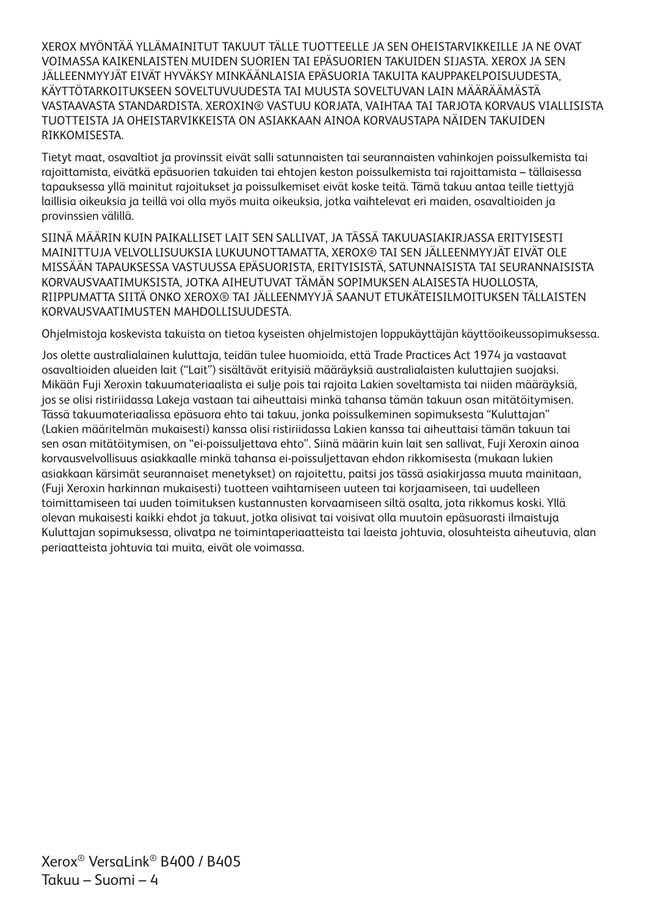XEROX MYÖNTÄÄ YLLÄMAINITUT TAKUUT TÄLLE TUOTTEELLE JA SEN OHEISTARVIKKEILLE JA NE OVAT VOIMASSA KAIKENLAISTEN MUIDEN SUORIEN TAI EPÄSUORIEN TAKUIDEN SIJASTA. XEROX JA SEN JÄLLEENMYYJÄT EIVÄT HYVÄKSY MINKÄÄNLAISIA EPÄSUORIA TAKUITA KAUPPAKELPOISUUDESTA, KÄYTTÖTARKOITUKSEEN SOVELTUVUUDESTA TAI MUUSTA SOVELTUVAN LAIN MÄÄRÄÄMÄSTÄ VASTAAVASTA STANDARDISTA. XEROXIN® VASTUU KORJATA, VAIHTAA TAI TARJOTA KORVAUS VIALLISISTA TUOTTEISTA JA OHEISTARVIKKEISTA ON ASIAKKAAN AINOA KORVAUSTAPA NÄIDEN TAKUIDEN RIKKOMISESTA.

Tietyt maat, osavaltiot ja provinssit eivät salli satunnaisten tai seurannaisten vahinkojen poissulkemista tai rajoittamista, eivätkä epäsuorien takuiden tai ehtojen keston poissulkemista tai rajoittamista – tällaisessa tapauksessa yllä mainitut rajoitukset ja poissulkemiset eivät koske teitä. Tämä takuu antaa teille tiettyjä laillisia oikeuksia ja teillä voi olla myös muita oikeuksia, jotka vaihtelevat eri maiden, osavaltioiden ja provinssien välillä.

SIINÄ MÄÄRIN KUIN PAIKALLISET LAIT SEN SALLIVAT, JA TÄSSÄ TAKUUASIAKIRJASSA ERITYISESTI MAINITTUJA VELVOLLISUUKSIA LUKUUNOTTAMATTA, XEROX® TAI SEN JÄLLEENMYYJÄT EIVÄT OLE MISSÄÄN TAPAUKSESSA VASTUUSSA EPÄSUORISTA, ERITYISISTÄ, SATUNNAISISTA TAI SEURANNAISISTA KORVAUSVAATIMUKSISTA, JOTKA AIHEUTUVAT TÄMÄN SOPIMUKSEN ALAISESTA HUOLLOSTA, RIIPPUMATTA SIITÄ ONKO XEROX® TAI JÄLLEENMYYJÄ SAANUT ETUKÄTEISILMOITUKSEN TÄLLAISTEN KORVAUSVAATIMUSTEN MAHDOLLISUUDESTA.

Ohjelmistoja koskevista takuista on tietoa kyseisten ohjelmistojen loppukäyttäjän käyttöoikeussopimuksessa.

Jos olette australialainen kuluttaja, teidän tulee huomioida, että Trade Practices Act 1974 ja vastaavat osavaltioiden alueiden lait ("Lait") sisältävät erityisiä määräyksiä australialaisten kuluttajien suojaksi. Mikään Fuji Xeroxin takuumateriaalista ei sulje pois tai rajoita Lakien soveltamista tai niiden määräyksiä, jos se olisi ristiriidassa Lakeja vastaan tai aiheuttaisi minkä tahansa tämän takuun osan mitätöitymisen. Tässä takuumateriaalissa epäsuora ehto tai takuu, jonka poissulkeminen sopimuksesta "Kuluttajan" (Lakien määritelmän mukaisesti) kanssa olisi ristiriidassa Lakien kanssa tai aiheuttaisi tämän takuun tai sen osan mitätöitymisen, on "ei-poissuljettava ehto". Siinä määrin kuin lait sen sallivat, Fuji Xeroxin ainoa korvausvelvollisuus asiakkaalle minkä tahansa ei-poissuljettavan ehdon rikkomisesta (mukaan lukien asiakkaan kärsimät seurannaiset menetykset) on rajoitettu, paitsi jos tässä asiakirjassa muuta mainitaan, (Fuji Xeroxin harkinnan mukaisesti) tuotteen vaihtamiseen uuteen tai korjaamiseen, tai uudelleen toimittamiseen tai uuden toimituksen kustannusten korvaamiseen siltä osalta, jota rikkomus koski. Yllä olevan mukaisesti kaikki ehdot ja takuut, jotka olisivat tai voisivat olla muutoin epäsuorasti ilmaistuja Kuluttajan sopimuksessa, olivatpa ne toimintaperiaatteista tai laeista johtuvia, olosuhteista aiheutuvia, alan periaatteista johtuvia tai muita, eivät ole voimassa.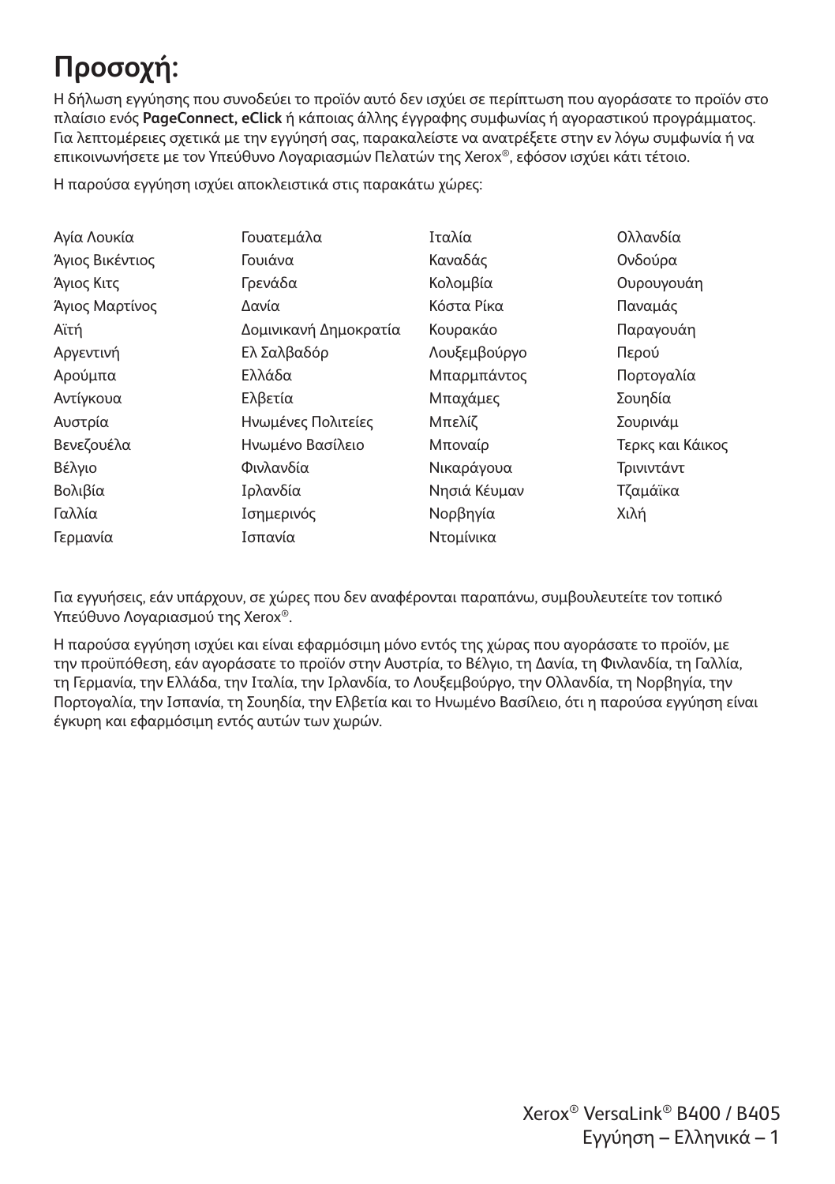# Προσοχή:

Η δήλωση εγγύησης που συνοδεύει το προϊόν αυτό δεν ισχύει σε περίπτωση που αγοράσατε το προϊόν στο πλαίσιο ενός **PageConnect, eClick** ή κάποιας άλλης έγγραφης συμφωνίας ή αγοραστικού προγράμματος. Για λεπτομέρειες σχετικά με την εγγύησή σας, παρακαλείστε να ανατρέξετε στην εν λόγω συμφωνία ή να επικοινωνήσετε με τον Υπεύθυνο Λογαριασμών Πελατών της Xerox®, εφόσον ισχύει κάτι τέτοιο.

Η παρούσα εγγύηση ισχύει αποκλειστικά στις παρακάτω χώρες:

- Αγία Λουκία
- Άγιος Βικέντιος
- Άγιος Κιτς
- Άγιος Μαρτίνος
- Αϊτή
- Αργεντινή
- Αρούμπα
- Αντίγκουα
- Αυστρία
- Βενεζουέλα
- Βέλγιο
- Βολιβία
- Γαλλία
- Γερμανία
- Γουατεμάλα
- Γουιάνα
- Γρενάδα
- Δανία
- Δομινικανή Δημοκρατία
- Ελ Σαλβαδόρ
- Ελλάδα
- Ελβετία
- Ηνωμένες Πολιτείες
- Ηνωμένο Βασίλειο
- Φινλανδία
- Ιρλανδία
- Ισημερινός
- Ισπανία
- Ιταλία
- Καναδάς
- Κολομβία
- Κόστα Ρίκα
- Κουρακάο
- Λουξεμβούργο
- Μπαρμπάντος
- Μπαχάμες
- Μπελίζ
- Μποναίρ
- Νικαράγουα
- Νησιά Κέυμαν
- Νορβηγία
- Ντομίνικα
- Ολλανδία
- Ονδούρα
- Ουρουγουάη
- Παναμάς
- Παραγουάη
- Περού
- Πορτογαλία
- Σουηδία
- Σουρινάμ
- Τερκς και Κάικος
- Τρινιντάντ
- Τζαμάικα
- Χιλή

Για εγγυήσεις, εάν υπάρχουν, σε χώρες που δεν αναφέρονται παραπάνω, συμβουλευτείτε τον τοπικό Υπεύθυνο Λογαριασμού της Xerox®.

Η παρούσα εγγύηση ισχύει και είναι εφαρμόσιμη μόνο εντός της χώρας που αγοράσατε το προϊόν, με την προϋπόθεση, εάν αγοράσατε το προϊόν στην Αυστρία, το Βέλγιο, τη Δανία, τη Φινλανδία, τη Γαλλία, τη Γερμανία, την Ελλάδα, την Ιταλία, την Ιρλανδία, το Λουξεμβούργο, την Ολλανδία, τη Νορβηγία, την Πορτογαλία, την Ισπανία, τη Σουηδία, την Ελβετία και το Ηνωμένο Βασίλειο, ότι η παρούσα εγγύηση είναι έγκυρη και εφαρμόσιμη εντός αυτών των χωρών.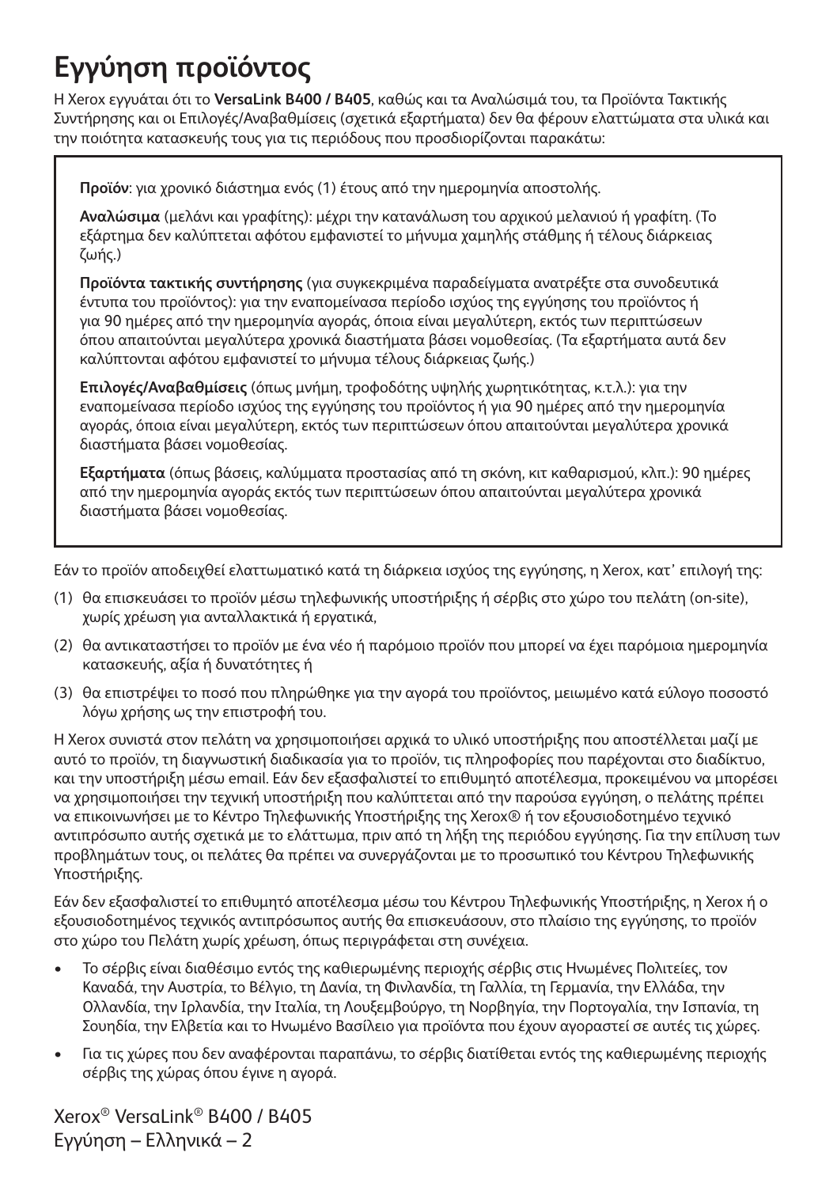# Εγγύηση προϊόντος

Η Xerox εγγυάται ότι το **VersaLink B400 / B405**, καθώς και τα Αναλώσιμά του, τα Προϊόντα Τακτικής Συντήρησης και οι Επιλογές/Αναβαθμίσεις (σχετικά εξαρτήματα) δεν θα φέρουν ελαττώματα στα υλικά και την ποιότητα κατασκευής τους για τις περιόδους που προσδιορίζονται παρακάτω:

**Προϊόν**: για χρονικό διάστημα ενός (1) έτους από την ημερομηνία αποστολής.

**Αναλώσιμα** (μελάνι και γραφίτης): μέχρι την κατανάλωση του αρχικού μελανιού ή γραφίτη. (Το εξάρτημα δεν καλύπτεται αφότου εμφανιστεί το μήνυμα χαμηλής στάθμης ή τέλους διάρκειας ζωής.)

**Προϊόντα τακτικής συντήρησης** (για συγκεκριμένα παραδείγματα ανατρέξτε στα συνοδευτικά έντυπα του προϊόντος): για την εναπομείνασα περίοδο ισχύος της εγγύησης του προϊόντος ή για 90 ημέρες από την ημερομηνία αγοράς, όποια είναι μεγαλύτερη, εκτός των περιπτώσεων όπου απαιτούνται μεγαλύτερα χρονικά διαστήματα βάσει νομοθεσίας. (Τα εξαρτήματα αυτά δεν καλύπτονται αφότου εμφανιστεί το μήνυμα τέλους διάρκειας ζωής.)

**Επιλογές/Αναβαθμίσεις** (όπως μνήμη, τροφοδότης υψηλής χωρητικότητας, κ.τ.λ.): για την εναπομείνασα περίοδο ισχύος της εγγύησης του προϊόντος ή για 90 ημέρες από την ημερομηνία αγοράς, όποια είναι μεγαλύτερη, εκτός των περιπτώσεων όπου απαιτούνται μεγαλύτερα χρονικά διαστήματα βάσει νομοθεσίας.

**Εξαρτήματα** (όπως βάσεις, καλύμματα προστασίας από τη σκόνη, κιτ καθαρισμού, κλπ.): 90 ημέρες από την ημερομηνία αγοράς εκτός των περιπτώσεων όπου απαιτούνται μεγαλύτερα χρονικά διαστήματα βάσει νομοθεσίας.

Εάν το προϊόν αποδειχθεί ελαττωματικό κατά τη διάρκεια ισχύος της εγγύησης, η Xerox, κατ' επιλογή της:

(1) θα επισκευάσει το προϊόν μέσω τηλεφωνικής υποστήριξης ή σέρβις στο χώρο του πελάτη (on-site), χωρίς χρέωση για ανταλλακτικά ή εργατικά,

(2) θα αντικαταστήσει το προϊόν με ένα νέο ή παρόμοιο προϊόν που μπορεί να έχει παρόμοια ημερομηνία κατασκευής, αξία ή δυνατότητες ή

(3) θα επιστρέψει το ποσό που πληρώθηκε για την αγορά του προϊόντος, μειωμένο κατά εύλογο ποσοστό λόγω χρήσης ως την επιστροφή του.

Η Xerox συνιστά στον πελάτη να χρησιμοποιήσει αρχικά το υλικό υποστήριξης που αποστέλλεται μαζί με αυτό το προϊόν, τη διαγνωστική διαδικασία για το προϊόν, τις πληροφορίες που παρέχονται στο διαδίκτυο, και την υποστήριξη μέσω email. Εάν δεν εξασφαλιστεί το επιθυμητό αποτέλεσμα, προκειμένου να μπορέσει να χρησιμοποιήσει την τεχνική υποστήριξη που καλύπτεται από την παρούσα εγγύηση, ο πελάτης πρέπει να επικοινωνήσει με το Κέντρο Τηλεφωνικής Υποστήριξης της Xerox® ή τον εξουσιοδοτημένο τεχνικό αντιπρόσωπο αυτής σχετικά με το ελάττωμα, πριν από τη λήξη της περιόδου εγγύησης. Για την επίλυση των προβλημάτων τους, οι πελάτες θα πρέπει να συνεργάζονται με το προσωπικό του Κέντρου Τηλεφωνικής Υποστήριξης.

Εάν δεν εξασφαλιστεί το επιθυμητό αποτέλεσμα μέσω του Κέντρου Τηλεφωνικής Υποστήριξης, η Xerox ή ο εξουσιοδοτημένος τεχνικός αντιπρόσωπος αυτής θα επισκευάσουν, στο πλαίσιο της εγγύησης, το προϊόν στο χώρο του Πελάτη χωρίς χρέωση, όπως περιγράφεται στη συνέχεια.

- Το σέρβις είναι διαθέσιμο εντός της καθιερωμένης περιοχής σέρβις στις Ηνωμένες Πολιτείες, τον Καναδά, την Αυστρία, το Βέλγιο, τη Δανία, τη Φινλανδία, τη Γαλλία, τη Γερμανία, την Ελλάδα, την Ολλανδία, την Ιρλανδία, την Ιταλία, το Λουξεμβούργο, τη Νορβηγία, την Πορτογαλία, την Ισπανία, τη Σουηδία, την Ελβετία και το Ηνωμένο Βασίλειο για προϊόντα που έχουν αγοραστεί σε αυτές τις χώρες.
- Για τις χώρες που δεν αναφέρονται παραπάνω, το σέρβις διατίθεται εντός της καθιερωμένης περιοχής σέρβις της χώρας όπου έγινε η αγορά.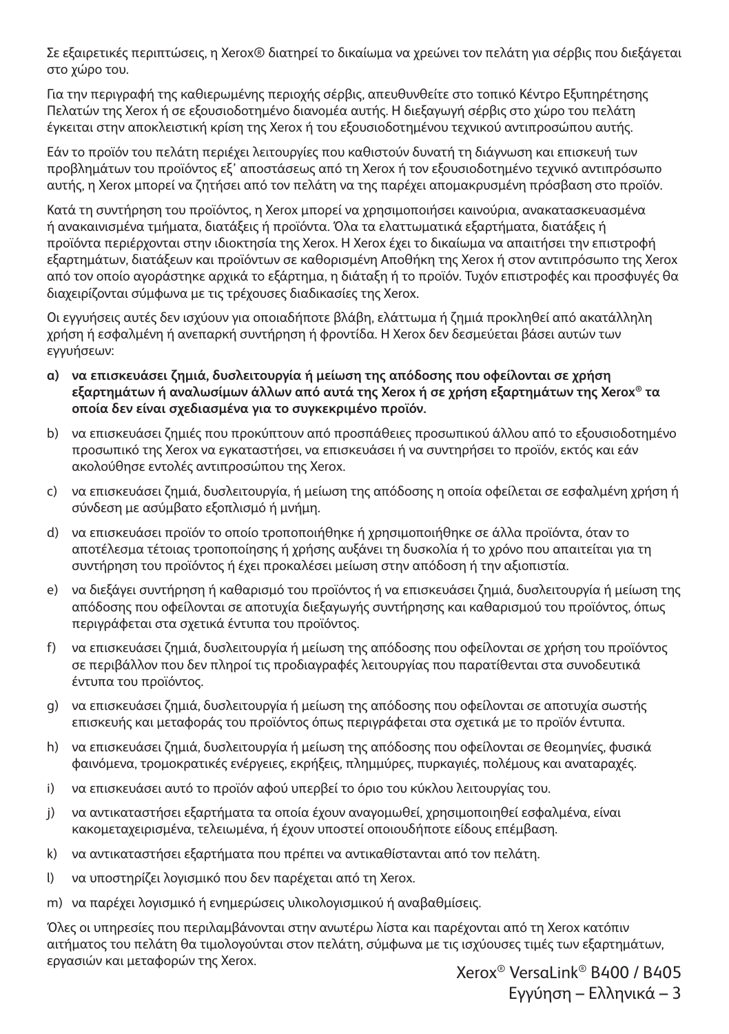Σε εξαιρετικές περιπτώσεις, η Xerox® διατηρεί το δικαίωμα να χρεώνει τον πελάτη για σέρβις που διεξάγεται στο χώρο του.

Για την περιγραφή της καθιερωμένης περιοχής σέρβις, απευθυνθείτε στο τοπικό Κέντρο Εξυπηρέτησης Πελατών της Xerox ή σε εξουσιοδοτημένο διανομέα αυτής. Η διεξαγωγή σέρβις στο χώρο του πελάτη έγκειται στην αποκλειστική κρίση της Xerox ή του εξουσιοδοτημένου τεχνικού αντιπροσώπου αυτής.

Εάν το προϊόν του πελάτη περιέχει λειτουργίες που καθιστούν δυνατή τη διάγνωση και επισκευή των προβλημάτων του προϊόντος εξ' αποστάσεως από τη Xerox ή τον εξουσιοδοτημένο τεχνικό αντιπρόσωπο αυτής, η Xerox μπορεί να ζητήσει από τον πελάτη να της παρέχει απομακρυσμένη πρόσβαση στο προϊόν.

Κατά τη συντήρηση του προϊόντος, η Xerox μπορεί να χρησιμοποιήσει καινούρια, ανακατασκευασμένα ή ανακαινισμένα τμήματα, διατάξεις ή προϊόντα. Όλα τα ελαττωματικά εξαρτήματα, διατάξεις ή προϊόντα περιέρχονται στην ιδιοκτησία της Xerox. Η Xerox έχει το δικαίωμα να απαιτήσει την επιστροφή εξαρτημάτων, διατάξεων και προϊόντων σε καθορισμένη Αποθήκη της Xerox ή στον αντιπρόσωπο της Xerox από τον οποίο αγοράστηκε αρχικά το εξάρτημα, η διάταξη ή το προϊόν. Τυχόν επιστροφές και προσφυγές θα διαχειρίζονται σύμφωνα με τις τρέχουσες διαδικασίες της Xerox.

Οι εγγυήσεις αυτές δεν ισχύουν για οποιαδήποτε βλάβη, ελάττωμα ή ζημιά προκληθεί από ακατάλληλη χρήση ή εσφαλμένη ή ανεπαρκή συντήρηση ή φροντίδα. Η Xerox δεν δεσμεύεται βάσει αυτών των εγγυήσεων:

a) **να επισκευάσει ζημιά, δυσλειτουργία ή μείωση της απόδοσης που οφείλονται σε χρήση εξαρτημάτων ή αναλωσίμων άλλων από αυτά της Xerox ή σε χρήση εξαρτημάτων της Xerox® τα οποία δεν είναι σχεδιασμένα για το συγκεκριμένο προϊόν.**

b) να επισκευάσει ζημιές που προκύπτουν από προσπάθειες προσωπικού άλλου από το εξουσιοδοτημένο προσωπικό της Xerox να εγκαταστήσει, να επισκευάσει ή να συντηρήσει το προϊόν, εκτός και εάν ακολούθησε εντολές αντιπροσώπου της Xerox.

c) να επισκευάσει ζημιά, δυσλειτουργία, ή μείωση της απόδοσης η οποία οφείλεται σε εσφαλμένη χρήση ή σύνδεση με ασύμβατο εξοπλισμό ή μνήμη.

d) να επισκευάσει προϊόν το οποίο τροποποιήθηκε ή χρησιμοποιήθηκε σε άλλα προϊόντα, όταν το αποτέλεσμα τέτοιας τροποποίησης ή χρήσης αυξάνει τη δυσκολία ή το χρόνο που απαιτείται για τη συντήρηση του προϊόντος ή έχει προκαλέσει μείωση στην απόδοση ή την αξιοπιστία.

e) να διεξάγει συντήρηση ή καθαρισμό του προϊόντος ή να επισκευάσει ζημιά, δυσλειτουργία ή μείωση της απόδοσης που οφείλονται σε αποτυχία διεξαγωγής συντήρησης και καθαρισμού του προϊόντος, όπως περιγράφεται στα σχετικά έντυπα του προϊόντος.

f) να επισκευάσει ζημιά, δυσλειτουργία ή μείωση της απόδοσης που οφείλονται σε χρήση του προϊόντος σε περιβάλλον που δεν πληροί τις προδιαγραφές λειτουργίας που παρατίθενται στα συνοδευτικά έντυπα του προϊόντος.

g) να επισκευάσει ζημιά, δυσλειτουργία ή μείωση της απόδοσης που οφείλονται σε αποτυχία σωστής επισκευής και μεταφοράς του προϊόντος όπως περιγράφεται στα σχετικά με το προϊόν έντυπα.

h) να επισκευάσει ζημιά, δυσλειτουργία ή μείωση της απόδοσης που οφείλονται σε θεομηνίες, φυσικά φαινόμενα, τρομοκρατικές ενέργειες, εκρήξεις, πλημμύρες, πυρκαγιές, πολέμους και αναταραχές.

i) να επισκευάσει αυτό το προϊόν αφού υπερβεί το όριο του κύκλου λειτουργίας του.

j) να αντικαταστήσει εξαρτήματα τα οποία έχουν αναγομωθεί, χρησιμοποιηθεί εσφαλμένα, είναι κακομεταχειρισμένα, τελειωμένα, ή έχουν υποστεί οποιουδήποτε είδους επέμβαση.

k) να αντικαταστήσει εξαρτήματα που πρέπει να αντικαθίστανται από τον πελάτη.

l) να υποστηρίζει λογισμικό που δεν παρέχεται από τη Xerox.

m) να παρέχει λογισμικό ή ενημερώσεις υλικολογισμικού ή αναβαθμίσεις.

Όλες οι υπηρεσίες που περιλαμβάνονται στην ανωτέρω λίστα και παρέχονται από τη Xerox κατόπιν αιτήματος του πελάτη θα τιμολογούνται στον πελάτη, σύμφωνα με τις ισχύουσες τιμές των εξαρτημάτων, εργασιών και μεταφορών της Xerox.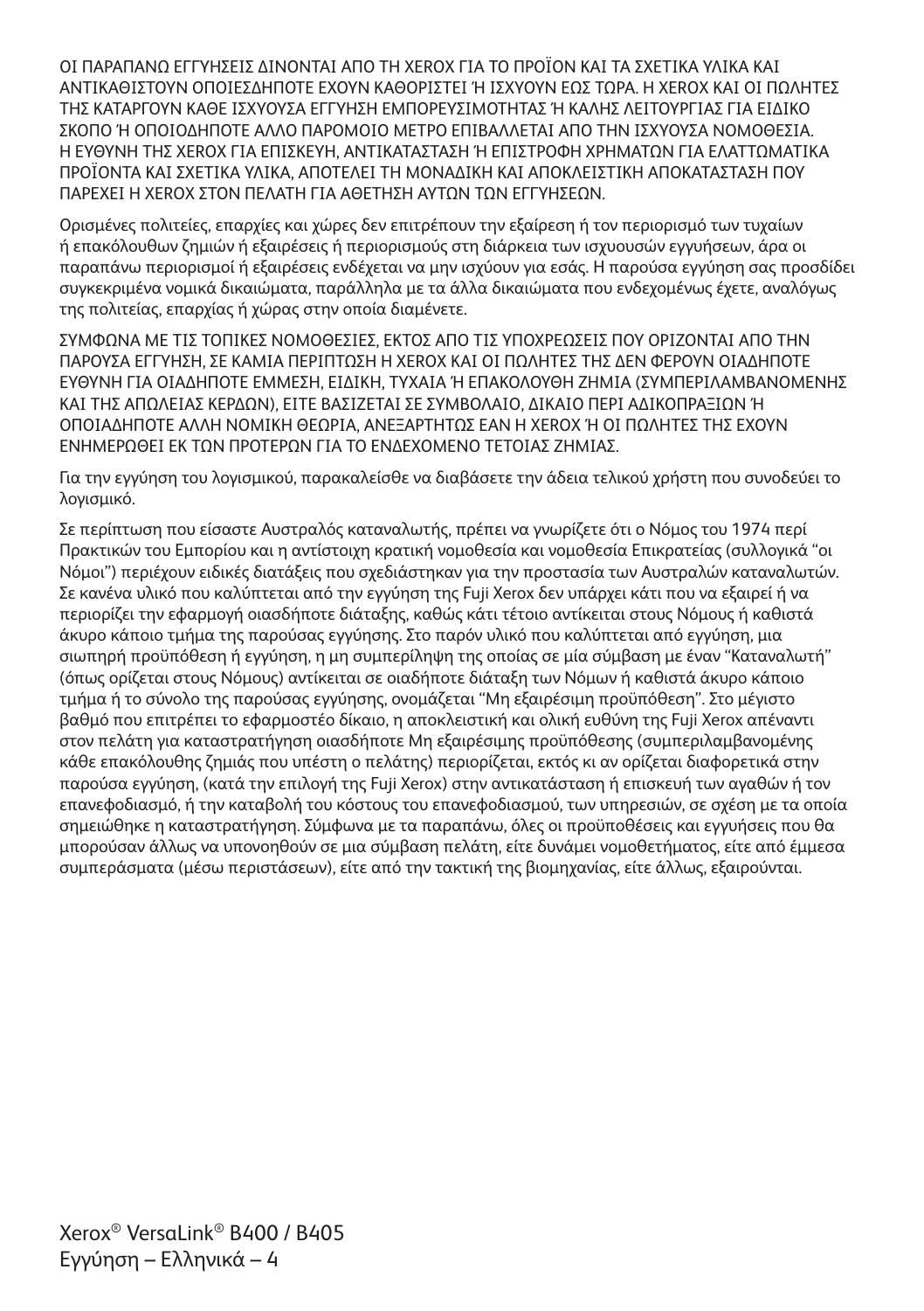ΟΙ ΠΑΡΑΠΑΝΩ ΕΓΓΥΗΣΕΙΣ ΔΙΝΟΝΤΑΙ ΑΠΟ ΤΗ XEROX ΓΙΑ ΤΟ ΠΡΟΪΟΝ ΚΑΙ ΤΑ ΣΧΕΤΙΚΑ ΥΛΙΚΑ ΚΑΙ ΑΝΤΙΚΑΘΙΣΤΟΥΝ ΟΠΟΙΕΣΔΗΠΟΤΕ ΕΧΟΥΝ ΚΑΘΟΡΙΣΤΕΙ Ή ΙΣΧΥΟΥΝ ΕΩΣ ΤΩΡΑ. Η XEROX ΚΑΙ ΟΙ ΠΩΛΗΤΕΣ ΤΗΣ ΚΑΤΑΡΓΟΥΝ ΚΑΘΕ ΙΣΧΥΟΥΣΑ ΕΓΓΥΗΣΗ ΕΜΠΟΡΕΥΣΙΜΟΤΗΤΑΣ Ή ΚΑΛΗΣ ΛΕΙΤΟΥΡΓΙΑΣ ΓΙΑ ΕΙΔΙΚΟ ΣΚΟΠΟ Ή ΟΠΟΙΟΔΗΠΟΤΕ ΑΛΛΟ ΠΑΡΟΜΟΙΟ ΜΕΤΡΟ ΕΠΙΒΑΛΛΕΤΑΙ ΑΠΟ ΤΗΝ ΙΣΧΥΟΥΣΑ ΝΟΜΟΘΕΣΙΑ. Η ΕΥΘΥΝΗ ΤΗΣ XEROX ΓΙΑ ΕΠΙΣΚΕΥΗ, ΑΝΤΙΚΑΤΑΣΤΑΣΗ Ή ΕΠΙΣΤΡΟΦΗ ΧΡΗΜΑΤΩΝ ΓΙΑ ΕΛΑΤΤΩΜΑΤΙΚΑ ΠΡΟΪΟΝΤΑ ΚΑΙ ΣΧΕΤΙΚΑ ΥΛΙΚΑ, ΑΠΟΤΕΛΕΙ ΤΗ ΜΟΝΑΔΙΚΗ ΚΑΙ ΑΠΟΚΛΕΙΣΤΙΚΗ ΑΠΟΚΑΤΑΣΤΑΣΗ ΠΟΥ ΠΑΡΕΧΕΙ Η XEROX ΣΤΟΝ ΠΕΛΑΤΗ ΓΙΑ ΑΘΕΤΗΣΗ ΑΥΤΩΝ ΤΩΝ ΕΓΓΥΗΣΕΩΝ.

Ορισμένες πολιτείες, επαρχίες και χώρες δεν επιτρέπουν την εξαίρεση ή τον περιορισμό των τυχαίων ή επακόλουθων ζημιών ή εξαιρέσεις ή περιορισμούς στη διάρκεια των ισχυουσών εγγυήσεων, άρα οι παραπάνω περιορισμοί ή εξαιρέσεις ενδέχεται να μην ισχύουν για εσάς. Η παρούσα εγγύηση σας προσδίδει συγκεκριμένα νομικά δικαιώματα, παράλληλα με τα άλλα δικαιώματα που ενδεχομένως έχετε, αναλόγως της πολιτείας, επαρχίας ή χώρας στην οποία διαμένετε.

ΣΥΜΦΩΝΑ ΜΕ ΤΙΣ ΤΟΠΙΚΕΣ ΝΟΜΟΘΕΣΙΕΣ, ΕΚΤΟΣ ΑΠΟ ΤΙΣ ΥΠΟΧΡΕΩΣΕΙΣ ΠΟΥ ΟΡΙΖΟΝΤΑΙ ΑΠΟ ΤΗΝ ΠΑΡΟΥΣΑ ΕΓΓΥΗΣΗ, ΣΕ ΚΑΜΙΑ ΠΕΡΙΠΤΩΣΗ Η XEROX ΚΑΙ ΟΙ ΠΩΛΗΤΕΣ ΤΗΣ ΔΕΝ ΦΕΡΟΥΝ ΟΙΑΔΗΠΟΤΕ ΕΥΘΥΝΗ ΓΙΑ ΟΙΑΔΗΠΟΤΕ ΕΜΜΕΣΗ, ΕΙΔΙΚΗ, ΤΥΧΑΙΑ Ή ΕΠΑΚΟΛΟΥΘΗ ΖΗΜΙΑ (ΣΥΜΠΕΡΙΛΑΜΒΑΝΟΜΕΝΗΣ ΚΑΙ ΤΗΣ ΑΠΩΛΕΙΑΣ ΚΕΡΔΩΝ), ΕΙΤΕ ΒΑΣΙΖΕΤΑΙ ΣΕ ΣΥΜΒΟΛΑΙΟ, ΔΙΚΑΙΟ ΠΕΡΙ ΑΔΙΚΟΠΡΑΞΙΩΝ Ή ΟΠΟΙΑΔΗΠΟΤΕ ΑΛΛΗ ΝΟΜΙΚΗ ΘΕΩΡΙΑ, ΑΝΕΞΑΡΤΗΤΩΣ ΕΑΝ Η XEROX Ή ΟΙ ΠΩΛΗΤΕΣ ΤΗΣ ΕΧΟΥΝ ΕΝΗΜΕΡΩΘΕΙ ΕΚ ΤΩΝ ΠΡΟΤΕΡΩΝ ΓΙΑ ΤΟ ΕΝΔΕΧΟΜΕΝΟ ΤΕΤΟΙΑΣ ΖΗΜΙΑΣ.

Για την εγγύηση του λογισμικού, παρακαλείσθε να διαβάσετε την άδεια τελικού χρήστη που συνοδεύει το λογισμικό.

Σε περίπτωση που είσαστε Αυστραλός καταναλωτής, πρέπει να γνωρίζετε ότι ο Νόμος του 1974 περί Πρακτικών του Εμπορίου και η αντίστοιχη κρατική νομοθεσία και νομοθεσία Επικρατείας (συλλογικά "οι Νόμοι") περιέχουν ειδικές διατάξεις που σχεδιάστηκαν για την προστασία των Αυστραλών καταναλωτών. Σε κανένα υλικό που καλύπτεται από την εγγύηση της Fuji Xerox δεν υπάρχει κάτι που να εξαιρεί ή να περιορίζει την εφαρμογή οιασδήποτε διάταξης, καθώς κάτι τέτοιο αντίκειται στους Νόμους ή καθιστά άκυρο κάποιο τμήμα της παρούσας εγγύησης. Στο παρόν υλικό που καλύπτεται από εγγύηση, μια σιωπηρή προϋπόθεση ή εγγύηση, η μη συμπερίληψη της οποίας σε μία σύμβαση με έναν "Καταναλωτή" (όπως ορίζεται στους Νόμους) αντίκειται σε οιαδήποτε διάταξη των Νόμων ή καθιστά άκυρο κάποιο τμήμα ή το σύνολο της παρούσας εγγύησης, ονομάζεται "Μη εξαιρέσιμη προϋπόθεση". Στο μέγιστο βαθμό που επιτρέπει το εφαρμοστέο δίκαιο, η αποκλειστική και ολική ευθύνη της Fuji Xerox απέναντι στον πελάτη για καταστρατήγηση οιασδήποτε Μη εξαιρέσιμης προϋπόθεσης (συμπεριλαμβανομένης κάθε επακόλουθης ζημιάς που υπέστη ο πελάτης) περιορίζεται, εκτός κι αν ορίζεται διαφορετικά στην παρούσα εγγύηση, (κατά την επιλογή της Fuji Xerox) στην αντικατάσταση ή επισκευή των αγαθών ή τον επανεφοδιασμό, ή την καταβολή του κόστους του επανεφοδιασμού, των υπηρεσιών, σε σχέση με τα οποία σημειώθηκε η καταστρατήγηση. Σύμφωνα με τα παραπάνω, όλες οι προϋποθέσεις και εγγυήσεις που θα μπορούσαν άλλως να υπονοηθούν σε μια σύμβαση πελάτη, είτε δυνάμει νομοθετήματος, είτε από έμμεσα συμπεράσματα (μέσω περιστάσεων), είτε από την τακτική της βιομηχανίας, είτε άλλως, εξαιρούνται.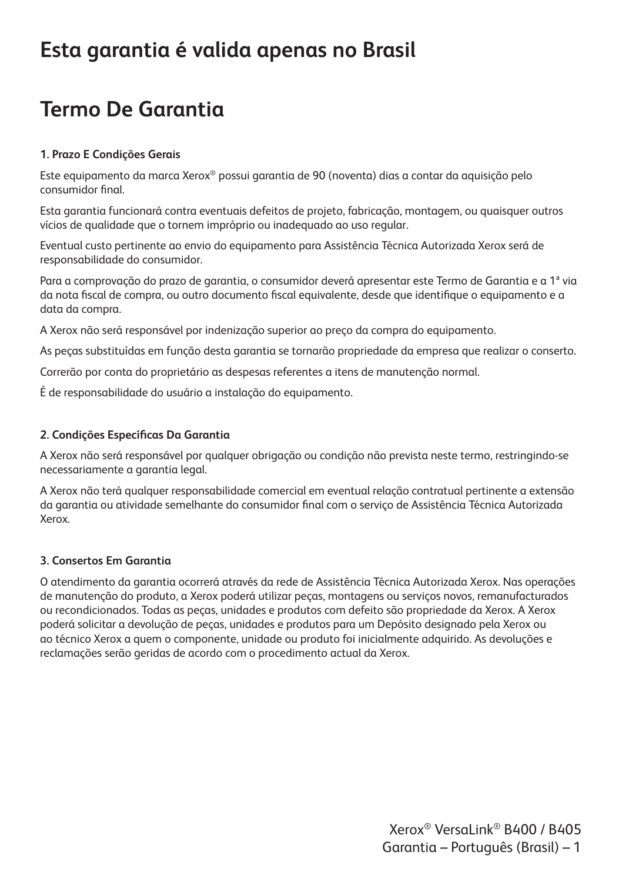# Esta garantia é valida apenas no Brasil

# Termo De Garantia

### 1. Prazo E Condições Gerais

Este equipamento da marca Xerox® possui garantia de 90 (noventa) dias a contar da aquisição pelo consumidor final.

Esta garantia funcionará contra eventuais defeitos de projeto, fabricação, montagem, ou quaisquer outros vícios de qualidade que o tornem impróprio ou inadequado ao uso regular.

Eventual custo pertinente ao envio do equipamento para Assistência Técnica Autorizada Xerox será de responsabilidade do consumidor.

Para a comprovação do prazo de garantia, o consumidor deverá apresentar este Termo de Garantia e a 1ª via da nota fiscal de compra, ou outro documento fiscal equivalente, desde que identifique o equipamento e a data da compra.

A Xerox não será responsável por indenização superior ao preço da compra do equipamento.

As peças substituídas em função desta garantia se tornarão propriedade da empresa que realizar o conserto.

Correrão por conta do proprietário as despesas referentes a itens de manutenção normal.

É de responsabilidade do usuário a instalação do equipamento.

### 2. Condições Específicas Da Garantia

A Xerox não será responsável por qualquer obrigação ou condição não prevista neste termo, restringindo-se necessariamente a garantia legal.

A Xerox não terá qualquer responsabilidade comercial em eventual relação contratual pertinente a extensão da garantia ou atividade semelhante do consumidor final com o serviço de Assistência Técnica Autorizada Xerox.

### 3. Consertos Em Garantia

O atendimento da garantia ocorrerá através da rede de Assistência Técnica Autorizada Xerox. Nas operações de manutenção do produto, a Xerox poderá utilizar peças, montagens ou serviços novos, remanufacturados ou recondicionados. Todas as peças, unidades e produtos com defeito são propriedade da Xerox. A Xerox poderá solicitar a devolução de peças, unidades e produtos para um Depósito designado pela Xerox ou ao técnico Xerox a quem o componente, unidade ou produto foi inicialmente adquirido. As devoluções e reclamações serão geridas de acordo com o procedimento actual da Xerox.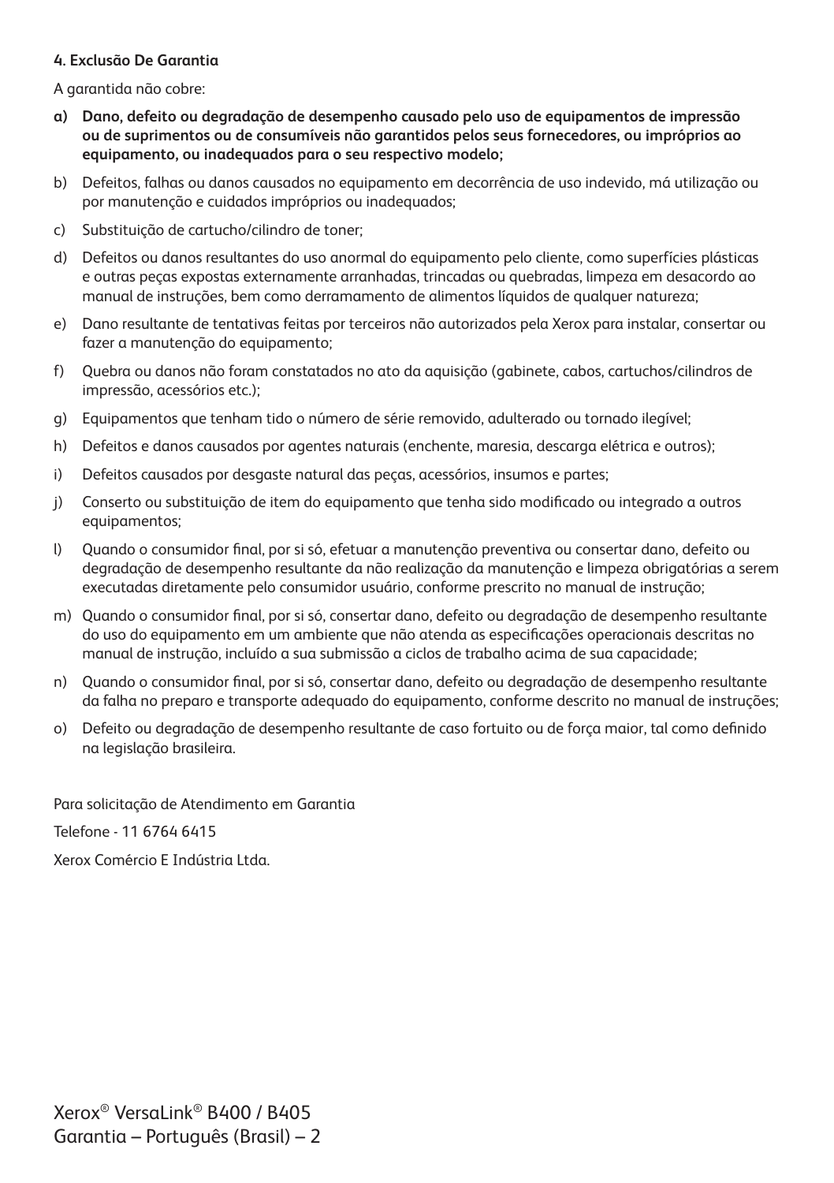#### 4. Exclusão De Garantia

A garantida não cobre:

**a) Dano, defeito ou degradação de desempenho causado pelo uso de equipamentos de impressão ou de suprimentos ou de consumíveis não garantidos pelos seus fornecedores, ou impróprios ao equipamento, ou inadequados para o seu respectivo modelo;**

b) Defeitos, falhas ou danos causados no equipamento em decorrência de uso indevido, má utilização ou por manutenção e cuidados impróprios ou inadequados;

c) Substituição de cartucho/cilindro de toner;

d) Defeitos ou danos resultantes do uso anormal do equipamento pelo cliente, como superfícies plásticas e outras peças expostas externamente arranhadas, trincadas ou quebradas, limpeza em desacordo ao manual de instruções, bem como derramamento de alimentos líquidos de qualquer natureza;

e) Dano resultante de tentativas feitas por terceiros não autorizados pela Xerox para instalar, consertar ou fazer a manutenção do equipamento;

f) Quebra ou danos não foram constatados no ato da aquisição (gabinete, cabos, cartuchos/cilindros de impressão, acessórios etc.);

g) Equipamentos que tenham tido o número de série removido, adulterado ou tornado ilegível;

h) Defeitos e danos causados por agentes naturais (enchente, maresia, descarga elétrica e outros);

i) Defeitos causados por desgaste natural das peças, acessórios, insumos e partes;

j) Conserto ou substituição de item do equipamento que tenha sido modificado ou integrado a outros equipamentos;

l) Quando o consumidor final, por si só, efetuar a manutenção preventiva ou consertar dano, defeito ou degradação de desempenho resultante da não realização da manutenção e limpeza obrigatórias a serem executadas diretamente pelo consumidor usuário, conforme prescrito no manual de instrução;

m) Quando o consumidor final, por si só, consertar dano, defeito ou degradação de desempenho resultante do uso do equipamento em um ambiente que não atenda as especificações operacionais descritas no manual de instrução, incluído a sua submissão a ciclos de trabalho acima de sua capacidade;

n) Quando o consumidor final, por si só, consertar dano, defeito ou degradação de desempenho resultante da falha no preparo e transporte adequado do equipamento, conforme descrito no manual de instruções;

o) Defeito ou degradação de desempenho resultante de caso fortuito ou de força maior, tal como definido na legislação brasileira.

Para solicitação de Atendimento em Garantia

Telefone - 11 6764 6415

Xerox Comércio E Indústria Ltda.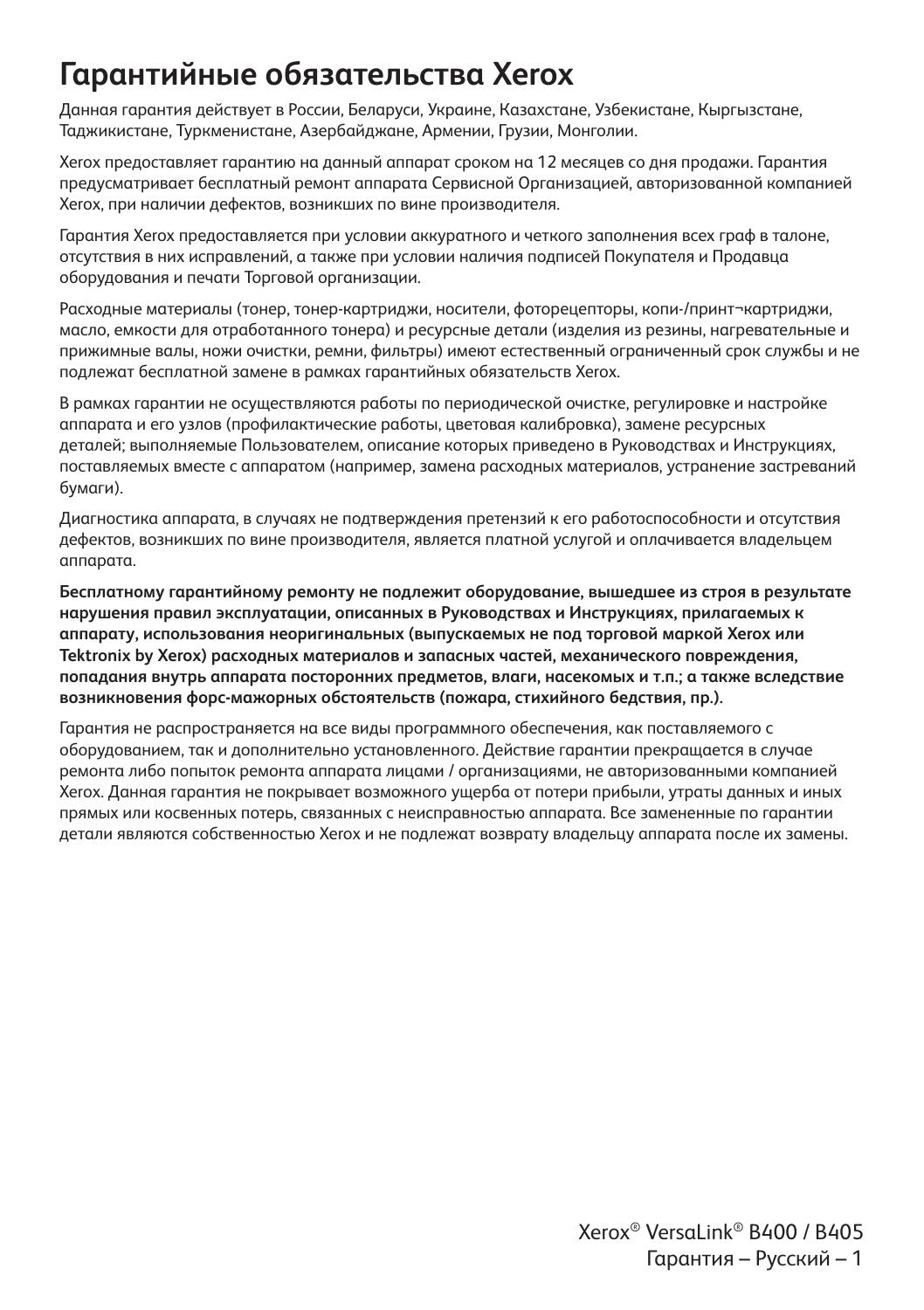# Гарантийные обязательства Xerox

Данная гарантия действует в России, Беларуси, Украине, Казахстане, Узбекистане, Кыргызстане, Таджикистане, Туркменистане, Азербайджане, Армении, Грузии, Монголии.

Xerox предоставляет гарантию на данный аппарат сроком на 12 месяцев со дня продажи. Гарантия предусматривает бесплатный ремонт аппарата Сервисной Организацией, авторизованной компанией Xerox, при наличии дефектов, возникших по вине производителя.

Гарантия Xerox предоставляется при условии аккуратного и четкого заполнения всех граф в талоне, отсутствия в них исправлений, а также при условии наличия подписей Покупателя и Продавца оборудования и печати Торговой организации.

Расходные материалы (тонер, тонер-картриджи, носители, фоторецепторы, копи-/принт¬картриджи, масло, емкости для отработанного тонера) и ресурсные детали (изделия из резины, нагревательные и прижимные валы, ножи очистки, ремни, фильтры) имеют естественный ограниченный срок службы и не подлежат бесплатной замене в рамках гарантийных обязательств Xerox.

В рамках гарантии не осуществляются работы по периодической очистке, регулировке и настройке аппарата и его узлов (профилактические работы, цветовая калибровка), замене ресурсных деталей; выполняемые Пользователем, описание которых приведено в Руководствах и Инструкциях, поставляемых вместе с аппаратом (например, замена расходных материалов, устранение застреваний бумаги).

Диагностика аппарата, в случаях не подтверждения претензий к его работоспособности и отсутствия дефектов, возникших по вине производителя, является платной услугой и оплачивается владельцем аппарата.

**Бесплатному гарантийному ремонту не подлежит оборудование, вышедшее из строя в результате нарушения правил эксплуатации, описанных в Руководствах и Инструкциях, прилагаемых к аппарату, использования неоригинальных (выпускаемых не под торговой маркой Xerox или Tektronix by Xerox) расходных материалов и запасных частей, механического повреждения, попадания внутрь аппарата посторонних предметов, влаги, насекомых и т.п.; а также вследствие возникновения форс-мажорных обстоятельств (пожара, стихийного бедствия, пр.).**

Гарантия не распространяется на все виды программного обеспечения, как поставляемого с оборудованием, так и дополнительно установленного. Действие гарантии прекращается в случае ремонта либо попыток ремонта аппарата лицами / организациями, не авторизованными компанией Xerox. Данная гарантия не покрывает возможного ущерба от потери прибыли, утраты данных и иных прямых или косвенных потерь, связанных с неисправностью аппарата. Все замененные по гарантии детали являются собственностью Xerox и не подлежат возврату владельцу аппарата после их замены.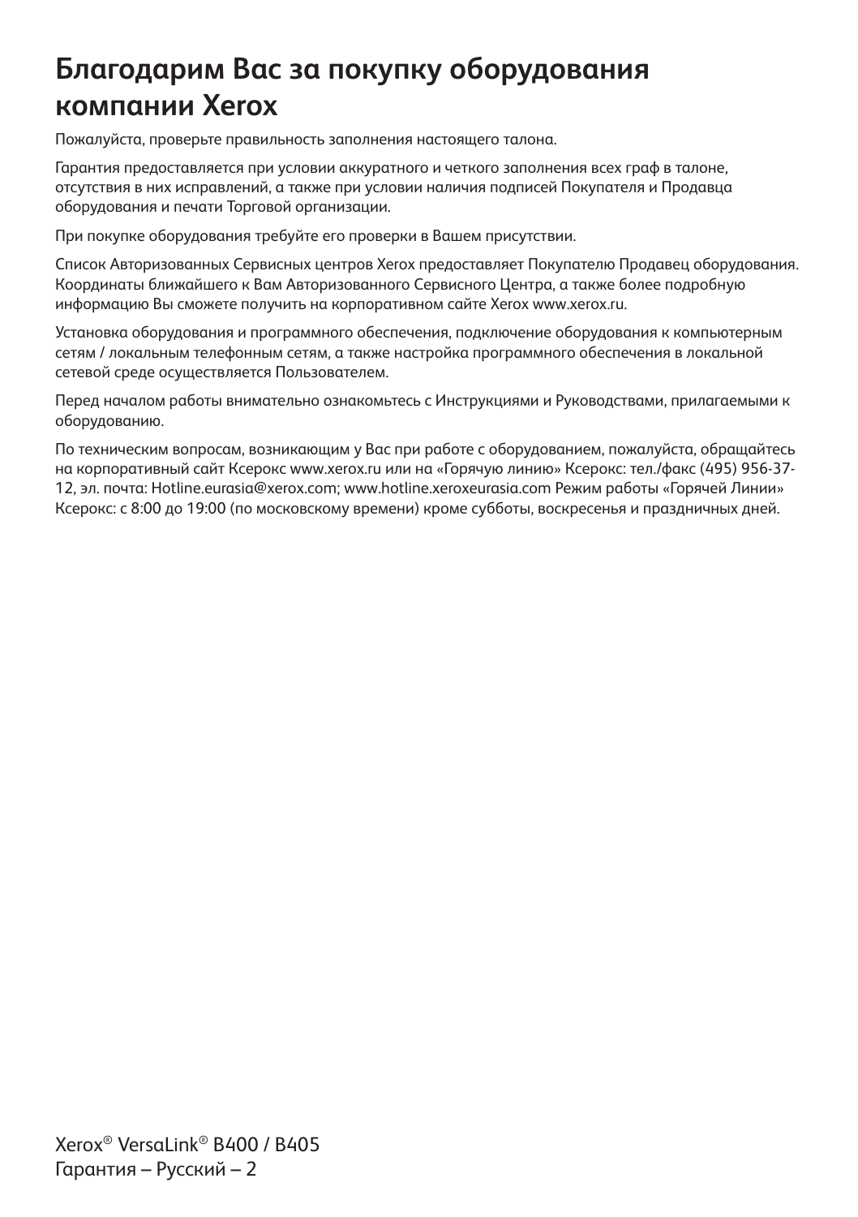# Благодарим Вас за покупку оборудования компании Xerox

Пожалуйста, проверьте правильность заполнения настоящего талона.

Гарантия предоставляется при условии аккуратного и четкого заполнения всех граф в талоне, отсутствия в них исправлений, а также при условии наличия подписей Покупателя и Продавца оборудования и печати Торговой организации.

При покупке оборудования требуйте его проверки в Вашем присутствии.

Список Авторизованных Сервисных центров Xerox предоставляет Покупателю Продавец оборудования. Координаты ближайшего к Вам Авторизованного Сервисного Центра, а также более подробную информацию Вы сможете получить на корпоративном сайте Xerox www.xerox.ru.

Установка оборудования и программного обеспечения, подключение оборудования к компьютерным сетям / локальным телефонным сетям, а также настройка программного обеспечения в локальной сетевой среде осуществляется Пользователем.

Перед началом работы внимательно ознакомьтесь с Инструкциями и Руководствами, прилагаемыми к оборудованию.

По техническим вопросам, возникающим у Вас при работе с оборудованием, пожалуйста, обращайтесь на корпоративный сайт Ксерокс www.xerox.ru или на «Горячую линию» Ксерокс: тел./факс (495) 956-37-12, эл. почта: Hotline.eurasia@xerox.com; www.hotline.xeroxeurasia.com Режим работы «Горячей Линии» Ксерокс: с 8:00 до 19:00 (по московскому времени) кроме субботы, воскресенья и праздничных дней.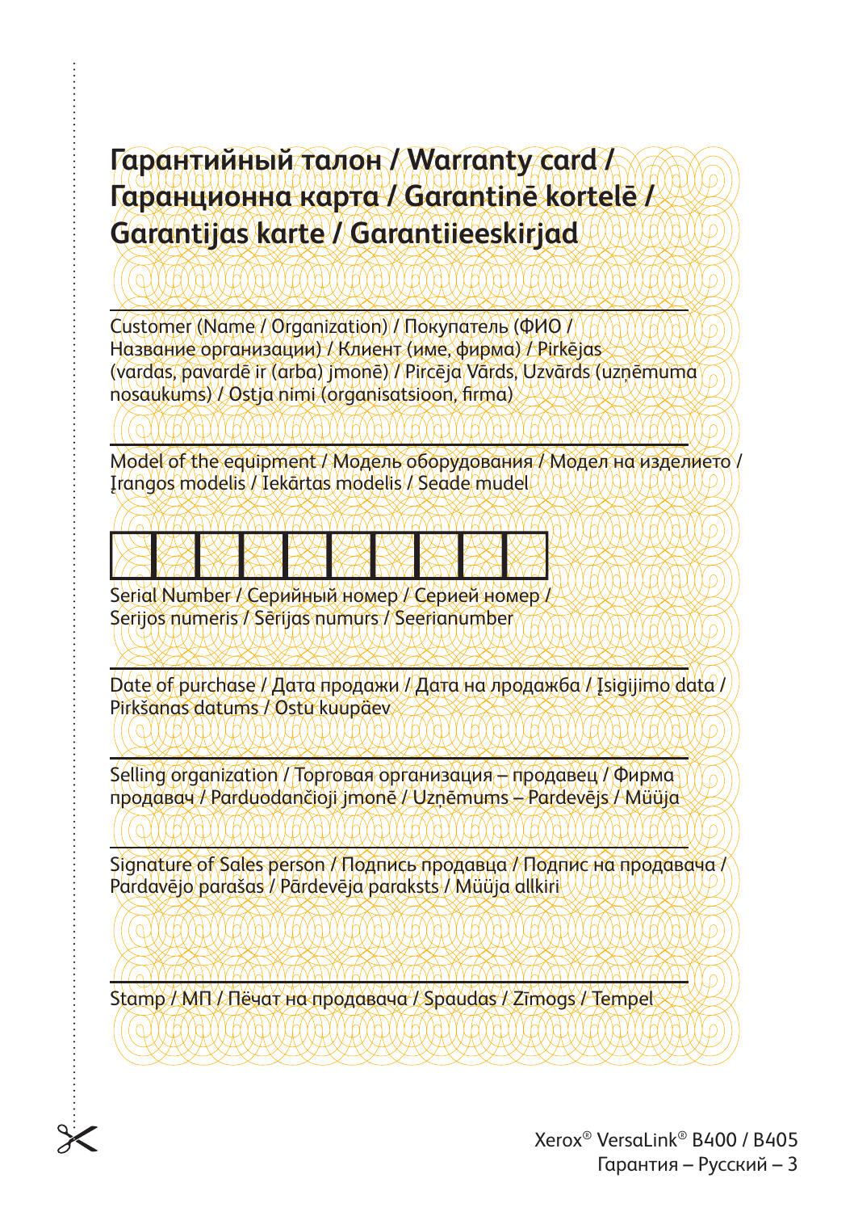# Гарантийный талон / Warranty card / Гаранционна карта / Garantinė kortelė / Garantijas karte / Garantiieeskirjad

---

Customer (Name / Organization) / Покупатель (ФИО / Название организации) / Клиент (име, фирма) / Pirkėjas (vardas, pavardė ir (arba) įmonė) / Pircēja Vārds, Uzvārds (uzņēmuma nosaukums) / Ostja nimi (organisatsioon, firma)

---

Model of the equipment / Модель оборудования / Модел на изделието / Įrangos modelis / Iekārtas modelis / Seade mudel

| | | | | | | | | | |
|---|---|---|---|---|---|---|---|---|---|
| | | | | | | | | | |

Serial Number / Серийный номер / Сериен номер / Serijos numeris / Sērijas numurs / Seerianumber

---

Date of purchase / Дата продажи / Дата на продажба / Įsigijimo data / Pirkšanas datums / Ostu kuupäev

---

Selling organization / Торговая организация – продавец / Фирма продавач / Parduodančioji įmonė / Uzņēmums – Pardevējs / Müüja

---

Signature of Sales person / Подпись продавца / Подпис на продавача / Pardavėjo parašas / Pārdevēja paraksts / Müüja allkiri

---

Stamp / МП / Пёчат на продавача / Spaudas / Zīmogs / Tempel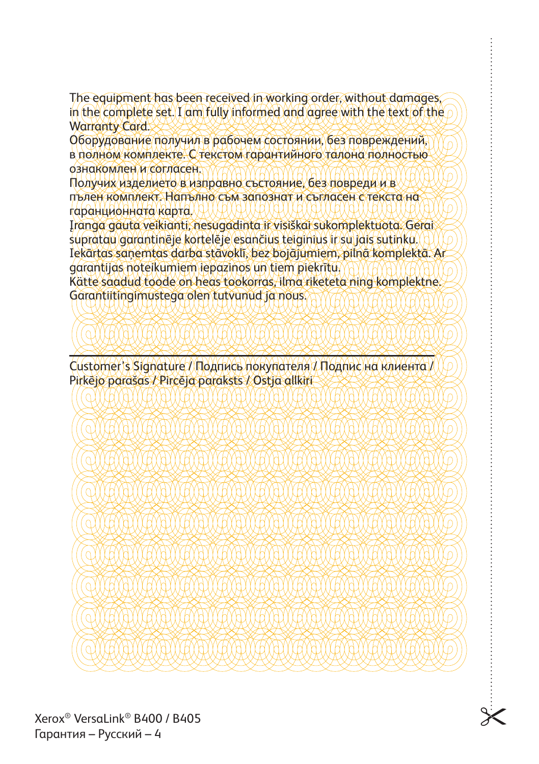The equipment has been received in working order, without damages, in the complete set. I am fully informed and agree with the text of the Warranty Card.
Оборудование получил в рабочем состоянии, без повреждений, в полном комплекте. С текстом гарантийного талона полностью ознакомлен и согласен.
Получих изделието в изправно състояние, без повреди и в пълен комплект. Напълно съм запознат и съгласен с текста на гаранционната карта.
Įranga gauta veikianti, nesugadinta ir visiškai sukomplektuota. Gerai supratau garantinėje kortelėje esančius teiginius ir su jais sutinku.
Iekārtas saņemtas darba stāvoklī, bez bojājumiem, pilnā komplektā. Ar garantijas noteikumiem iepazinos un tiem piekrītu.
Kätte saadud toode on heas tookorras, ilma riketeta ning komplektne. Garantiitingimustega olen tutvunud ja nous.

---

Customer's Signature / Подпись покупателя / Подпис на клиента / Pirkėjo parašas / Pircēja paraksts / Ostja allkiri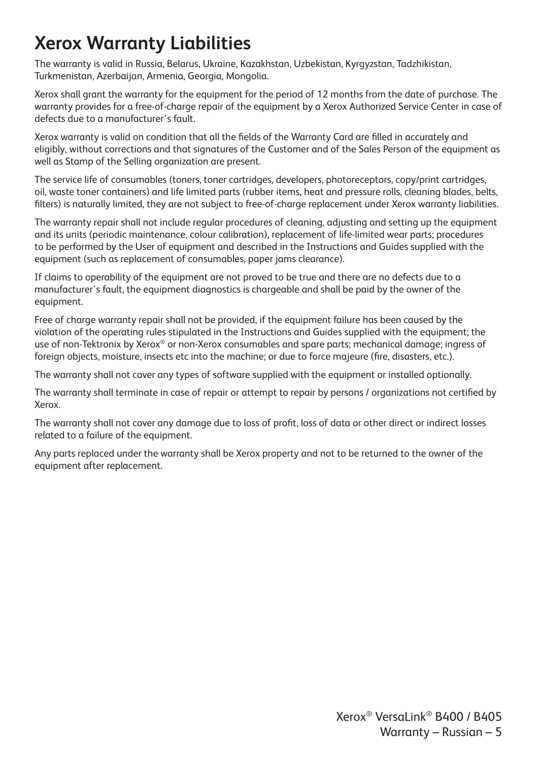# Xerox Warranty Liabilities

The warranty is valid in Russia, Belarus, Ukraine, Kazakhstan, Uzbekistan, Kyrgyzstan, Tadzhikistan, Turkmenistan, Azerbaijan, Armenia, Georgia, Mongolia.

Xerox shall grant the warranty for the equipment for the period of 12 months from the date of purchase. The warranty provides for a free-of-charge repair of the equipment by a Xerox Authorized Service Center in case of defects due to a manufacturer's fault.

Xerox warranty is valid on condition that all the fields of the Warranty Card are filled in accurately and eligibly, without corrections and that signatures of the Customer and of the Sales Person of the equipment as well as Stamp of the Selling organization are present.

The service life of consumables (toners, toner cartridges, developers, photoreceptors, copy/print cartridges, oil, waste toner containers) and life limited parts (rubber items, heat and pressure rolls, cleaning blades, belts, filters) is naturally limited, they are not subject to free-of-charge replacement under Xerox warranty liabilities.

The warranty repair shall not include regular procedures of cleaning, adjusting and setting up the equipment and its units (periodic maintenance, colour calibration), replacement of life-limited wear parts; procedures to be performed by the User of equipment and described in the Instructions and Guides supplied with the equipment (such as replacement of consumables, paper jams clearance).

If claims to operability of the equipment are not proved to be true and there are no defects due to a manufacturer's fault, the equipment diagnostics is chargeable and shall be paid by the owner of the equipment.

Free of charge warranty repair shall not be provided, if the equipment failure has been caused by the violation of the operating rules stipulated in the Instructions and Guides supplied with the equipment; the use of non-Tektronix by Xerox® or non-Xerox consumables and spare parts; mechanical damage; ingress of foreign objects, moisture, insects etc into the machine; or due to force majeure (fire, disasters, etc.).

The warranty shall not cover any types of software supplied with the equipment or installed optionally.

The warranty shall terminate in case of repair or attempt to repair by persons / organizations not certified by Xerox.

The warranty shall not cover any damage due to loss of profit, loss of data or other direct or indirect losses related to a failure of the equipment.

Any parts replaced under the warranty shall be Xerox property and not to be returned to the owner of the equipment after replacement.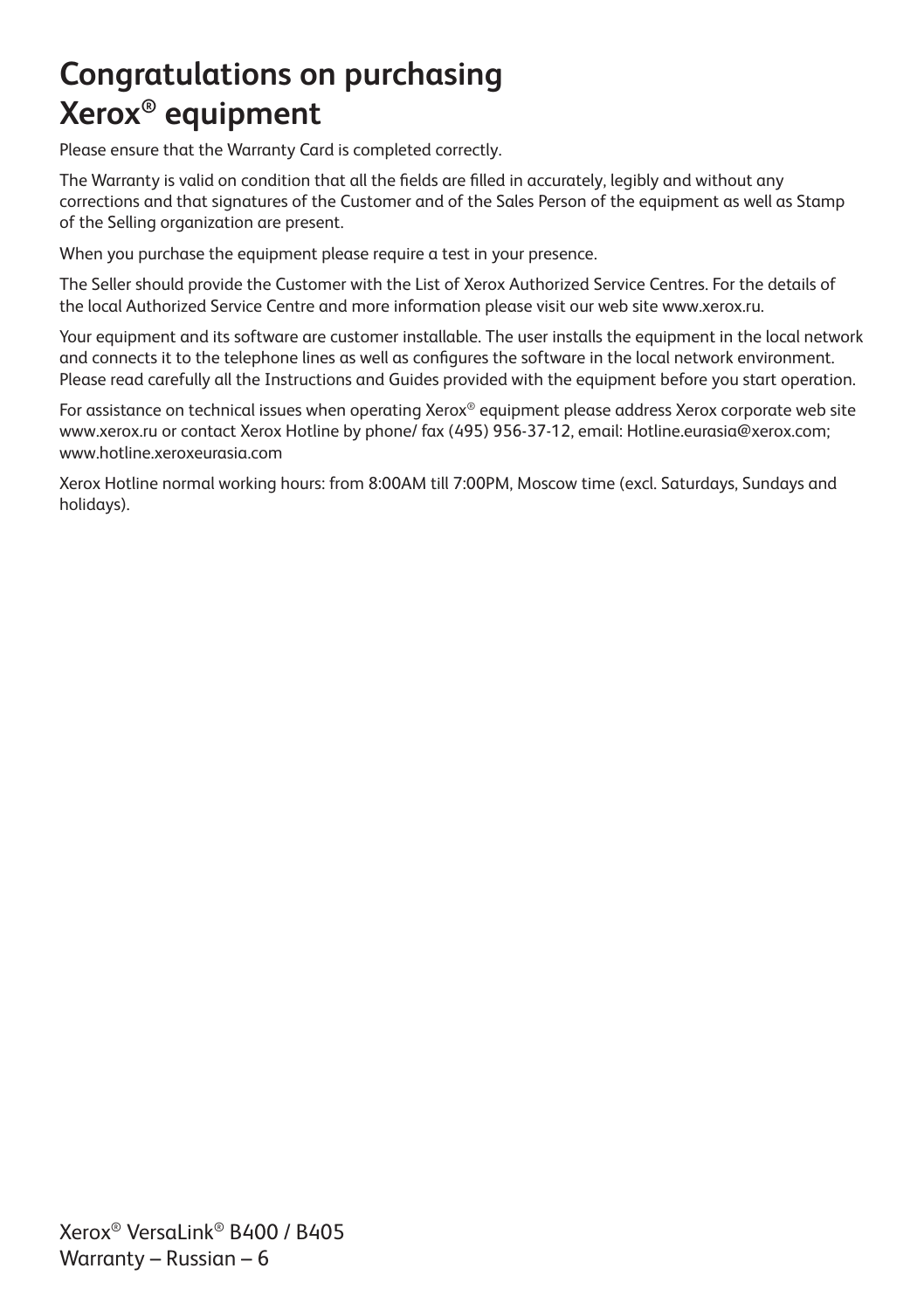# Congratulations on purchasing Xerox® equipment

Please ensure that the Warranty Card is completed correctly.

The Warranty is valid on condition that all the fields are filled in accurately, legibly and without any corrections and that signatures of the Customer and of the Sales Person of the equipment as well as Stamp of the Selling organization are present.

When you purchase the equipment please require a test in your presence.

The Seller should provide the Customer with the List of Xerox Authorized Service Centres. For the details of the local Authorized Service Centre and more information please visit our web site www.xerox.ru.

Your equipment and its software are customer installable. The user installs the equipment in the local network and connects it to the telephone lines as well as configures the software in the local network environment. Please read carefully all the Instructions and Guides provided with the equipment before you start operation.

For assistance on technical issues when operating Xerox® equipment please address Xerox corporate web site www.xerox.ru or contact Xerox Hotline by phone/ fax (495) 956-37-12, email: Hotline.eurasia@xerox.com; www.hotline.xeroxeurasia.com

Xerox Hotline normal working hours: from 8:00AM till 7:00PM, Moscow time (excl. Saturdays, Sundays and holidays).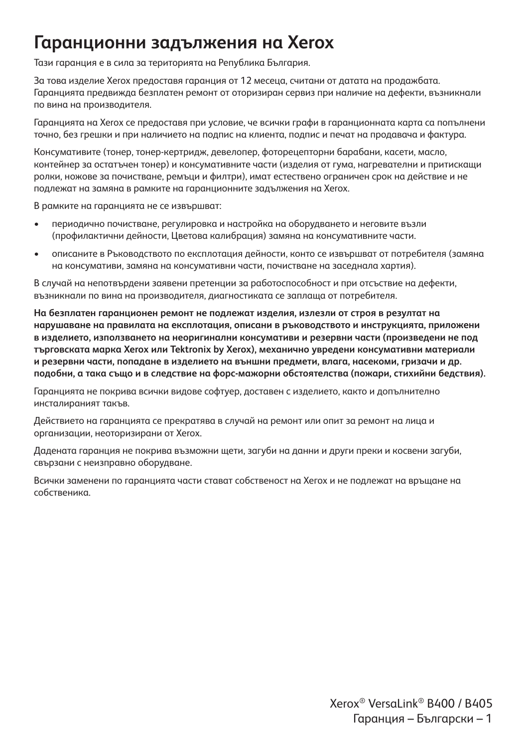# Гаранционни задължения на Xerox

Тази гаранция е в сила за територията на Република България.

За това изделие Xerox предоставя гаранция от 12 месеца, считани от датата на продажбата. Гаранцията предвижда безплатен ремонт от оторизиран сервиз при наличие на дефекти, възникнали по вина на производителя.

Гаранцията на Xerox се предоставя при условие, че всички графи в гаранционната карта са попълнени точно, без грешки и при наличието на подпис на клиента, подпис и печат на продавача и фактура.

Консумативите (тонер, тонер-кертридж, девелопер, фоторецепторни барабани, касети, масло, контейнер за остатъчен тонер) и консумативните части (изделия от гума, нагревателни и притискащи ролки, ножове за почистване, ремъци и филтри), имат естествено ограничен срок на действие и не подлежат на замяна в рамките на гаранционните задължения на Xerox.

В рамките на гаранцията не се извършват:

- периодично почистване, регулировка и настройка на оборудването и неговите възли (профилактични дейности, Цветова калибрация) замяна на консумативните части.
- описаните в Ръководството по експлотация дейности, конто се извършват от потребителя (замяна на консумативи, замяна на консумативни части, почистване на заседнала хартия).

В случай на непотвърдени заявени претенции за работоспособност и при отсъствие на дефекти, възникнали по вина на производителя, диагностиката се заплаща от потребителя.

**На безплатен гаранционен ремонт не подлежат изделия, излезли от строя в резултат на нарушаване на правилата на експлотация, описани в ръководството и инструкцията, приложени в изделието, използването на неоригинални консумативи и резервни части (произведени не под търговската марка Xerox или Tektronix by Xerox), механично увредени консумативни материали и резервни части, попадане в изделието на външни предмети, влага, насекоми, гризачи и др. подобни, а така също и в следствие на форс-мажорни обстоятелства (пожари, стихийни бедствия).**

Гаранцията не покрива всички видове софтуер, доставен с изделието, както и допълнително инсталираният такъв.

Действието на гаранцията се прекратява в случай на ремонт или опит за ремонт на лица и организации, неоторизирани от Xerox.

Дадената гаранция не покрива възможни щети, загуби на данни и други преки и косвени загуби, свързани с неизправно оборудване.

Всички заменени по гаранцията части стават собственост на Хегох и не подлежат на връщане на собственика.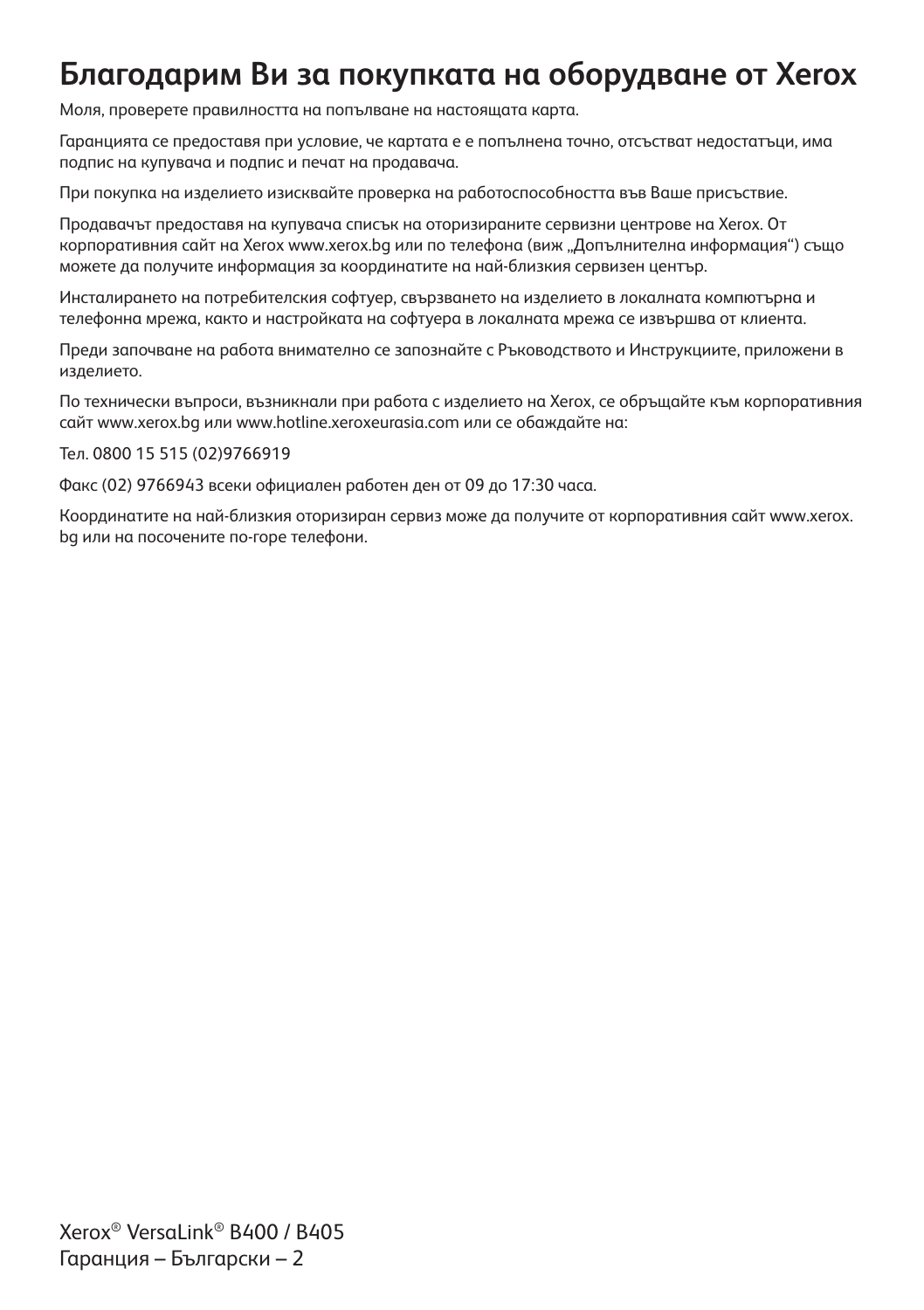# Благодарим Ви за покупката на оборудване от Xerox

Моля, проверете правилността на попълване на настоящата карта.

Гаранцията се предоставя при условие, че картата е е попълнена точно, отсъстват недостатъци, има подпис на купувача и подпис и печат на продавача.

При покупка на изделието изисквайте проверка на работоспособността във Ваше присъствие.

Продавачът предоставя на купувача списък на оторизираните сервизни центрове на Xerox. От корпоративния сайт на Xerox www.xerox.bg или по телефона (виж „Допълнителна информация") също можете да получите информация за координатите на най-близкия сервизен център.

Инсталирането на потребителския софтуер, свързването на изделието в локалната компютърна и телефонна мрежа, както и настройката на софтуера в локалната мрежа се извършва от клиента.

Преди започване на работа внимателно се запознайте с Ръководството и Инструкциите, приложени в изделието.

По технически въпроси, възникнали при работа с изделието на Xerox, се обръщайте към корпоративния сайт www.xerox.bg или www.hotline.xeroxeurasia.com или се обаждайте на:

Тел. 0800 15 515 (02)9766919

Факс (02) 9766943 всеки официален работен ден от 09 до 17:30 часа.

Координатите на най-близкия оторизиран сервиз може да получите от корпоративния сайт www.xerox.bg или на посочените по-горе телефони.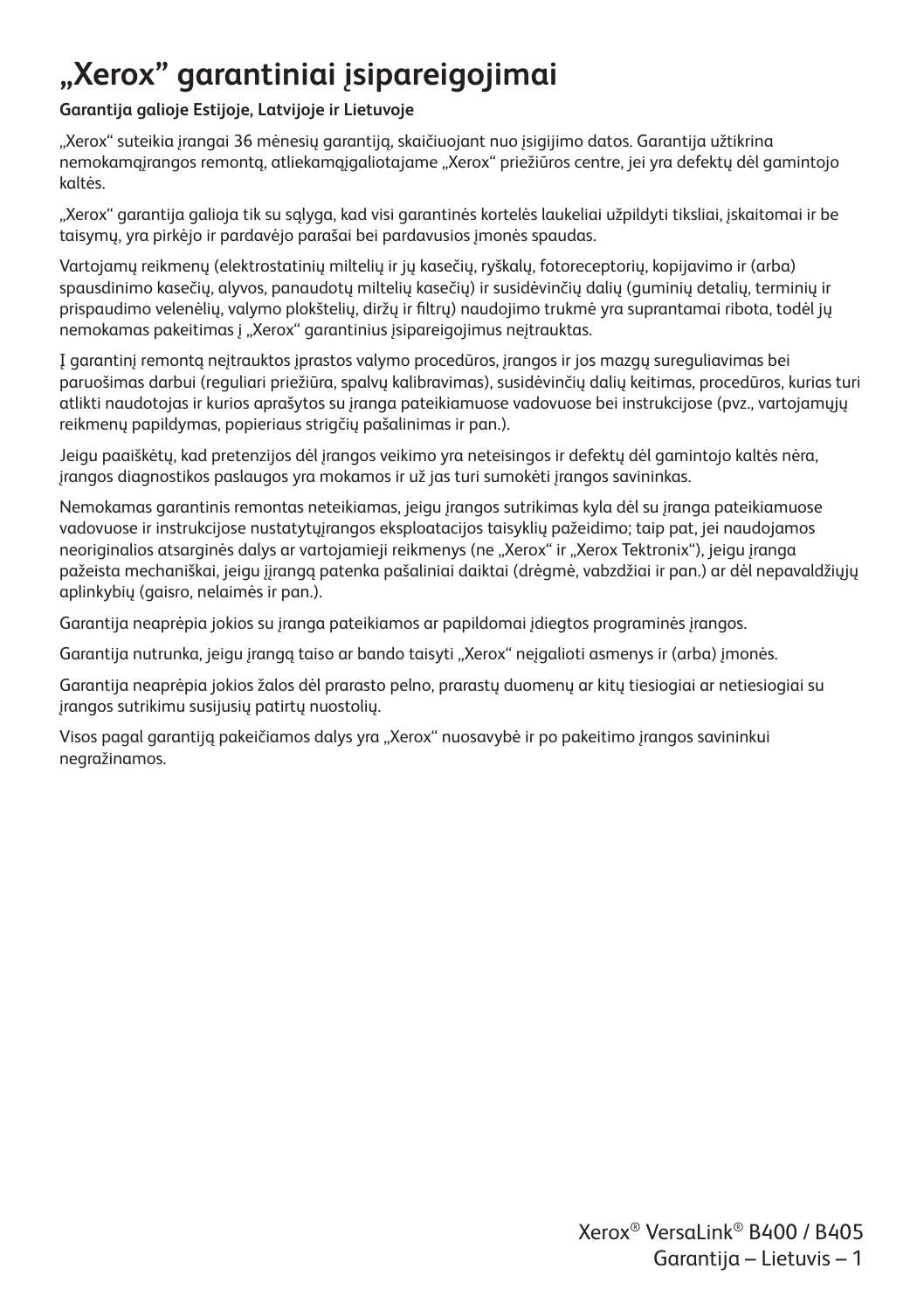# „Xerox" garantiniai įsipareigojimai

**Garantija galioje Estijoje, Latvijoje ir Lietuvoje**

„Xerox" suteikia įrangai 36 mėnesių garantiją, skaičiuojant nuo įsigijimo datos. Garantija užtikrina nemokamąįrangos remontą, atliekamąįgaliotajame „Xerox" priežiūros centre, jei yra defektų dėl gamintojo kaltės.

„Xerox" garantija galioja tik su sąlyga, kad visi garantinės kortelės laukeliai užpildyti tiksliai, įskaitomai ir be taisymų, yra pirkėjo ir pardavėjo parašai bei pardavusios įmonės spaudas.

Vartojamų reikmenų (elektrostatinių miltelių ir jų kasečių, ryškalų, fotoreceptorių, kopijavimo ir (arba) spausdinimo kasečių, alyvos, panaudotų miltelių kasečių) ir susidėvinčių dalių (guminių detalių, terminių ir prispaudimo velenėlių, valymo plokštelių, diržų ir filtrų) naudojimo trukmė yra suprantamai ribota, todėl jų nemokamas pakeitimas į „Xerox" garantinius įsipareigojimus neįtrauktas.

Į garantinį remontą neįtrauktos įprastos valymo procedūros, įrangos ir jos mazgų sureguliavimas bei paruošimas darbui (reguliari priežiūra, spalvų kalibravimas), susidėvinčių dalių keitimas, procedūros, kurias turi atlikti naudotojas ir kurios aprašytos su įranga pateikiamuose vadovuose bei instrukcijose (pvz., vartojamųjų reikmenų papildymas, popieriaus strigčių pašalinimas ir pan.).

Jeigu paaiškėtų, kad pretenzijos dėl įrangos veikimo yra neteisingos ir defektų dėl gamintojo kaltės nėra, įrangos diagnostikos paslaugos yra mokamos ir už jas turi sumokėti įrangos savininkas.

Nemokamas garantinis remontas neteikiamas, jeigu įrangos sutrikimas kyla dėl su įranga pateikiamuose vadovuose ir instrukcijose nustatytųįrangos eksploatacijos taisyklių pažeidimo; taip pat, jei naudojamos neoriginalios atsarginės dalys ar vartojamieji reikmenys (ne „Xerox" ir „Xerox Tektronix"), jeigu įranga pažeista mechaniškai, jeigu įįrangą patenka pašaliniai daiktai (drėgmė, vabzdžiai ir pan.) ar dėl nepavaldžiųjų aplinkybių (gaisro, nelaimės ir pan.).

Garantija neaprėpia jokios su įranga pateikiamos ar papildomai įdiegtos programinės įrangos.

Garantija nutrunka, jeigu įrangą taiso ar bando taisyti „Xerox" neįgalioti asmenys ir (arba) įmonės.

Garantija neaprėpia jokios žalos dėl prarasto pelno, prarastų duomenų ar kitų tiesiogiai ar netiesiogiai su įrangos sutrikimu susijusių patirtų nuostolių.

Visos pagal garantiją pakeičiamos dalys yra „Xerox" nuosavybė ir po pakeitimo įrangos savininkui negražinamos.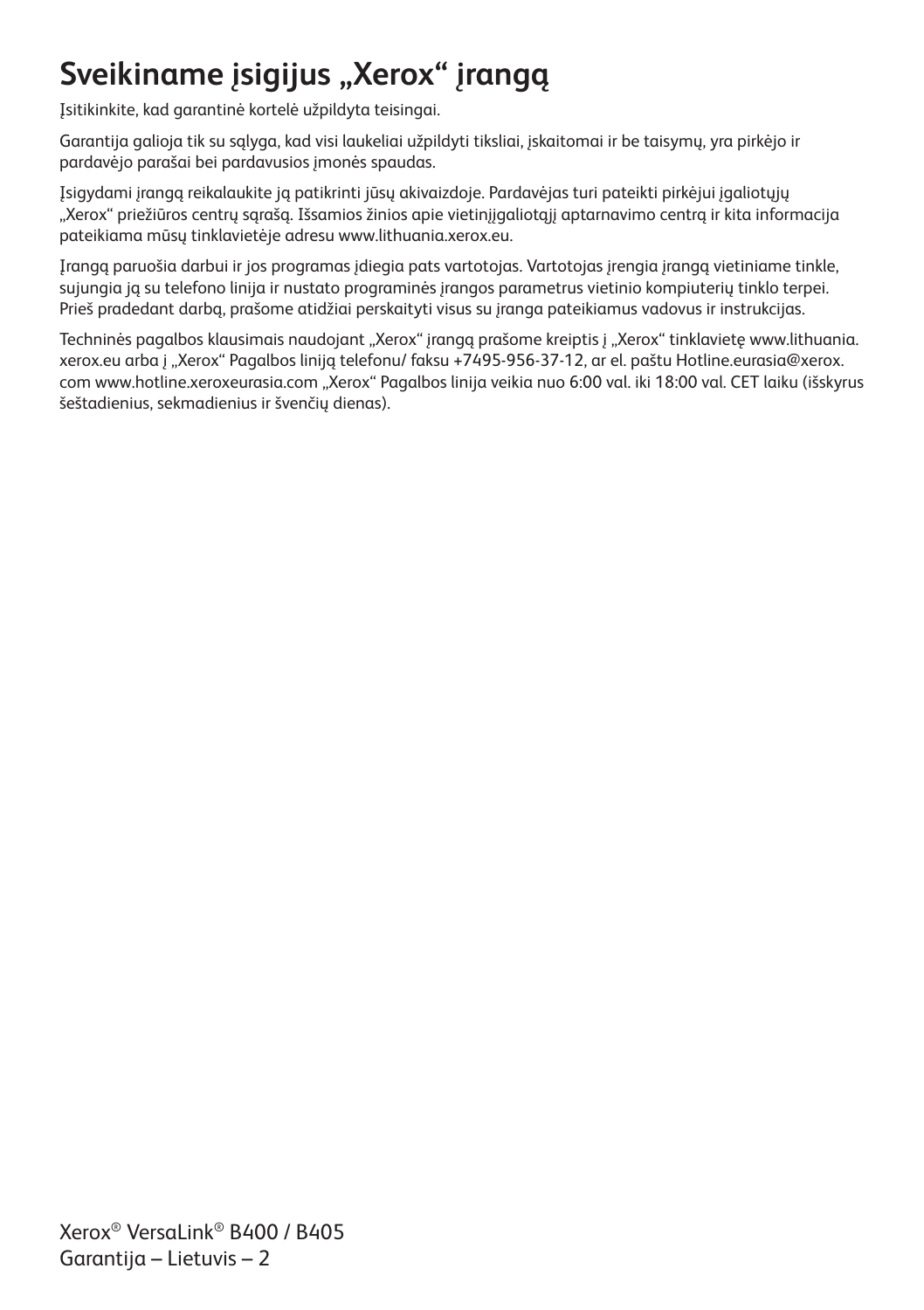# Sveikiname įsigijus „Xerox“ įrangą

Įsitikinkite, kad garantinė kortelė užpildyta teisingai.

Garantija galioja tik su sąlyga, kad visi laukeliai užpildyti tiksliai, įskaitomai ir be taisymų, yra pirkėjo ir pardavėjo parašai bei pardavusios įmonės spaudas.

Įsigydami įrangą reikalaukite ją patikrinti jūsų akivaizdoje. Pardavėjas turi pateikti pirkėjui įgaliotųjų „Xerox“ priežiūros centrų sąrašą. Išsamios žinios apie vietinįįgaliotąjį aptarnavimo centrą ir kita informacija pateikiama mūsų tinklavietėje adresu www.lithuania.xerox.eu.

Įrangą paruošia darbui ir jos programas įdiegia pats vartotojas. Vartotojas įrengia įrangą vietiniame tinkle, sujungia ją su telefono linija ir nustato programinės įrangos parametrus vietinio kompiuterių tinklo terpei. Prieš pradedant darbą, prašome atidžiai perskaityti visus su įranga pateikiamus vadovus ir instrukcijas.

Techninės pagalbos klausimais naudojant „Xerox“ įrangą prašome kreiptis į „Xerox“ tinklavietę www.lithuania.xerox.eu arba į „Xerox“ Pagalbos liniją telefonu/ faksu +7495-956-37-12, ar el. paštu Hotline.eurasia@xerox.com www.hotline.xeroxeurasia.com „Xerox“ Pagalbos linija veikia nuo 6:00 val. iki 18:00 val. CET laiku (išskyrus šeštadienius, sekmadienius ir švenčių dienas).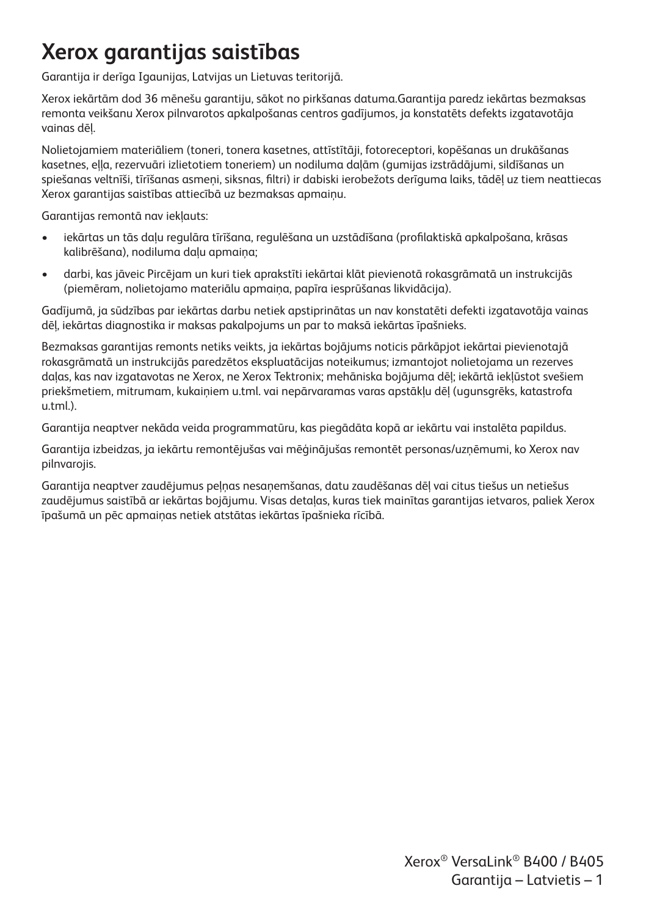# Xerox garantijas saistības

Garantija ir derīga Igaunijas, Latvijas un Lietuvas teritorijā.

Xerox iekārtām dod 36 mēnešu garantiju, sākot no pirkšanas datuma.Garantija paredz iekārtas bezmaksas remonta veikšanu Xerox pilnvarotos apkalpošanas centros gadījumos, ja konstatēts defekts izgatavotāja vainas dēļ.

Nolietojamiem materiāliem (toneri, tonera kasetnes, attīstītāji, fotoreceptori, kopēšanas un drukāšanas kasetnes, eļļa, rezervuāri izlietotiem toneriem) un nodiluma daļām (gumijas izstrādājumi, sildīšanas un spiešanas veltnīši, tīrīšanas asmeņi, siksnas, filtri) ir dabiski ierobežots derīguma laiks, tādēļ uz tiem neattiecas Xerox garantijas saistības attiecībā uz bezmaksas apmaiņu.

Garantijas remontā nav iekļauts:

- iekārtas un tās daļu regulāra tīrīšana, regulēšana un uzstādīšana (profilaktiskā apkalpošana, krāsas kalibrēšana), nodiluma daļu apmaiņa;
- darbi, kas jāveic Pircējam un kuri tiek aprakstīti iekārtai klāt pievienotā rokasgrāmatā un instrukcijās (piemēram, nolietojamo materiālu apmaiņa, papīra iesprūšanas likvidācija).

Gadījumā, ja sūdzības par iekārtas darbu netiek apstiprinātas un nav konstatēti defekti izgatavotāja vainas dēļ, iekārtas diagnostika ir maksas pakalpojums un par to maksā iekārtas īpašnieks.

Bezmaksas garantijas remonts netiks veikts, ja iekārtas bojājums noticis pārkāpjot iekārtai pievienotajā rokasgrāmatā un instrukcijās paredzētos ekspluatācijas noteikumus; izmantojot nolietojama un rezerves daļas, kas nav izgatavotas ne Xerox, ne Xerox Tektronix; mehāniska bojājuma dēļ; iekārtā iekļūstot svešiem priekšmetiem, mitrumam, kukaiņiem u.tml. vai nepārvaramas varas apstākļu dēļ (ugunsgrēks, katastrofa u.tml.).

Garantija neaptver nekāda veida programmatūru, kas piegādāta kopā ar iekārtu vai instalēta papildus.

Garantija izbeidzas, ja iekārtu remontējušas vai mēģinājušas remontēt personas/uzņēmumi, ko Xerox nav pilnvarojis.

Garantija neaptver zaudējumus peļņas nesaņemšanas, datu zaudēšanas dēļ vai citus tiešus un netiešus zaudējumus saistībā ar iekārtas bojājumu. Visas detaļas, kuras tiek mainītas garantijas ietvaros, paliek Xerox īpašumā un pēc apmaiņas netiek atstātas iekārtas īpašnieka rīcībā.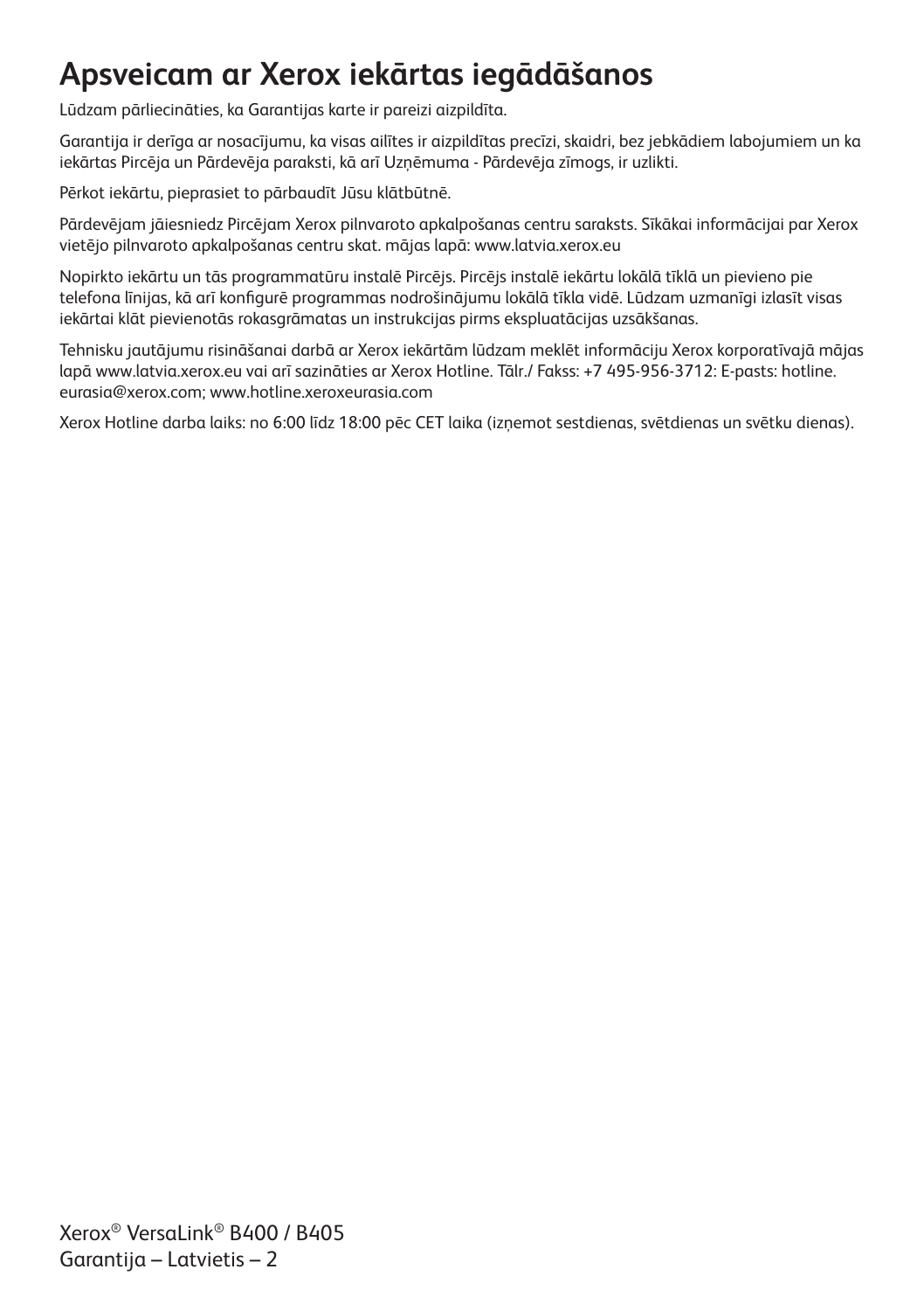# Apsveicam ar Xerox iekārtas iegādāšanos

Lūdzam pārliecināties, ka Garantijas karte ir pareizi aizpildīta.

Garantija ir derīga ar nosacījumu, ka visas ailītes ir aizpildītas precīzi, skaidri, bez jebkādiem labojumiem un ka iekārtas Pircēja un Pārdevēja paraksti, kā arī Uzņēmuma - Pārdevēja zīmogs, ir uzlikti.

Pērkot iekārtu, pieprasiet to pārbaudīt Jūsu klātbūtnē.

Pārdevējam jāiesniedz Pircējam Xerox pilnvaroto apkalpošanas centru saraksts. Sīkākai informācijai par Xerox vietējo pilnvaroto apkalpošanas centru skat. mājas lapā: www.latvia.xerox.eu

Nopirkto iekārtu un tās programmatūru instalē Pircējs. Pircējs instalē iekārtu lokālā tīklā un pievieno pie telefona līnijas, kā arī konfigurē programmas nodrošinājumu lokālā tīkla vidē. Lūdzam uzmanīgi izlasīt visas iekārtai klāt pievienotās rokasgrāmatas un instrukcijas pirms ekspluatācijas uzsākšanas.

Tehnisku jautājumu risināšanai darbā ar Xerox iekārtām lūdzam meklēt informāciju Xerox korporatīvajā mājas lapā www.latvia.xerox.eu vai arī sazināties ar Xerox Hotline. Tālr./ Fakss: +7 495-956-3712: E-pasts: hotline.eurasia@xerox.com; www.hotline.xeroxeurasia.com

Xerox Hotline darba laiks: no 6:00 līdz 18:00 pēc CET laika (izņemot sestdienas, svētdienas un svētku dienas).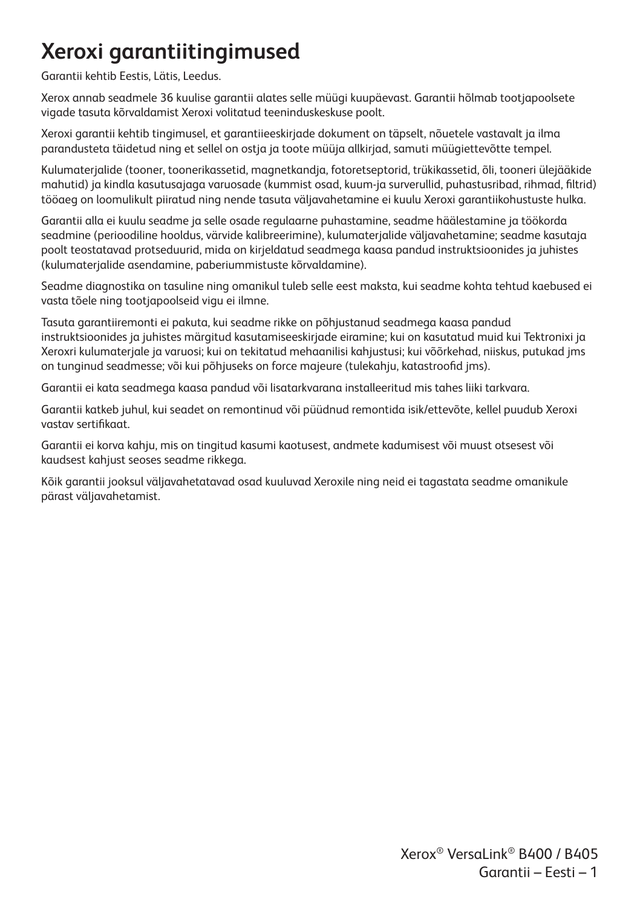# Xeroxi garantiitingimused

Garantii kehtib Eestis, Lätis, Leedus.

Xerox annab seadmele 36 kuulise garantii alates selle müügi kuupäevast. Garantii hõlmab tootjapoolsete vigade tasuta kõrvaldamist Xeroxi volitatud teeninduskeskuse poolt.

Xeroxi garantii kehtib tingimusel, et garantiieeskirjade dokument on täpselt, nõuetele vastavalt ja ilma parandusteta täidetud ning et sellel on ostja ja toote müüja allkirjad, samuti müügiettevõtte tempel.

Kulumaterjalide (tooner, toonerikassetid, magnetkandja, fotoretseptorid, trükikassetid, õli, tooneri ülejääkide mahutid) ja kindla kasutusajaga varuosade (kummist osad, kuum-ja surverullid, puhastusribad, rihmad, filtrid) tööaeg on loomulikult piiratud ning nende tasuta väljavahetamine ei kuulu Xeroxi garantiikohustuste hulka.

Garantii alla ei kuulu seadme ja selle osade regulaarne puhastamine, seadme häälestamine ja töökorda seadmine (perioodiline hooldus, värvide kalibreerimine), kulumaterjalide väljavahetamine; seadme kasutaja poolt teostatavad protseduurid, mida on kirjeldatud seadmega kaasa pandud instruktsioonides ja juhistes (kulumaterjalide asendamine, paberiummistuste kõrvaldamine).

Seadme diagnostika on tasuline ning omanikul tuleb selle eest maksta, kui seadme kohta tehtud kaebused ei vasta tõele ning tootjapoolseid vigu ei ilmne.

Tasuta garantiiremonti ei pakuta, kui seadme rikke on põhjustanud seadmega kaasa pandud instruktsioonides ja juhistes märgitud kasutamiseeskirjade eiramine; kui on kasutatud muid kui Tektronixi ja Xeroxri kulumaterjale ja varuosi; kui on tekitatud mehaanilisi kahjustusi; kui võõrkehad, niiskus, putukad jms on tunginud seadmesse; või kui põhjuseks on force majeure (tulekahju, katastroofid jms).

Garantii ei kata seadmega kaasa pandud või lisatarkvarana installeeritud mis tahes liiki tarkvara.

Garantii katkeb juhul, kui seadet on remontinud või püüdnud remontida isik/ettevõte, kellel puudub Xeroxi vastav sertifikaat.

Garantii ei korva kahju, mis on tingitud kasumi kaotusest, andmete kadumisest või muust otsesest või kaudsest kahjust seoses seadme rikkega.

Kõik garantii jooksul väljavahetatavad osad kuuluvad Xeroxile ning neid ei tagastata seadme omanikule pärast väljavahetamist.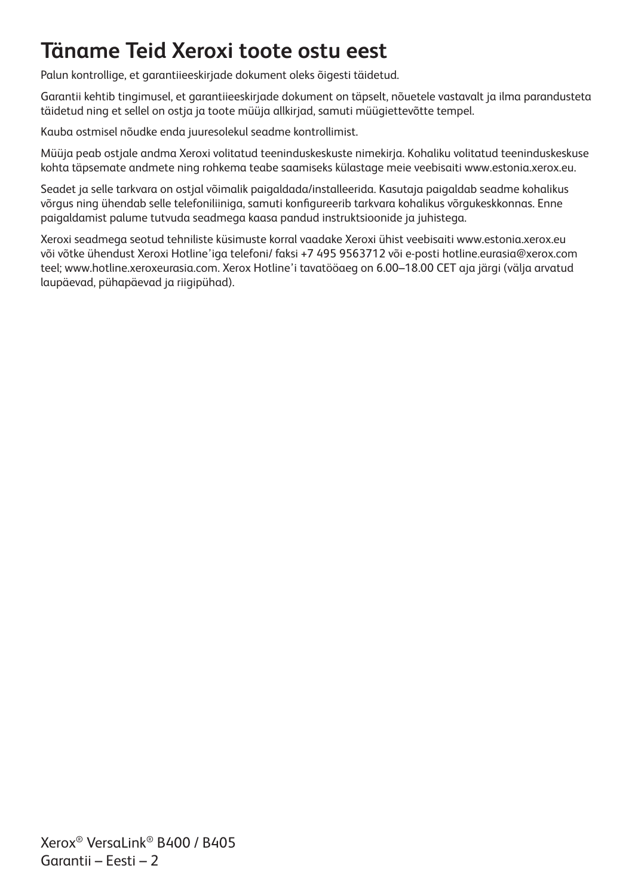# Täname Teid Xeroxi toote ostu eest

Palun kontrollige, et garantiieeskirjade dokument oleks õigesti täidetud.

Garantii kehtib tingimusel, et garantiieeskirjade dokument on täpselt, nõuetele vastavalt ja ilma parandusteta täidetud ning et sellel on ostja ja toote müüja allkirjad, samuti müügiettevõtte tempel.

Kauba ostmisel nõudke enda juuresolekul seadme kontrollimist.

Müüja peab ostjale andma Xeroxi volitatud teeninduskeskuste nimekirja. Kohaliku volitatud teeninduskeskuse kohta täpsemate andmete ning rohkema teabe saamiseks külastage meie veebisaiti www.estonia.xerox.eu.

Seadet ja selle tarkvara on ostjal võimalik paigaldada/installeerida. Kasutaja paigaldab seadme kohalikus võrgus ning ühendab selle telefoniliiniga, samuti konfigureerib tarkvara kohalikus võrgukeskkonnas. Enne paigaldamist palume tutvuda seadmega kaasa pandud instruktsioonide ja juhistega.

Xeroxi seadmega seotud tehniliste küsimuste korral vaadake Xeroxi ühist veebisaiti www.estonia.xerox.eu või võtke ühendust Xeroxi Hotline'iga telefoni/ faksi +7 495 9563712 või e-posti hotline.eurasia@xerox.com teel; www.hotline.xeroxeurasia.com. Xerox Hotline'i tavatööaeg on 6.00–18.00 CET aja järgi (välja arvatud laupäevad, pühapäevad ja riigipühad).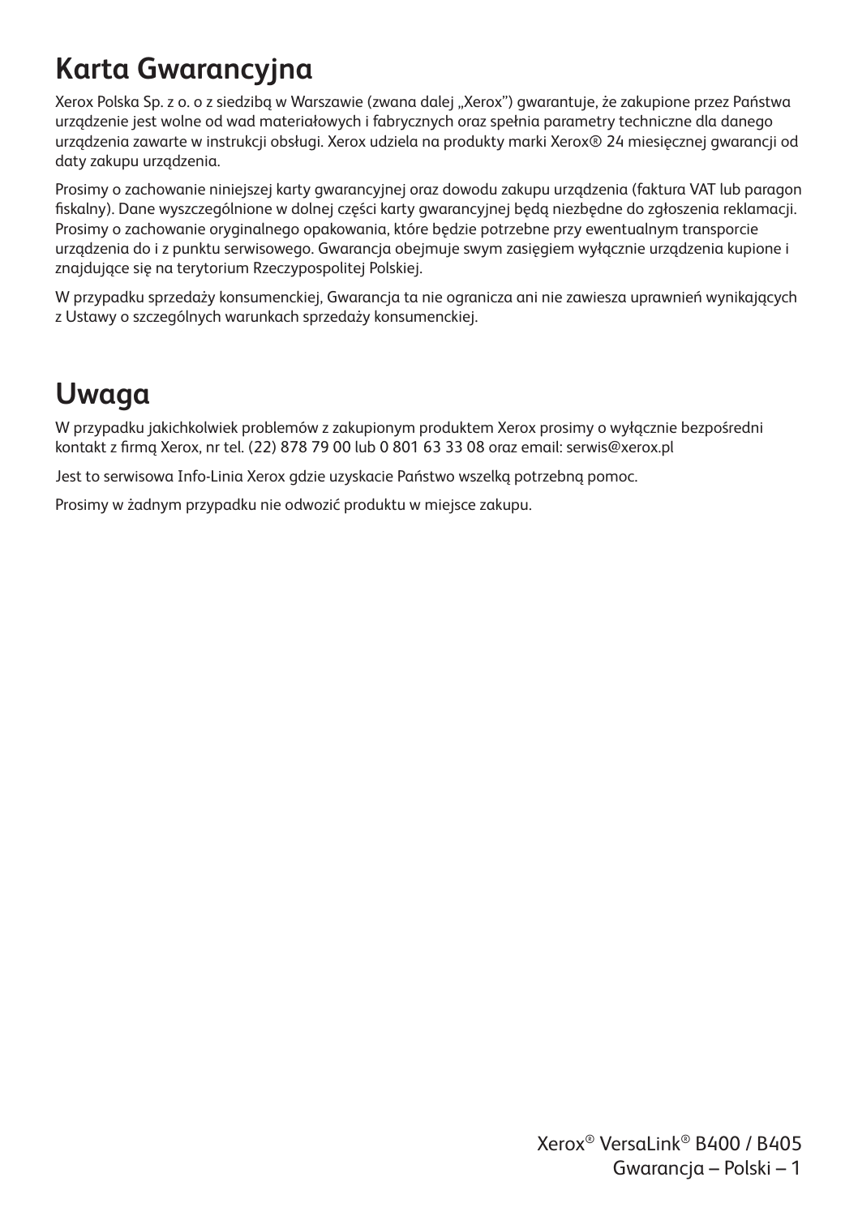# Karta Gwarancyjna

Xerox Polska Sp. z o. o z siedzibą w Warszawie (zwana dalej „Xerox") gwarantuje, że zakupione przez Państwa urządzenie jest wolne od wad materiałowych i fabrycznych oraz spełnia parametry techniczne dla danego urządzenia zawarte w instrukcji obsługi. Xerox udziela na produkty marki Xerox® 24 miesięcznej gwarancji od daty zakupu urządzenia.

Prosimy o zachowanie niniejszej karty gwarancyjnej oraz dowodu zakupu urządzenia (faktura VAT lub paragon fiskalny). Dane wyszczególnione w dolnej części karty gwarancyjnej będą niezbędne do zgłoszenia reklamacji. Prosimy o zachowanie oryginalnego opakowania, które będzie potrzebne przy ewentualnym transporcie urządzenia do i z punktu serwisowego. Gwarancja obejmuje swym zasięgiem wyłącznie urządzenia kupione i znajdujące się na terytorium Rzeczypospolitej Polskiej.

W przypadku sprzedaży konsumenckiej, Gwarancja ta nie ogranicza ani nie zawiesza uprawnień wynikających z Ustawy o szczególnych warunkach sprzedaży konsumenckiej.

# Uwaga

W przypadku jakichkolwiek problemów z zakupionym produktem Xerox prosimy o wyłącznie bezpośredni kontakt z firmą Xerox, nr tel. (22) 878 79 00 lub 0 801 63 33 08 oraz email: serwis@xerox.pl

Jest to serwisowa Info-Linia Xerox gdzie uzyskacie Państwo wszelką potrzebną pomoc.

Prosimy w żadnym przypadku nie odwozić produktu w miejsce zakupu.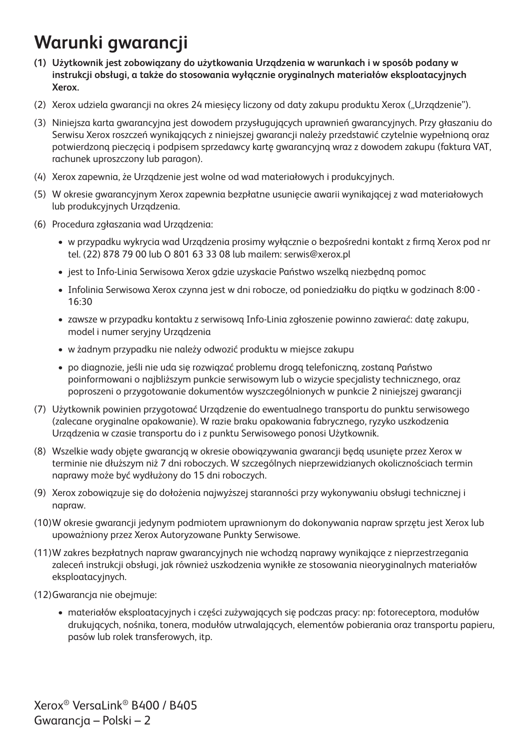# Warunki gwarancji

**(1) Użytkownik jest zobowiązany do użytkowania Urządzenia w warunkach i w sposób podany w instrukcji obsługi, a także do stosowania wyłącznie oryginalnych materiałów eksploatacyjnych Xerox.**

(2) Xerox udziela gwarancji na okres 24 miesięcy liczony od daty zakupu produktu Xerox („Urządzenie").

(3) Niniejsza karta gwarancyjna jest dowodem przysługujących uprawnień gwarancyjnych. Przy głaszaniu do Serwisu Xerox roszczeń wynikających z niniejszej gwarancji należy przedstawić czytelnie wypełnioną oraz potwierdzoną pieczęcią i podpisem sprzedawcy kartę gwarancyjną wraz z dowodem zakupu (faktura VAT, rachunek uproszczony lub paragon).

(4) Xerox zapewnia, że Urządzenie jest wolne od wad materiałowych i produkcyjnych.

(5) W okresie gwarancyjnym Xerox zapewnia bezpłatne usunięcie awarii wynikającej z wad materiałowych lub produkcyjnych Urządzenia.

(6) Procedura zgłaszania wad Urządzenia:

- w przypadku wykrycia wad Urządzenia prosimy wyłącznie o bezpośredni kontakt z firmą Xerox pod nr tel. (22) 878 79 00 lub 0 801 63 33 08 lub mailem: serwis@xerox.pl
- jest to Info-Linia Serwisowa Xerox gdzie uzyskacie Państwo wszelką niezbędną pomoc
- Infolinia Serwisowa Xerox czynna jest w dni robocze, od poniedziałku do piątku w godzinach 8:00 - 16:30
- zawsze w przypadku kontaktu z serwisową Info-Linia zgłoszenie powinno zawierać: datę zakupu, model i numer seryjny Urządzenia
- w żadnym przypadku nie należy odwozić produktu w miejsce zakupu
- po diagnozie, jeśli nie uda się rozwiązać problemu drogą telefoniczną, zostaną Państwo poinformowani o najbliższym punkcie serwisowym lub o wizycie specjalisty technicznego, oraz poproszeni o przygotowanie dokumentów wyszczególnionych w punkcie 2 niniejszej gwarancji

(7) Użytkownik powinien przygotować Urządzenie do ewentualnego transportu do punktu serwisowego (zalecane oryginalne opakowanie). W razie braku opakowania fabrycznego, ryzyko uszkodzenia Urządzenia w czasie transportu do i z punktu Serwisowego ponosi Użytkownik.

(8) Wszelkie wady objęte gwarancją w okresie obowiązywania gwarancji będą usunięte przez Xerox w terminie nie dłuższym niż 7 dni roboczych. W szczególnych nieprzewidzianych okolicznościach termin naprawy może być wydłużony do 15 dni roboczych.

(9) Xerox zobowiązuje się do dołożenia najwyższej staranności przy wykonywaniu obsługi technicznej i napraw.

(10) W okresie gwarancji jedynym podmiotem uprawnionym do dokonywania napraw sprzętu jest Xerox lub upoważniony przez Xerox Autoryzowane Punkty Serwisowe.

(11) W zakres bezpłatnych napraw gwarancyjnych nie wchodzą naprawy wynikające z nieprzestrzegania zaleceń instrukcji obsługi, jak również uszkodzenia wynikłe ze stosowania nieoryginalnych materiałów eksploatacyjnych.

(12) Gwarancja nie obejmuje:

- materiałów eksploatacyjnych i części zużywających się podczas pracy: np: fotoreceptora, modułów drukujących, nośnika, tonera, modułów utrwalających, elementów pobierania oraz transportu papieru, pasów lub rolek transferowych, itp.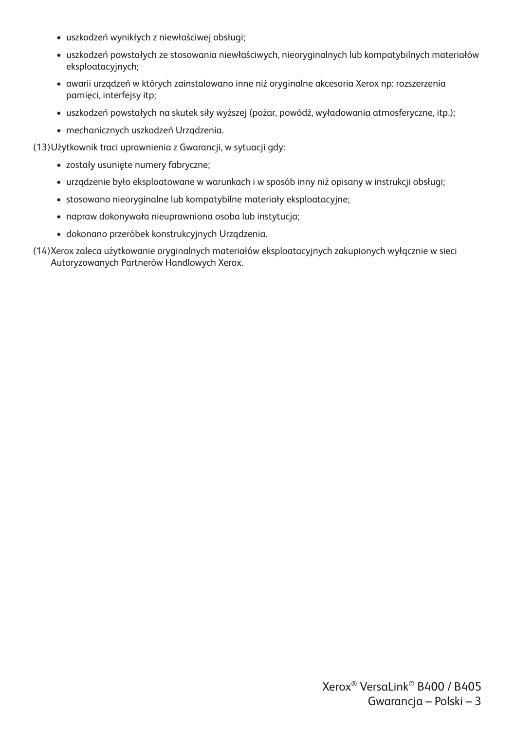- uszkodzeń wynikłych z niewłaściwej obsługi;
- uszkodzeń powstałych ze stosowania niewłaściwych, nieoryginalnych lub kompatybilnych materiałów eksploatacyjnych;
- awarii urządzeń w których zainstalowano inne niż oryginalne akcesoria Xerox np: rozszerzenia pamięci, interfejsy itp;
- uszkodzeń powstałych na skutek siły wyższej (pożar, powódź, wyładowania atmosferyczne, itp.);
- mechanicznych uszkodzeń Urządzenia.

(13) Użytkownik traci uprawnienia z Gwarancji, w sytuacji gdy:

- zostały usunięte numery fabryczne;
- urządzenie było eksploatowane w warunkach i w sposób inny niż opisany w instrukcji obsługi;
- stosowano nieoryginalne lub kompatybilne materiały eksploatacyjne;
- napraw dokonywała nieuprawniona osoba lub instytucja;
- dokonano przeróbek konstrukcyjnych Urządzenia.

(14) Xerox zaleca użytkowanie oryginalnych materiałów eksploatacyjnych zakupionych wyłącznie w sieci Autoryzowanych Partnerów Handlowych Xerox.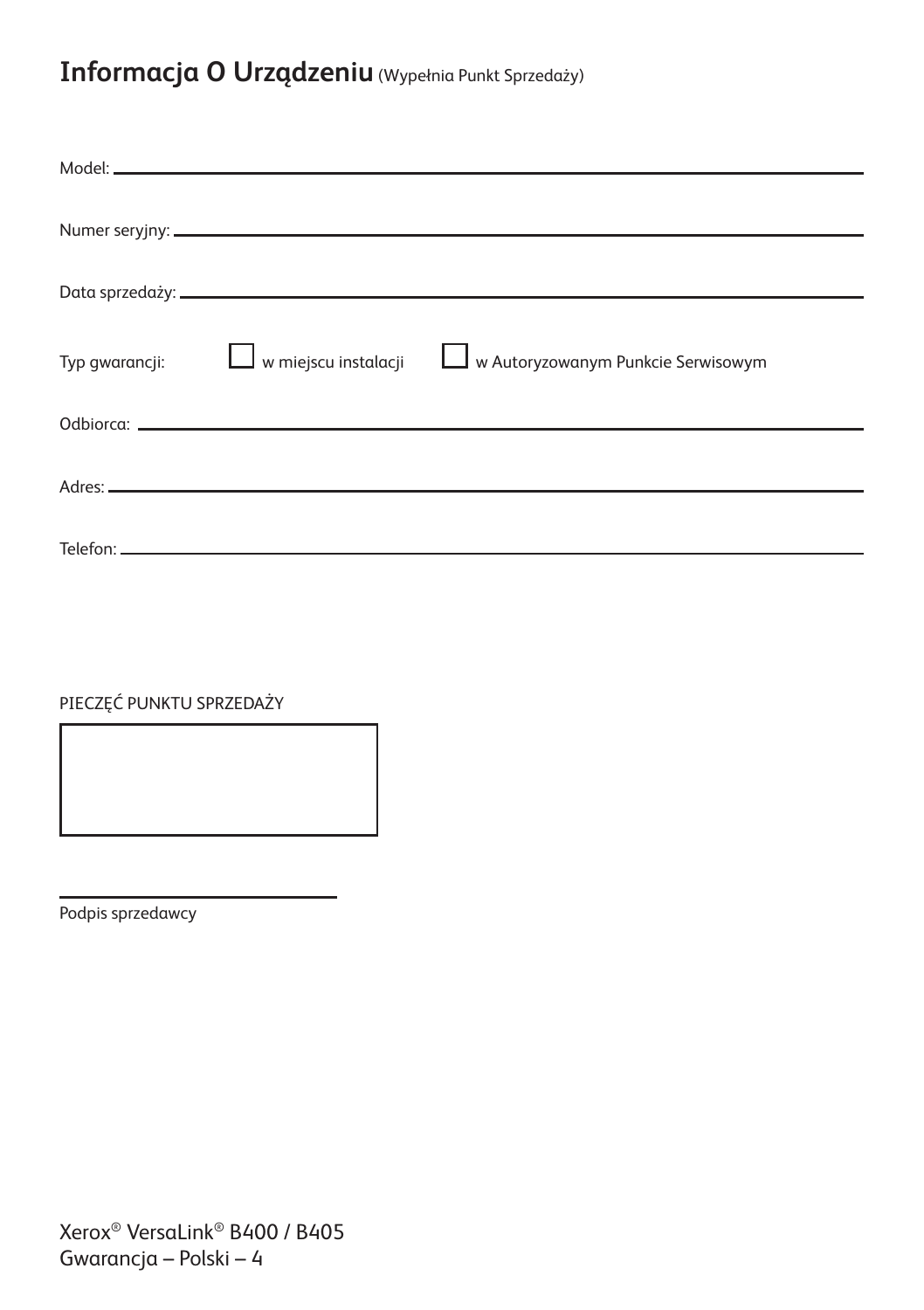# Informacja O Urządzeniu (Wypełnia Punkt Sprzedaży)

Model: ______________________________________________

Numer seryjny: ______________________________________________

Data sprzedaży: ______________________________________________

Typ gwarancji: ☐ w miejscu instalacji ☐ w Autoryzowanym Punkcie Serwisowym

Odbiorca: ______________________________________________

Adres: ______________________________________________

Telefon: ______________________________________________

PIECZĘĆ PUNKTU SPRZEDAŻY

______________________

Podpis sprzedawcy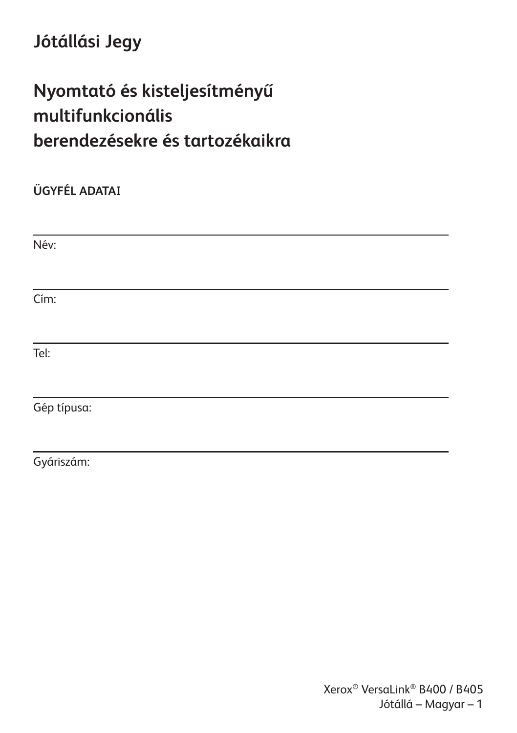# Jótállási Jegy

## Nyomtató és kisteljesítményű multifunkcionális berendezésekre és tartozékaikra

**ÜGYFÉL ADATAI**

Név:

Cím:

Tel:

Gép típusa:

Gyáriszám: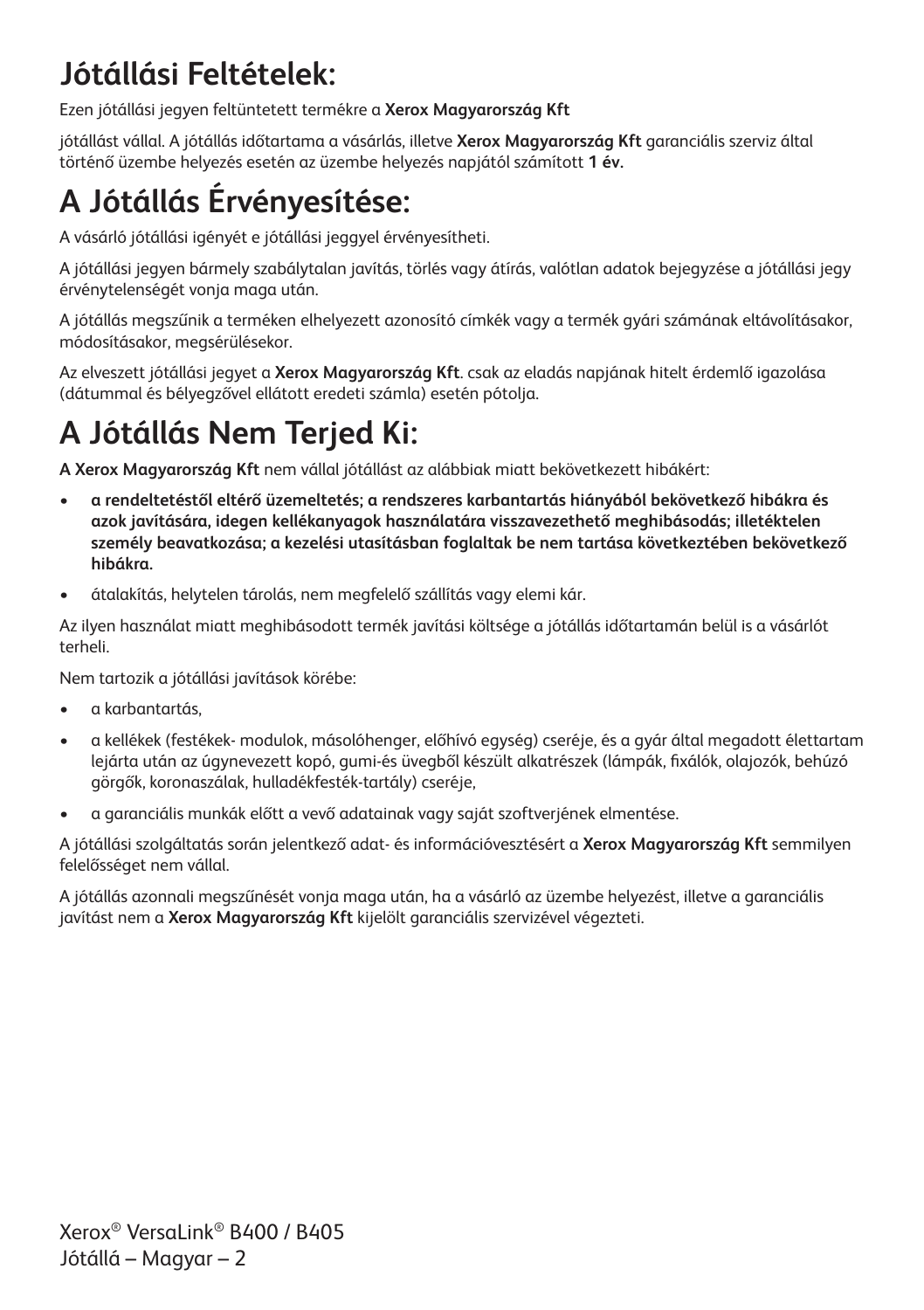# Jótállási Feltételek:

Ezen jótállási jegyen feltüntetett termékre a **Xerox Magyarország Kft**

jótállást vállal. A jótállás időtartama a vásárlás, illetve **Xerox Magyarország Kft** garanciális szerviz által történő üzembe helyezés esetén az üzembe helyezés napjától számított **1 év.**

# A Jótállás Érvényesítése:

A vásárló jótállási igényét e jótállási jeggyel érvényesítheti.

A jótállási jegyen bármely szabálytalan javítás, törlés vagy átírás, valótlan adatok bejegyzése a jótállási jegy érvénytelenségét vonja maga után.

A jótállás megszűnik a terméken elhelyezett azonosító címkék vagy a termék gyári számának eltávolításakor, módosításakor, megsérülésekor.

Az elveszett jótállási jegyet a **Xerox Magyarország Kft**. csak az eladás napjának hitelt érdemlő igazolása (dátummal és bélyegzővel ellátott eredeti számla) esetén pótolja.

# A Jótállás Nem Terjed Ki:

**A Xerox Magyarország Kft** nem vállal jótállást az alábbiak miatt bekövetkezett hibákért:

- **a rendeltetéstől eltérő üzemeltetés; a rendszeres karbantartás hiányából bekövetkező hibákra és azok javítására, idegen kellékanyagok használatára visszavezethető meghibásodás; illetéktelen személy beavatkozása; a kezelési utasításban foglaltak be nem tartása következtében bekövetkező hibákra.**
- átalakítás, helytelen tárolás, nem megfelelő szállítás vagy elemi kár.

Az ilyen használat miatt meghibásodott termék javítási költsége a jótállás időtartamán belül is a vásárlót terheli.

Nem tartozik a jótállási javítások körébe:

- a karbantartás,
- a kellékek (festékek- modulok, másolóhenger, előhívó egység) cseréje, és a gyár által megadott élettartam lejárta után az úgynevezett kopó, gumi-és üvegből készült alkatrészek (lámpák, fixálók, olajozók, behúzó görgők, koronaszálak, hulladékfesték-tartály) cseréje,
- a garanciális munkák előtt a vevő adatainak vagy saját szoftverjének elmentése.

A jótállási szolgáltatás során jelentkező adat- és információvesztésért a **Xerox Magyarország Kft** semmilyen felelősséget nem vállal.

A jótállás azonnali megszűnését vonja maga után, ha a vásárló az üzembe helyezést, illetve a garanciális javítást nem a **Xerox Magyarország Kft** kijelölt garanciális szervizével végezteti.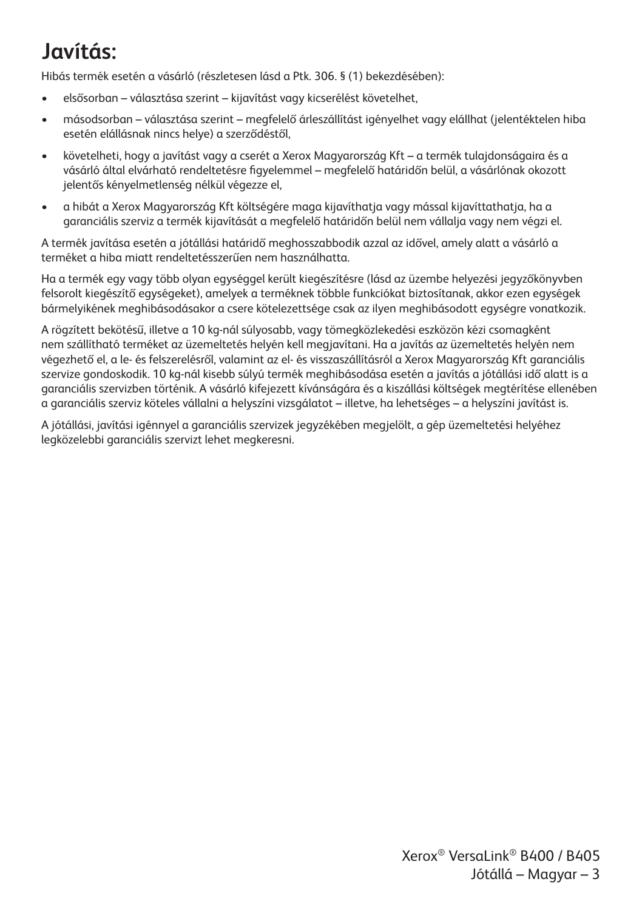# Javítás:

Hibás termék esetén a vásárló (részletesen lásd a Ptk. 306. § (1) bekezdésében):

- elsősorban – választása szerint – kijavítást vagy kicserélést követelhet,
- másodsorban – választása szerint – megfelelő árleszállítást igényelhet vagy elállhat (jelentéktelen hiba esetén elállásnak nincs helye) a szerződéstől,
- követelheti, hogy a javítást vagy a cserét a Xerox Magyarország Kft – a termék tulajdonságaira és a vásárló által elvárható rendeltetésre figyelemmel – megfelelő határidőn belül, a vásárlónak okozott jelentős kényelmetlenség nélkül végezze el,
- a hibát a Xerox Magyarország Kft költségére maga kijavíthatja vagy mással kijavíttathatja, ha a garanciális szerviz a termék kijavítását a megfelelő határidőn belül nem vállalja vagy nem végzi el.

A termék javítása esetén a jótállási határidő meghosszabbodik azzal az idővel, amely alatt a vásárló a terméket a hiba miatt rendeltetésszerűen nem használhatta.

Ha a termék egy vagy több olyan egységgel került kiegészítésre (lásd az üzembe helyezési jegyzőkönyvben felsorolt kiegészítő egységeket), amelyek a terméknek többle funkciókat biztosítanak, akkor ezen egységek bármelyikének meghibásodásakor a csere kötelezettsége csak az ilyen meghibásodott egységre vonatkozik.

A rögzített bekötésű, illetve a 10 kg-nál súlyosabb, vagy tömegközlekedési eszközön kézi csomagként nem szállítható terméket az üzemeltetés helyén kell megjavítani. Ha a javítás az üzemeltetés helyén nem végezhető el, a le- és felszerelésről, valamint az el- és visszaszállításról a Xerox Magyarország Kft garanciális szervize gondoskodik. 10 kg-nál kisebb súlyú termék meghibásodása esetén a javítás a jótállási idő alatt is a garanciális szervizben történik. A vásárló kifejezett kívánságára és a kiszállási költségek megtérítése ellenében a garanciális szerviz köteles vállalni a helyszíni vizsgálatot – illetve, ha lehetséges – a helyszíni javítást is.

A jótállási, javítási igénnyel a garanciális szervizek jegyzékében megjelölt, a gép üzemeltetési helyéhez legközelebbi garanciális szervizt lehet megkeresni.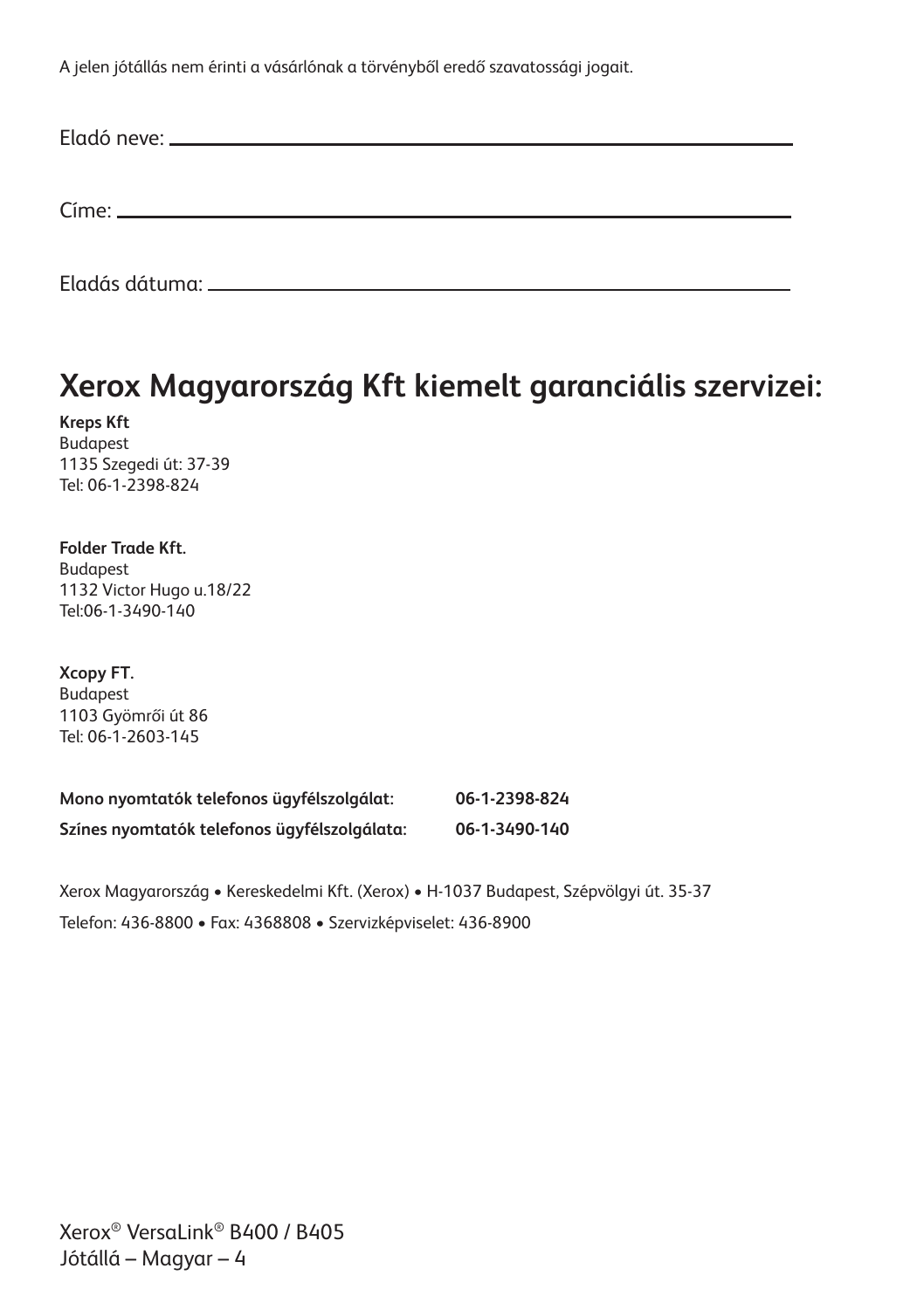A jelen jótállás nem érinti a vásárlónak a törvényből eredő szavatossági jogait.

Eladó neve: ______________________________

Címe: ______________________________

Eladás dátuma: ______________________________

# Xerox Magyarország Kft kiemelt garanciális szervizei:

**Kreps Kft**
Budapest
1135 Szegedi út: 37-39
Tel: 06-1-2398-824

**Folder Trade Kft.**
Budapest
1132 Victor Hugo u.18/22
Tel:06-1-3490-140

**Xcopy FT.**
Budapest
1103 Gyömrői út 86
Tel: 06-1-2603-145

**Mono nyomtatók telefonos ügyfélszolgálat:** **06-1-2398-824**

**Színes nyomtatók telefonos ügyfélszolgálata:** **06-1-3490-140**

Xerox Magyarország • Kereskedelmi Kft. (Xerox) • H-1037 Budapest, Szépvölgyi út. 35-37

Telefon: 436-8800 • Fax: 4368808 • Szervizképviselet: 436-8900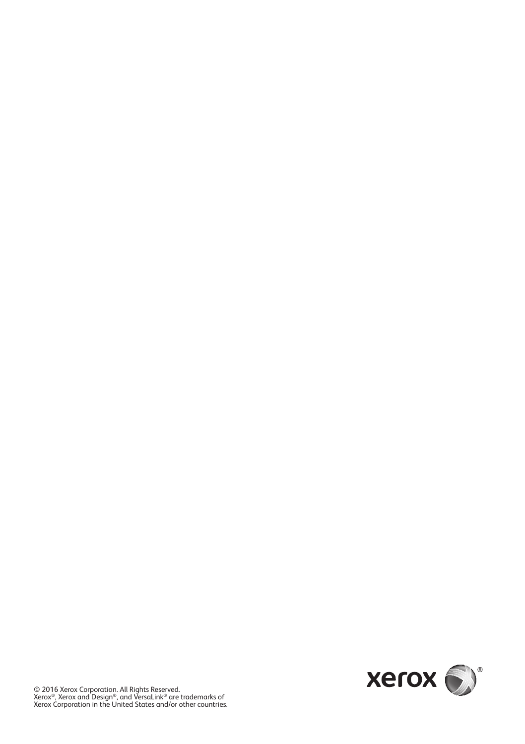© 2016 Xerox Corporation. All Rights Reserved.
Xerox®, Xerox and Design®, and VersaLink® are trademarks of
Xerox Corporation in the United States and/or other countries.

xerox®